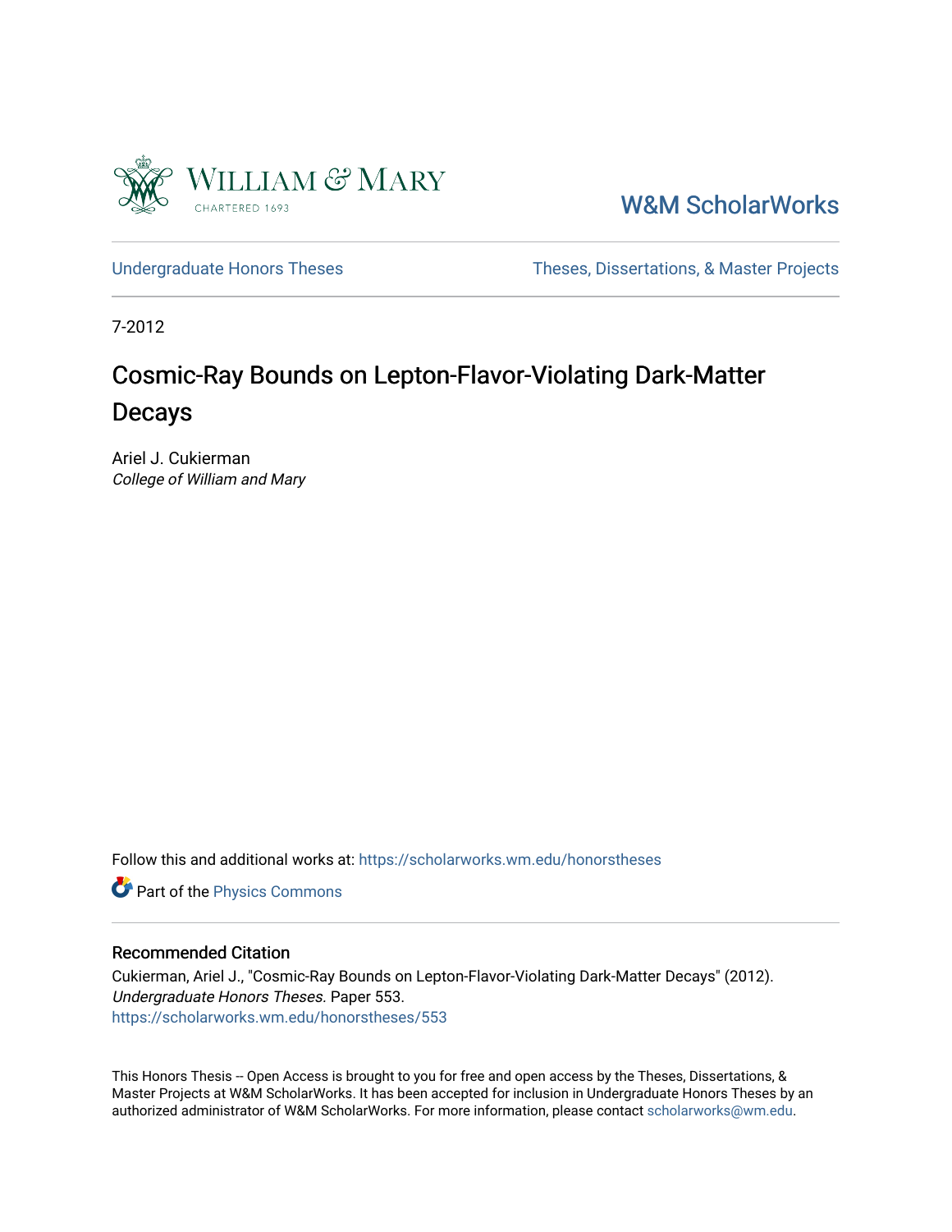W&M ScholarWorks

Undergraduate Honors Theses

Theses, Dissertations, & Master Projects

7-2012

# Cosmic-Ray Bounds on Lepton-Flavor-Violating Dark-Matter Decays

Ariel J. Cukierman
*College of William and Mary*

Follow this and additional works at: https://scholarworks.wm.edu/honorstheses

Part of the Physics Commons

## Recommended Citation

Cukierman, Ariel J., "Cosmic-Ray Bounds on Lepton-Flavor-Violating Dark-Matter Decays" (2012). *Undergraduate Honors Theses.* Paper 553.
https://scholarworks.wm.edu/honorstheses/553

This Honors Thesis -- Open Access is brought to you for free and open access by the Theses, Dissertations, & Master Projects at W&M ScholarWorks. It has been accepted for inclusion in Undergraduate Honors Theses by an authorized administrator of W&M ScholarWorks. For more information, please contact scholarworks@wm.edu.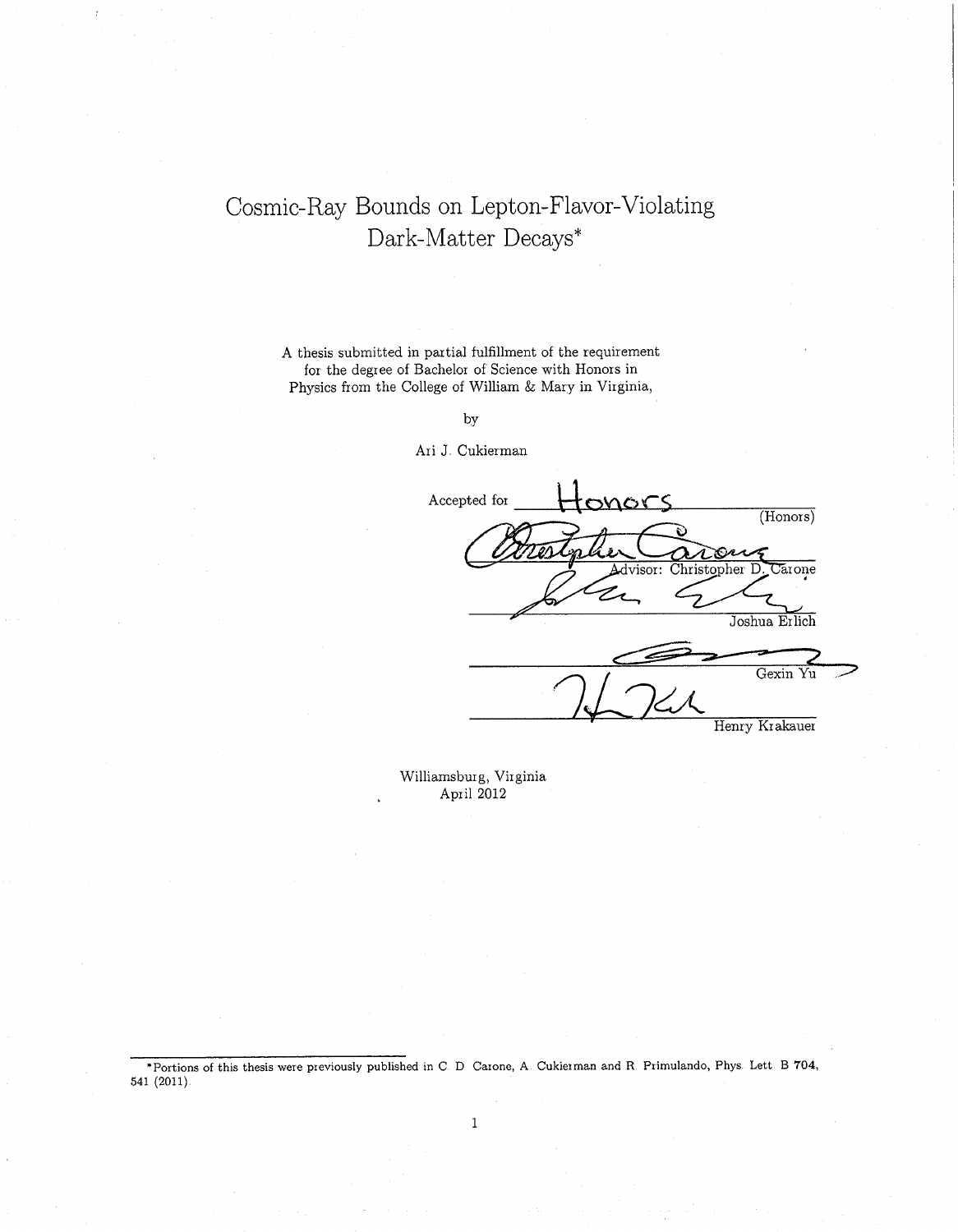# Cosmic-Ray Bounds on Lepton-Flavor-Violating Dark-Matter Decays*

A thesis submitted in partial fulfillment of the requirement for the degree of Bachelor of Science with Honors in Physics from the College of William & Mary in Virginia,

by

Ari J. Cukierman

Accepted for Honors (Honors)

Advisor: Christopher D. Carone

Joshua Erlich

Gexin Yu

Henry Krakauer

Williamsburg, Virginia
April 2012

---

*Portions of this thesis were previously published in C. D. Carone, A. Cukierman and R. Primulando, Phys. Lett. B **704**, 541 (2011).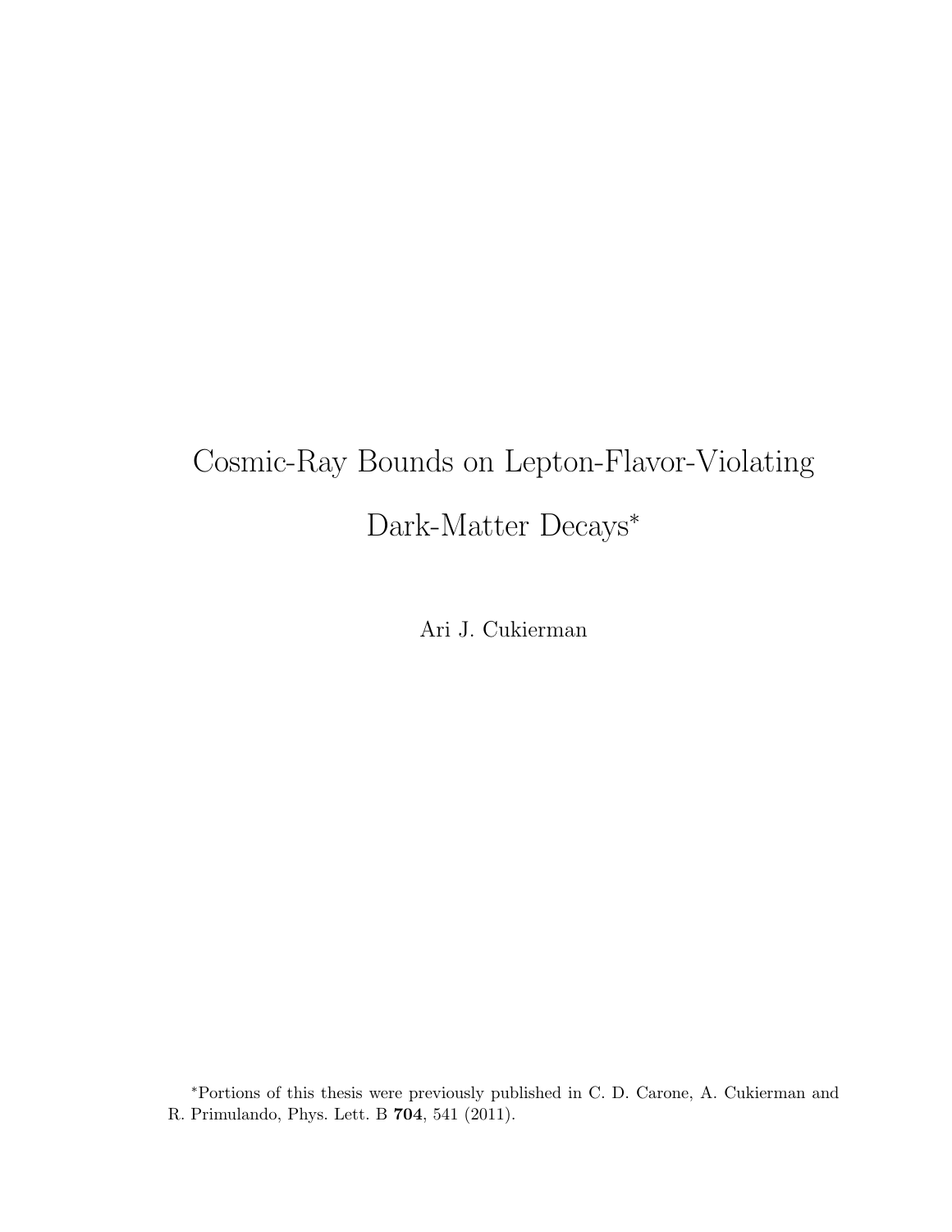# Cosmic-Ray Bounds on Lepton-Flavor-Violating Dark-Matter Decays*

Ari J. Cukierman

*Portions of this thesis were previously published in C. D. Carone, A. Cukierman and R. Primulando, Phys. Lett. B **704**, 541 (2011).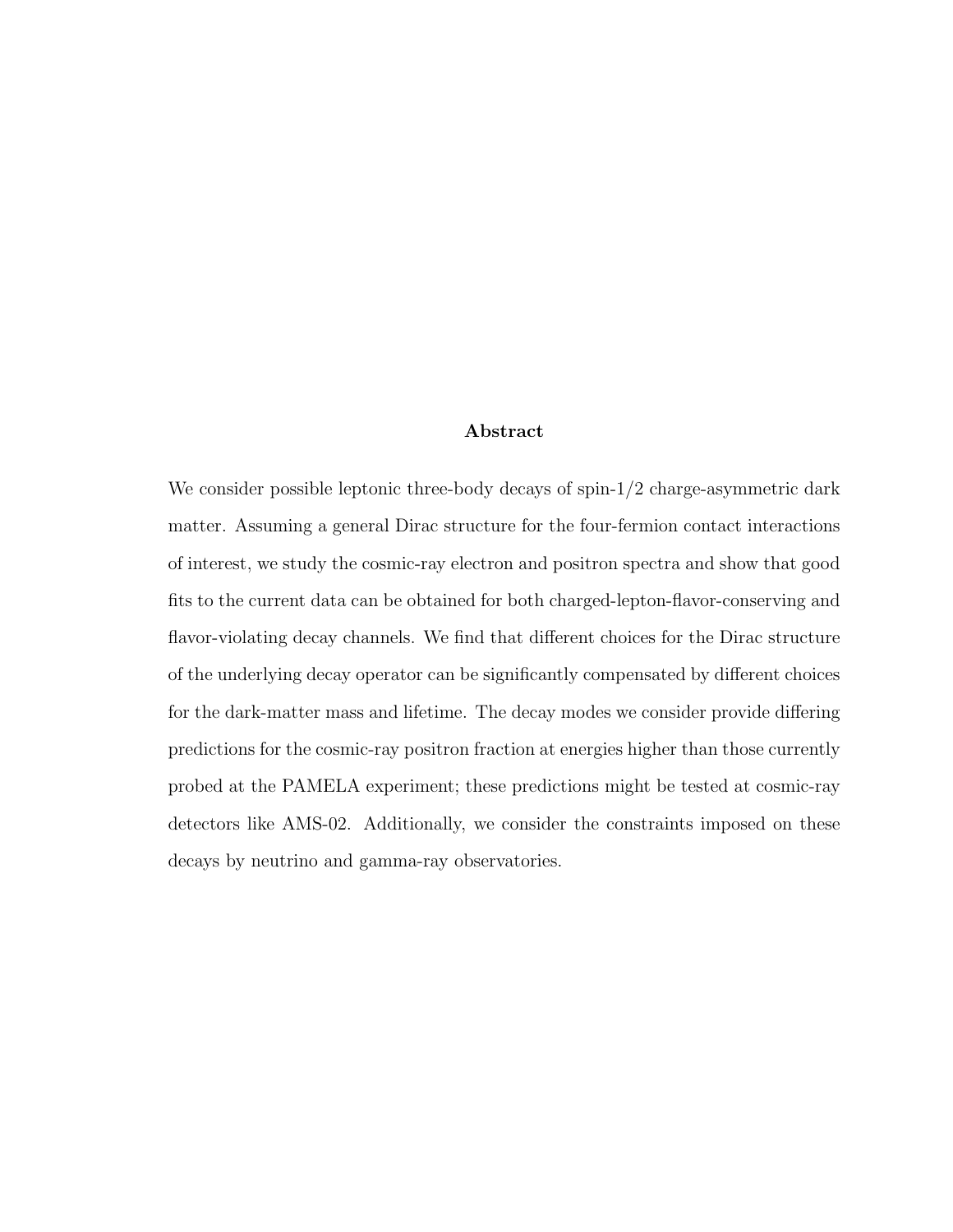## Abstract

We consider possible leptonic three-body decays of spin-1/2 charge-asymmetric dark matter. Assuming a general Dirac structure for the four-fermion contact interactions of interest, we study the cosmic-ray electron and positron spectra and show that good fits to the current data can be obtained for both charged-lepton-flavor-conserving and flavor-violating decay channels. We find that different choices for the Dirac structure of the underlying decay operator can be significantly compensated by different choices for the dark-matter mass and lifetime. The decay modes we consider provide differing predictions for the cosmic-ray positron fraction at energies higher than those currently probed at the PAMELA experiment; these predictions might be tested at cosmic-ray detectors like AMS-02. Additionally, we consider the constraints imposed on these decays by neutrino and gamma-ray observatories.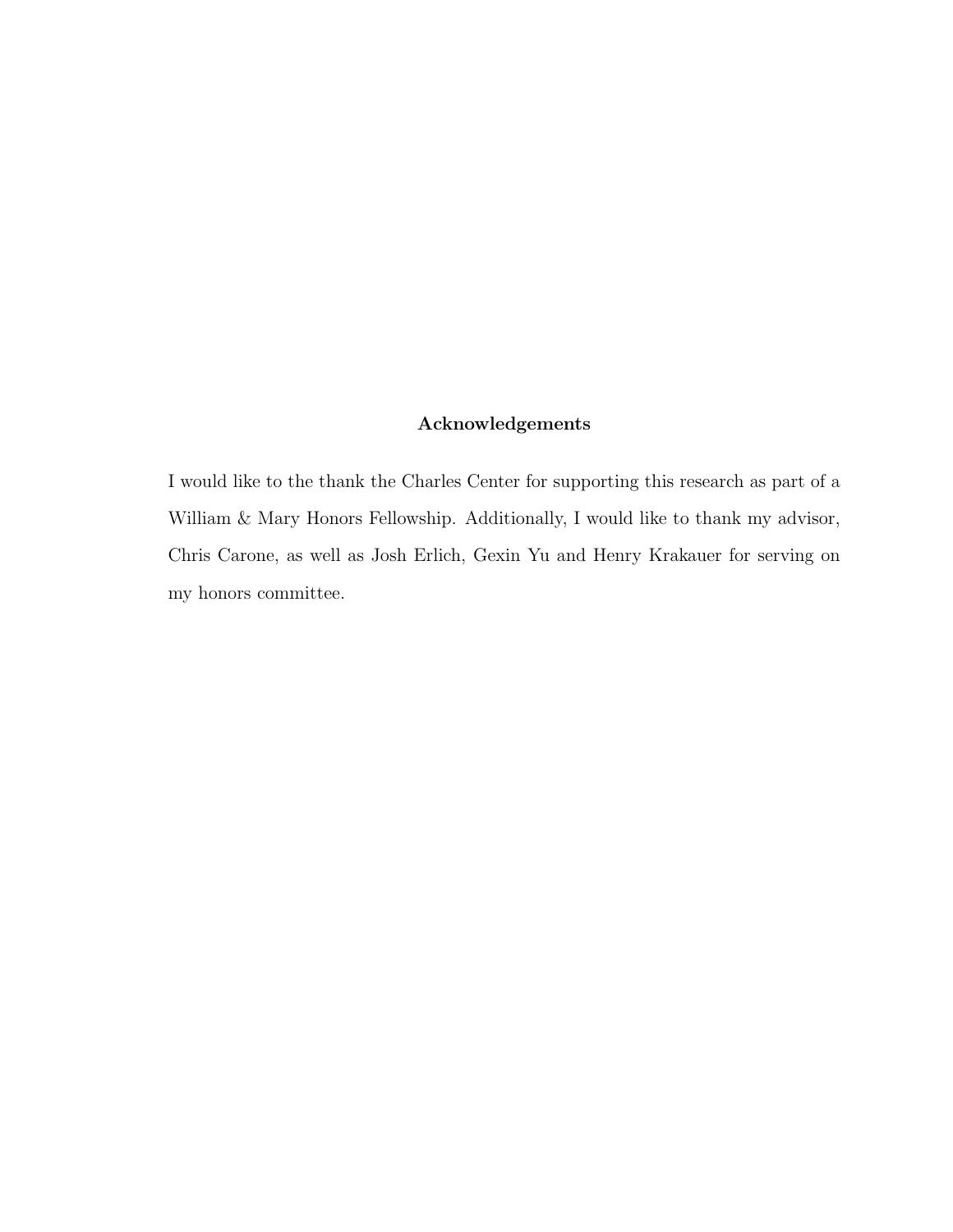## Acknowledgements

I would like to the thank the Charles Center for supporting this research as part of a William & Mary Honors Fellowship. Additionally, I would like to thank my advisor, Chris Carone, as well as Josh Erlich, Gexin Yu and Henry Krakauer for serving on my honors committee.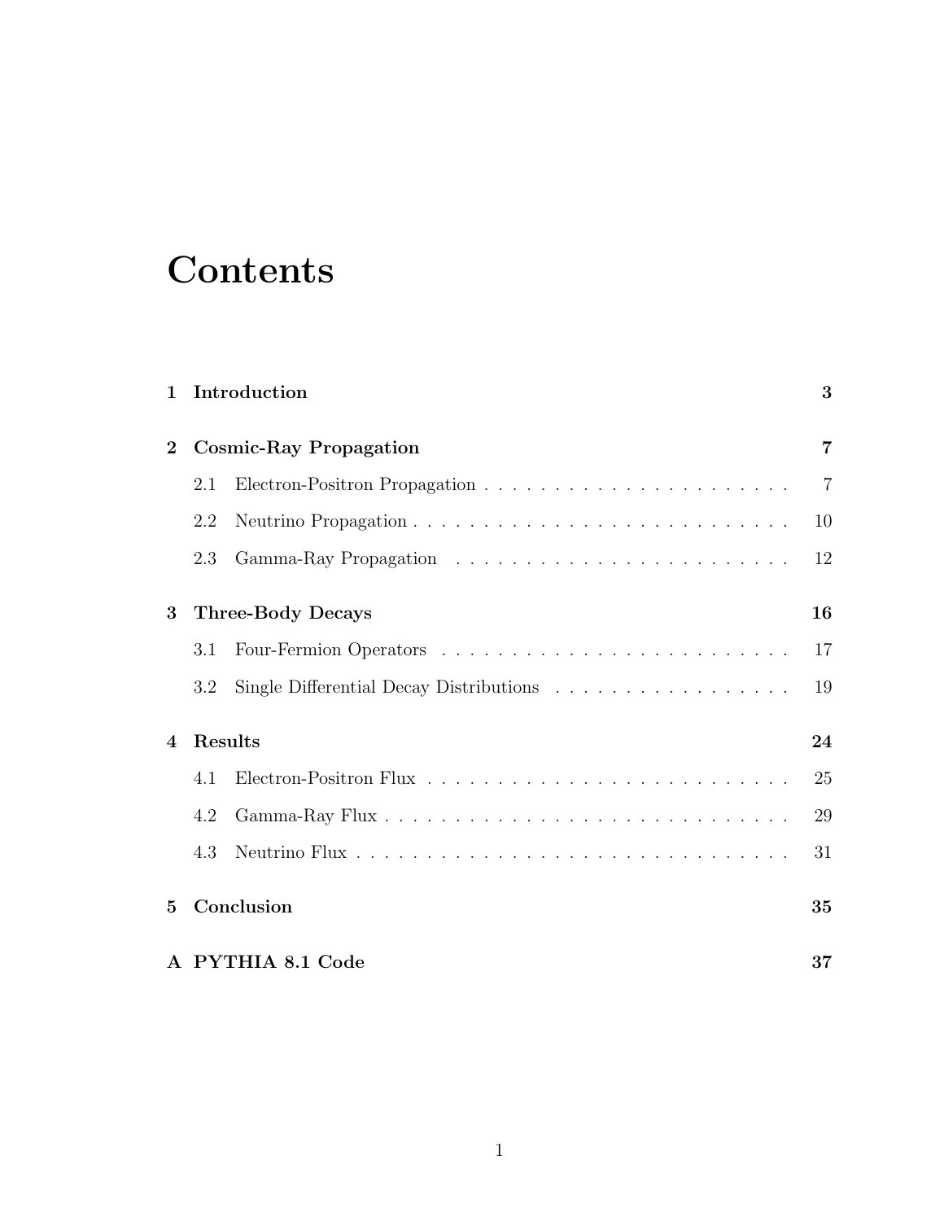# Contents

**1 Introduction** **3**

**2 Cosmic-Ray Propagation** **7**

2.1 Electron-Positron Propagation . . . . . . . . . . . . . . . . . . . . . . 7

2.2 Neutrino Propagation . . . . . . . . . . . . . . . . . . . . . . . . . . . 10

2.3 Gamma-Ray Propagation . . . . . . . . . . . . . . . . . . . . . . . . . 12

**3 Three-Body Decays** **16**

3.1 Four-Fermion Operators . . . . . . . . . . . . . . . . . . . . . . . . . 17

3.2 Single Differential Decay Distributions . . . . . . . . . . . . . . . . . 19

**4 Results** **24**

4.1 Electron-Positron Flux . . . . . . . . . . . . . . . . . . . . . . . . . . 25

4.2 Gamma-Ray Flux . . . . . . . . . . . . . . . . . . . . . . . . . . . . . 29

4.3 Neutrino Flux . . . . . . . . . . . . . . . . . . . . . . . . . . . . . . . 31

**5 Conclusion** **35**

**A PYTHIA 8.1 Code** **37**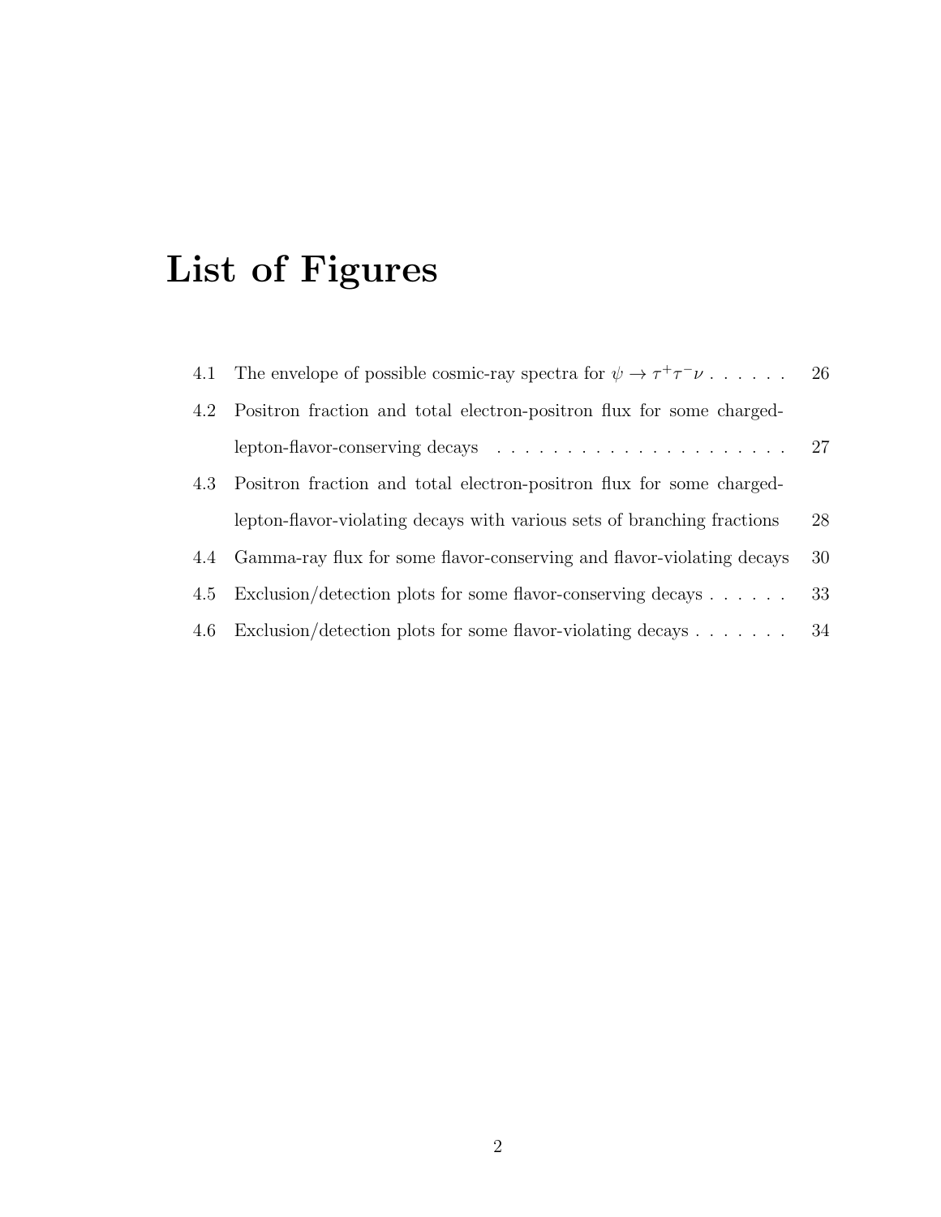# List of Figures

4.1 The envelope of possible cosmic-ray spectra for $\psi \to \tau^+\tau^-\nu$ . . . . . . 26

4.2 Positron fraction and total electron-positron flux for some charged-lepton-flavor-conserving decays . . . . . . . . . . . . . . . . . . . . . . 27

4.3 Positron fraction and total electron-positron flux for some charged-lepton-flavor-violating decays with various sets of branching fractions 28

4.4 Gamma-ray flux for some flavor-conserving and flavor-violating decays 30

4.5 Exclusion/detection plots for some flavor-conserving decays . . . . . . 33

4.6 Exclusion/detection plots for some flavor-violating decays . . . . . . . 34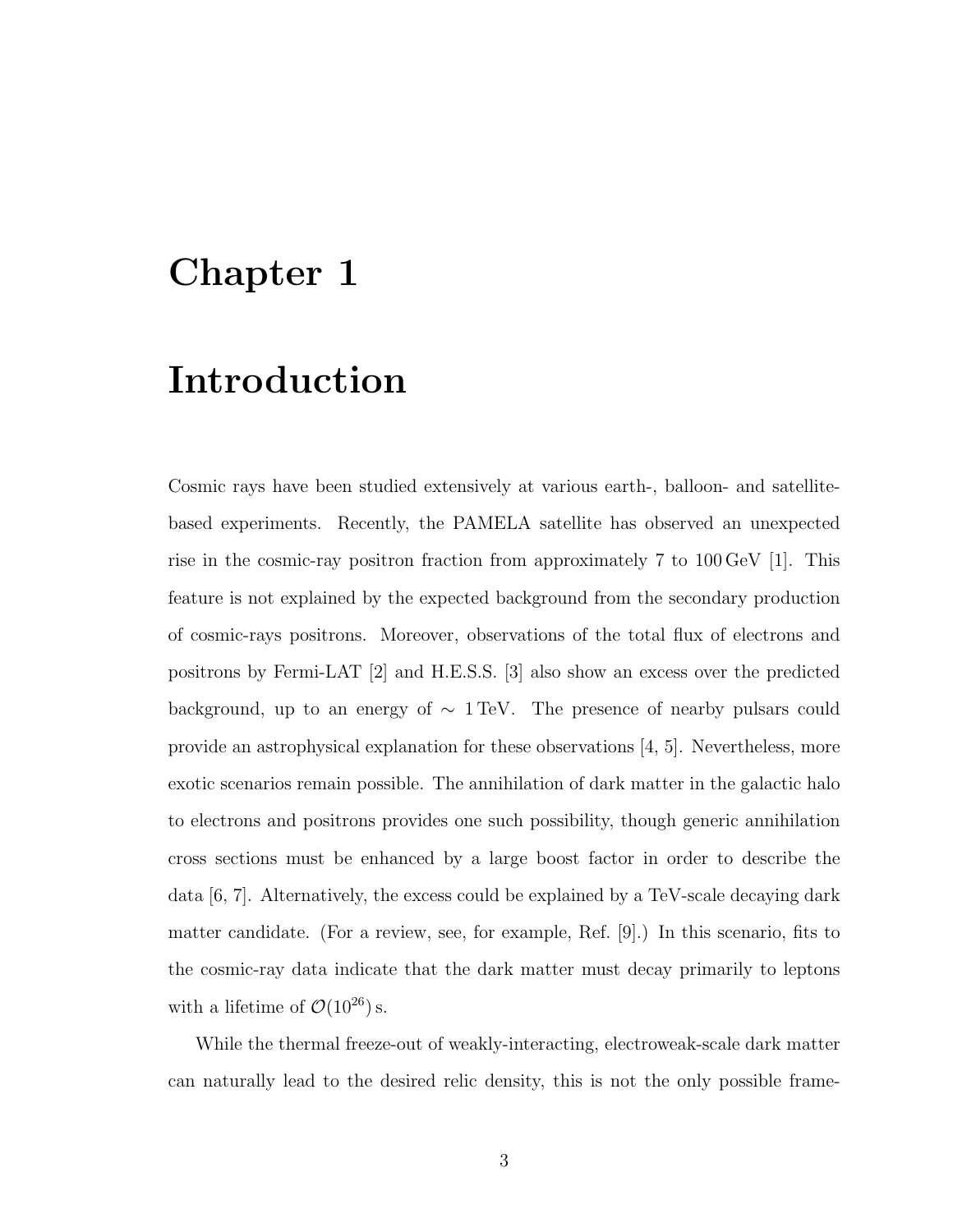# Chapter 1

# Introduction

Cosmic rays have been studied extensively at various earth-, balloon- and satellite-based experiments. Recently, the PAMELA satellite has observed an unexpected rise in the cosmic-ray positron fraction from approximately 7 to 100 GeV [1]. This feature is not explained by the expected background from the secondary production of cosmic-rays positrons. Moreover, observations of the total flux of electrons and positrons by Fermi-LAT [2] and H.E.S.S. [3] also show an excess over the predicted background, up to an energy of $\sim 1\,\text{TeV}$. The presence of nearby pulsars could provide an astrophysical explanation for these observations [4, 5]. Nevertheless, more exotic scenarios remain possible. The annihilation of dark matter in the galactic halo to electrons and positrons provides one such possibility, though generic annihilation cross sections must be enhanced by a large boost factor in order to describe the data [6, 7]. Alternatively, the excess could be explained by a TeV-scale decaying dark matter candidate. (For a review, see, for example, Ref. [9].) In this scenario, fits to the cosmic-ray data indicate that the dark matter must decay primarily to leptons with a lifetime of $\mathcal{O}(10^{26})\,\text{s}$.

While the thermal freeze-out of weakly-interacting, electroweak-scale dark matter can naturally lead to the desired relic density, this is not the only possible frame-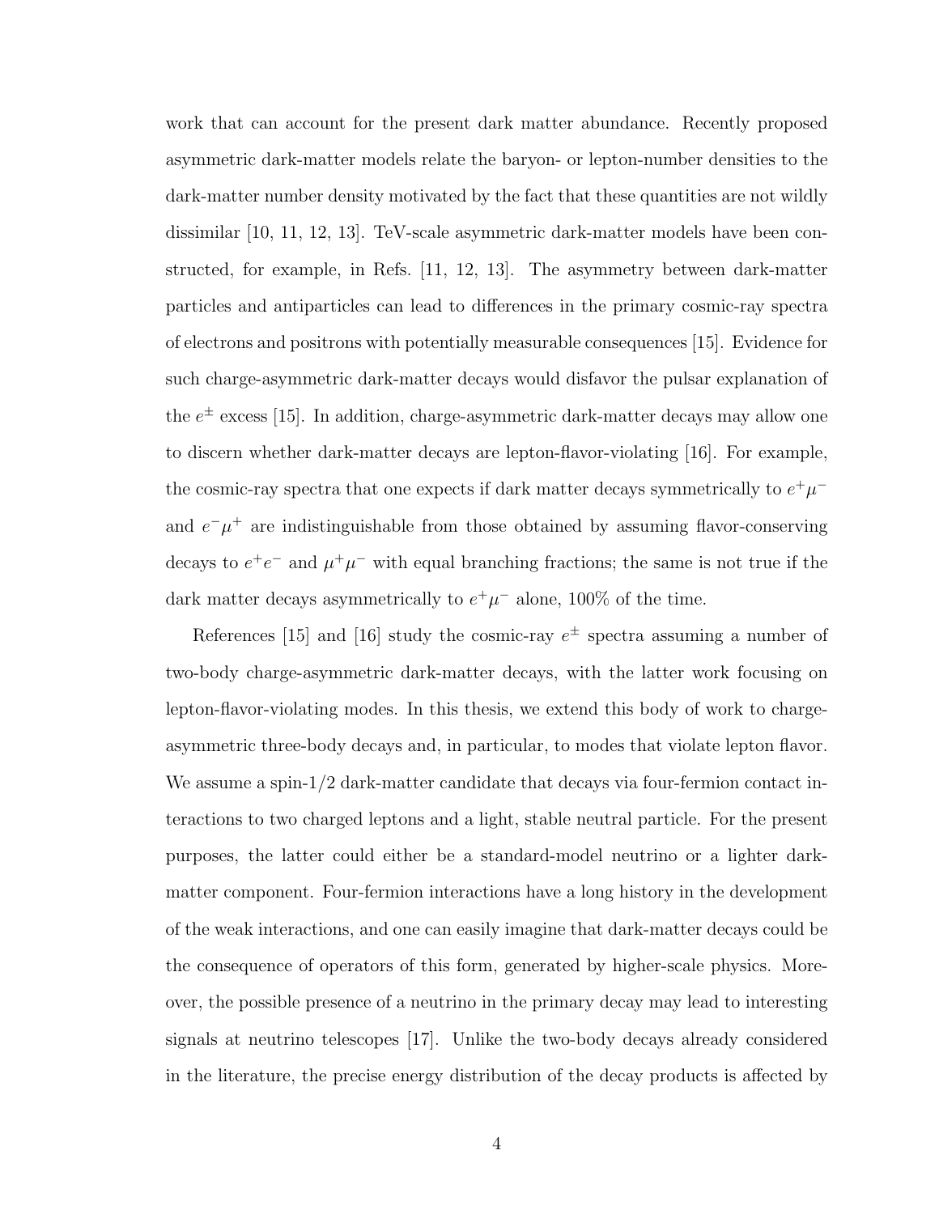work that can account for the present dark matter abundance. Recently proposed asymmetric dark-matter models relate the baryon- or lepton-number densities to the dark-matter number density motivated by the fact that these quantities are not wildly dissimilar [10, 11, 12, 13]. TeV-scale asymmetric dark-matter models have been constructed, for example, in Refs. [11, 12, 13]. The asymmetry between dark-matter particles and antiparticles can lead to differences in the primary cosmic-ray spectra of electrons and positrons with potentially measurable consequences [15]. Evidence for such charge-asymmetric dark-matter decays would disfavor the pulsar explanation of the $e^{\pm}$ excess [15]. In addition, charge-asymmetric dark-matter decays may allow one to discern whether dark-matter decays are lepton-flavor-violating [16]. For example, the cosmic-ray spectra that one expects if dark matter decays symmetrically to $e^+\mu^-$ and $e^-\mu^+$ are indistinguishable from those obtained by assuming flavor-conserving decays to $e^+e^-$ and $\mu^+\mu^-$ with equal branching fractions; the same is not true if the dark matter decays asymmetrically to $e^+\mu^-$ alone, 100% of the time.

References [15] and [16] study the cosmic-ray $e^{\pm}$ spectra assuming a number of two-body charge-asymmetric dark-matter decays, with the latter work focusing on lepton-flavor-violating modes. In this thesis, we extend this body of work to charge-asymmetric three-body decays and, in particular, to modes that violate lepton flavor. We assume a spin-1/2 dark-matter candidate that decays via four-fermion contact interactions to two charged leptons and a light, stable neutral particle. For the present purposes, the latter could either be a standard-model neutrino or a lighter dark-matter component. Four-fermion interactions have a long history in the development of the weak interactions, and one can easily imagine that dark-matter decays could be the consequence of operators of this form, generated by higher-scale physics. Moreover, the possible presence of a neutrino in the primary decay may lead to interesting signals at neutrino telescopes [17]. Unlike the two-body decays already considered in the literature, the precise energy distribution of the decay products is affected by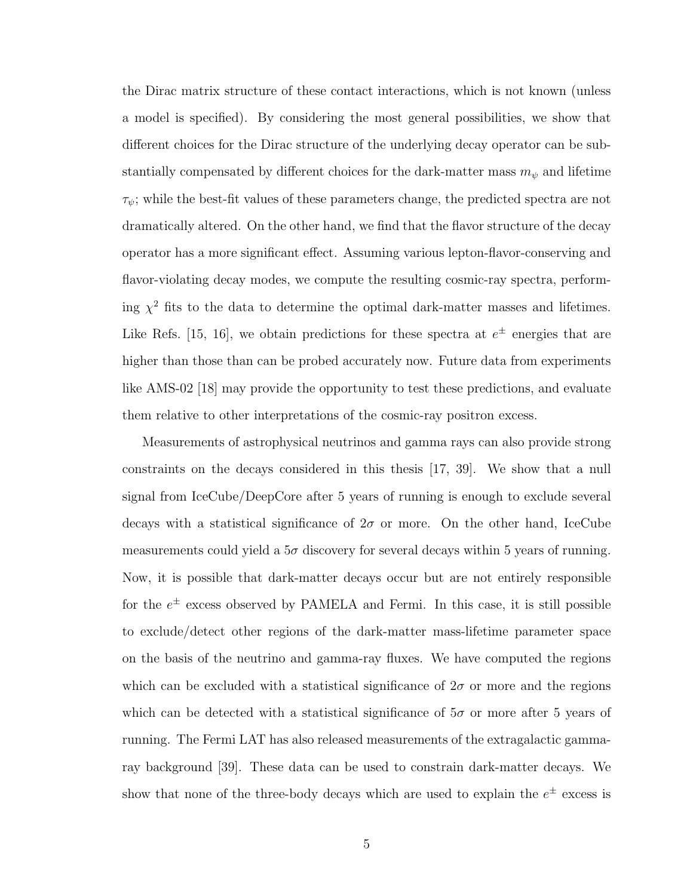the Dirac matrix structure of these contact interactions, which is not known (unless a model is specified). By considering the most general possibilities, we show that different choices for the Dirac structure of the underlying decay operator can be substantially compensated by different choices for the dark-matter mass $m_\psi$ and lifetime $\tau_\psi$; while the best-fit values of these parameters change, the predicted spectra are not dramatically altered. On the other hand, we find that the flavor structure of the decay operator has a more significant effect. Assuming various lepton-flavor-conserving and flavor-violating decay modes, we compute the resulting cosmic-ray spectra, performing $\chi^2$ fits to the data to determine the optimal dark-matter masses and lifetimes. Like Refs. [15, 16], we obtain predictions for these spectra at $e^\pm$ energies that are higher than those than can be probed accurately now. Future data from experiments like AMS-02 [18] may provide the opportunity to test these predictions, and evaluate them relative to other interpretations of the cosmic-ray positron excess.

Measurements of astrophysical neutrinos and gamma rays can also provide strong constraints on the decays considered in this thesis [17, 39]. We show that a null signal from IceCube/DeepCore after 5 years of running is enough to exclude several decays with a statistical significance of $2\sigma$ or more. On the other hand, IceCube measurements could yield a $5\sigma$ discovery for several decays within 5 years of running. Now, it is possible that dark-matter decays occur but are not entirely responsible for the $e^\pm$ excess observed by PAMELA and Fermi. In this case, it is still possible to exclude/detect other regions of the dark-matter mass-lifetime parameter space on the basis of the neutrino and gamma-ray fluxes. We have computed the regions which can be excluded with a statistical significance of $2\sigma$ or more and the regions which can be detected with a statistical significance of $5\sigma$ or more after 5 years of running. The Fermi LAT has also released measurements of the extragalactic gamma-ray background [39]. These data can be used to constrain dark-matter decays. We show that none of the three-body decays which are used to explain the $e^\pm$ excess is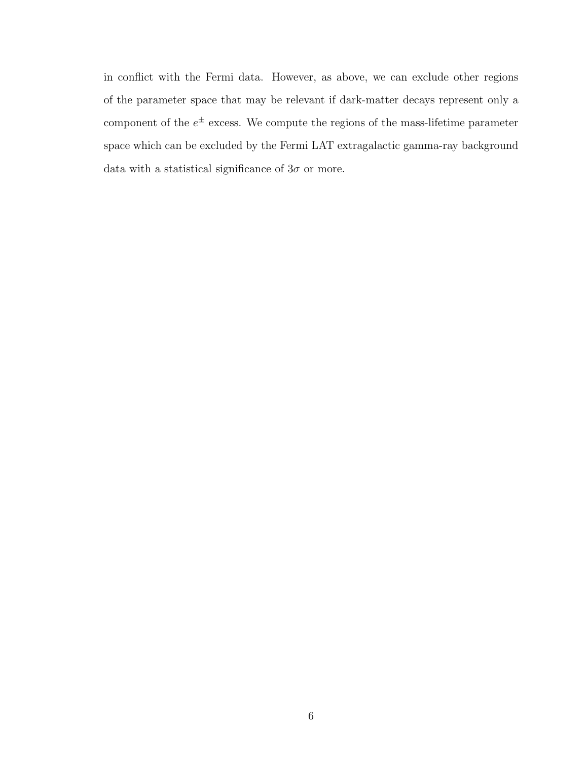in conflict with the Fermi data. However, as above, we can exclude other regions of the parameter space that may be relevant if dark-matter decays represent only a component of the $e^{\pm}$ excess. We compute the regions of the mass-lifetime parameter space which can be excluded by the Fermi LAT extragalactic gamma-ray background data with a statistical significance of $3\sigma$ or more.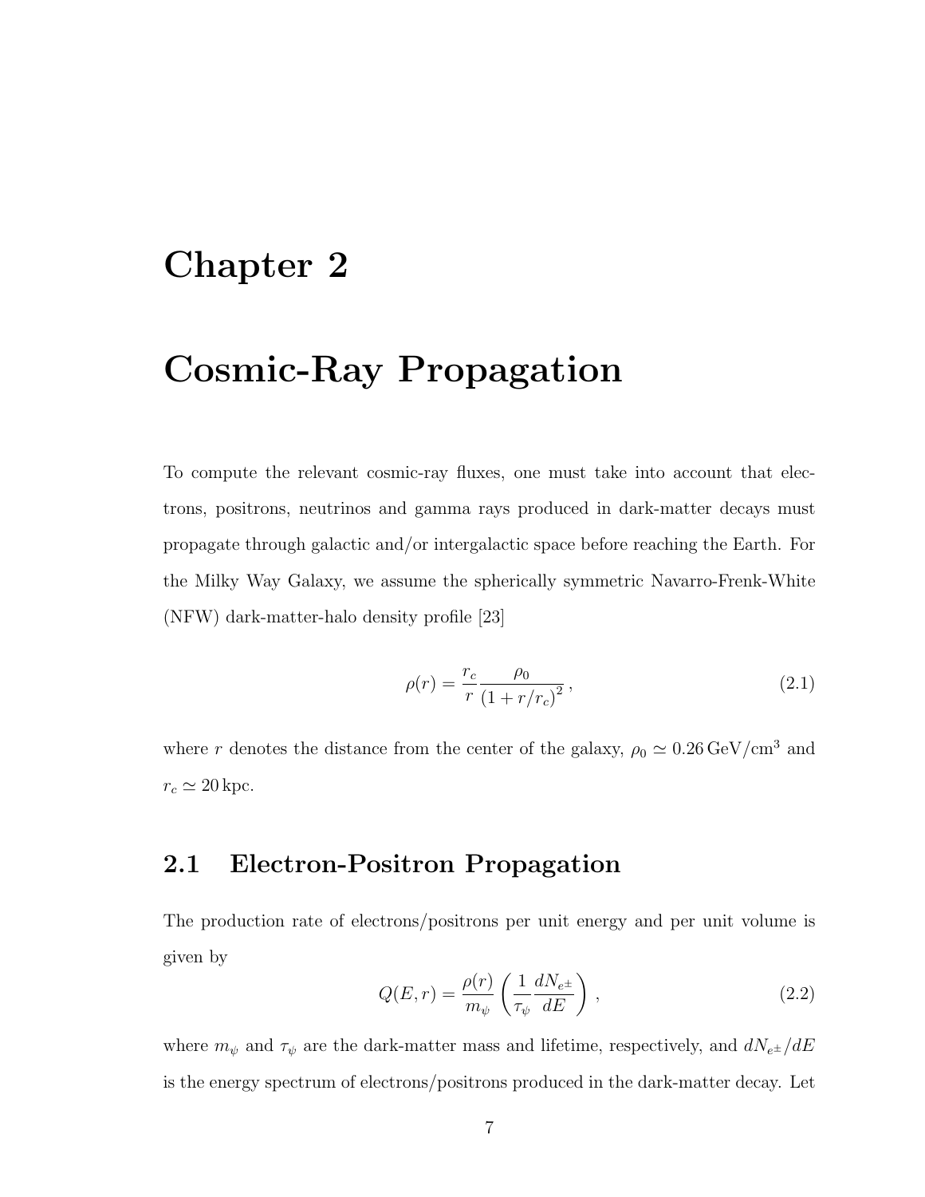# Chapter 2

# Cosmic-Ray Propagation

To compute the relevant cosmic-ray fluxes, one must take into account that electrons, positrons, neutrinos and gamma rays produced in dark-matter decays must propagate through galactic and/or intergalactic space before reaching the Earth. For the Milky Way Galaxy, we assume the spherically symmetric Navarro-Frenk-White (NFW) dark-matter-halo density profile [23]

$$\rho(r) = \frac{r_c}{r} \frac{\rho_0}{\left(1 + r/r_c\right)^2}\,, \tag{2.1}$$

where $r$ denotes the distance from the center of the galaxy, $\rho_0 \simeq 0.26\,\mathrm{GeV/cm^3}$ and $r_c \simeq 20\,\mathrm{kpc}$.

## 2.1 Electron-Positron Propagation

The production rate of electrons/positrons per unit energy and per unit volume is given by

$$Q(E, r) = \frac{\rho(r)}{m_\psi} \left( \frac{1}{\tau_\psi} \frac{dN_{e^\pm}}{dE} \right)\,, \tag{2.2}$$

where $m_\psi$ and $\tau_\psi$ are the dark-matter mass and lifetime, respectively, and $dN_{e^\pm}/dE$ is the energy spectrum of electrons/positrons produced in the dark-matter decay. Let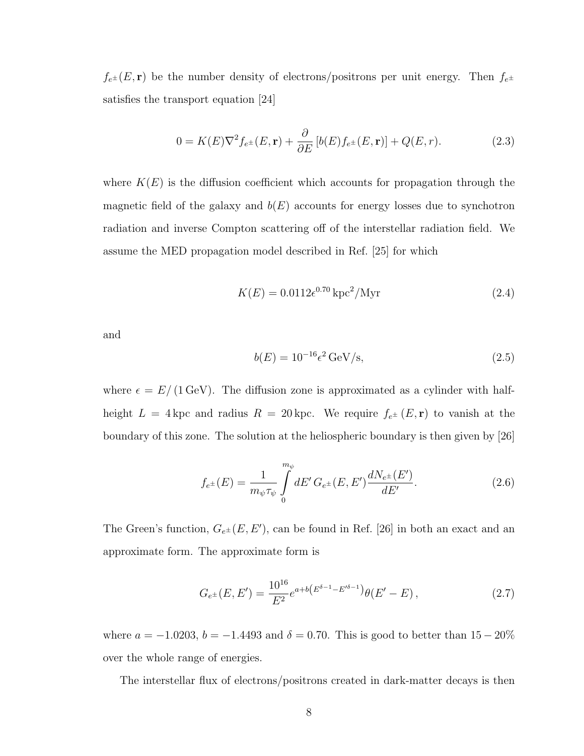$f_{e^\pm}(E, \mathbf{r})$ be the number density of electrons/positrons per unit energy. Then $f_{e^\pm}$ satisfies the transport equation [24]

$$0 = K(E)\nabla^2 f_{e^\pm}(E, \mathbf{r}) + \frac{\partial}{\partial E}\left[b(E) f_{e^\pm}(E, \mathbf{r})\right] + Q(E, r). \tag{2.3}$$

where $K(E)$ is the diffusion coefficient which accounts for propagation through the magnetic field of the galaxy and $b(E)$ accounts for energy losses due to synchotron radiation and inverse Compton scattering off of the interstellar radiation field. We assume the MED propagation model described in Ref. [25] for which

$$K(E) = 0.0112\epsilon^{0.70}\,\mathrm{kpc}^2/\mathrm{Myr} \tag{2.4}$$

and

$$b(E) = 10^{-16}\epsilon^2\,\mathrm{GeV/s}, \tag{2.5}$$

where $\epsilon = E/(1\,\mathrm{GeV})$. The diffusion zone is approximated as a cylinder with half-height $L = 4\,\mathrm{kpc}$ and radius $R = 20\,\mathrm{kpc}$. We require $f_{e^\pm}(E, \mathbf{r})$ to vanish at the boundary of this zone. The solution at the heliospheric boundary is then given by [26]

$$f_{e^\pm}(E) = \frac{1}{m_\psi \tau_\psi} \int_0^{m_\psi} dE'\, G_{e^\pm}(E, E') \frac{dN_{e^\pm}(E')}{dE'}. \tag{2.6}$$

The Green's function, $G_{e^\pm}(E, E')$, can be found in Ref. [26] in both an exact and an approximate form. The approximate form is

$$G_{e^\pm}(E, E') = \frac{10^{16}}{E^2} e^{a + b\left(E^{\delta - 1} - E'^{\delta - 1}\right)} \theta(E' - E), \tag{2.7}$$

where $a = -1.0203$, $b = -1.4493$ and $\delta = 0.70$. This is good to better than $15 - 20\%$ over the whole range of energies.

The interstellar flux of electrons/positrons created in dark-matter decays is then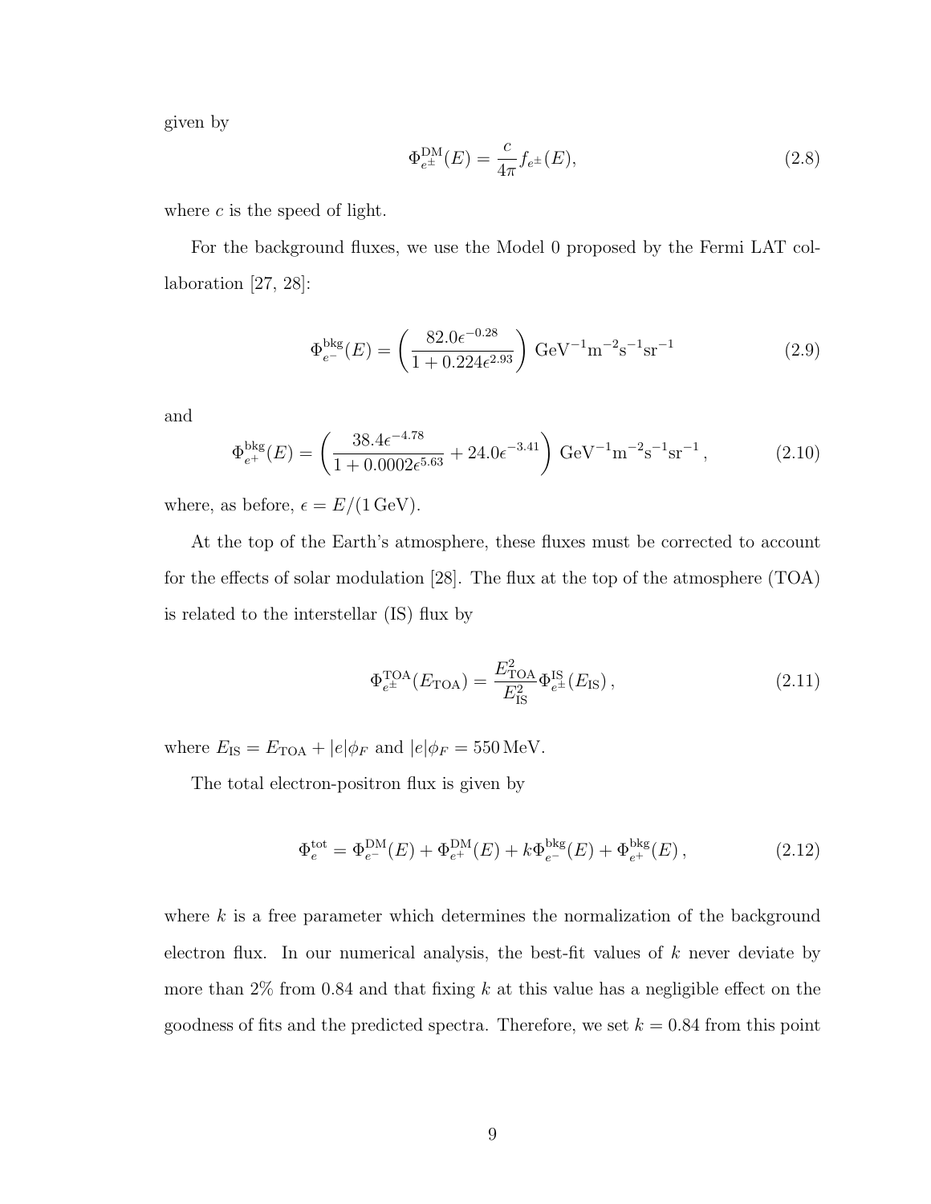given by

$$\Phi_{e^{\pm}}^{\mathrm{DM}}(E) = \frac{c}{4\pi} f_{e^{\pm}}(E), \tag{2.8}$$

where $c$ is the speed of light.

For the background fluxes, we use the Model 0 proposed by the Fermi LAT collaboration [27, 28]:

$$\Phi_{e^{-}}^{\mathrm{bkg}}(E) = \left( \frac{82.0\epsilon^{-0.28}}{1 + 0.224\epsilon^{2.93}} \right) \mathrm{GeV^{-1}m^{-2}s^{-1}sr^{-1}} \tag{2.9}$$

and

$$\Phi_{e^{+}}^{\mathrm{bkg}}(E) = \left( \frac{38.4\epsilon^{-4.78}}{1 + 0.0002\epsilon^{5.63}} + 24.0\epsilon^{-3.41} \right) \mathrm{GeV^{-1}m^{-2}s^{-1}sr^{-1}}\,, \tag{2.10}$$

where, as before, $\epsilon = E/(1\,\mathrm{GeV})$.

At the top of the Earth's atmosphere, these fluxes must be corrected to account for the effects of solar modulation [28]. The flux at the top of the atmosphere (TOA) is related to the interstellar (IS) flux by

$$\Phi_{e^{\pm}}^{\mathrm{TOA}}(E_{\mathrm{TOA}}) = \frac{E_{\mathrm{TOA}}^2}{E_{\mathrm{IS}}^2} \Phi_{e^{\pm}}^{\mathrm{IS}}(E_{\mathrm{IS}})\,, \tag{2.11}$$

where $E_{\mathrm{IS}} = E_{\mathrm{TOA}} + |e|\phi_F$ and $|e|\phi_F = 550\,\mathrm{MeV}$.

The total electron-positron flux is given by

$$\Phi_{e}^{\mathrm{tot}} = \Phi_{e^{-}}^{\mathrm{DM}}(E) + \Phi_{e^{+}}^{\mathrm{DM}}(E) + k\Phi_{e^{-}}^{\mathrm{bkg}}(E) + \Phi_{e^{+}}^{\mathrm{bkg}}(E)\,, \tag{2.12}$$

where $k$ is a free parameter which determines the normalization of the background electron flux. In our numerical analysis, the best-fit values of $k$ never deviate by more than 2% from 0.84 and that fixing $k$ at this value has a negligible effect on the goodness of fits and the predicted spectra. Therefore, we set $k = 0.84$ from this point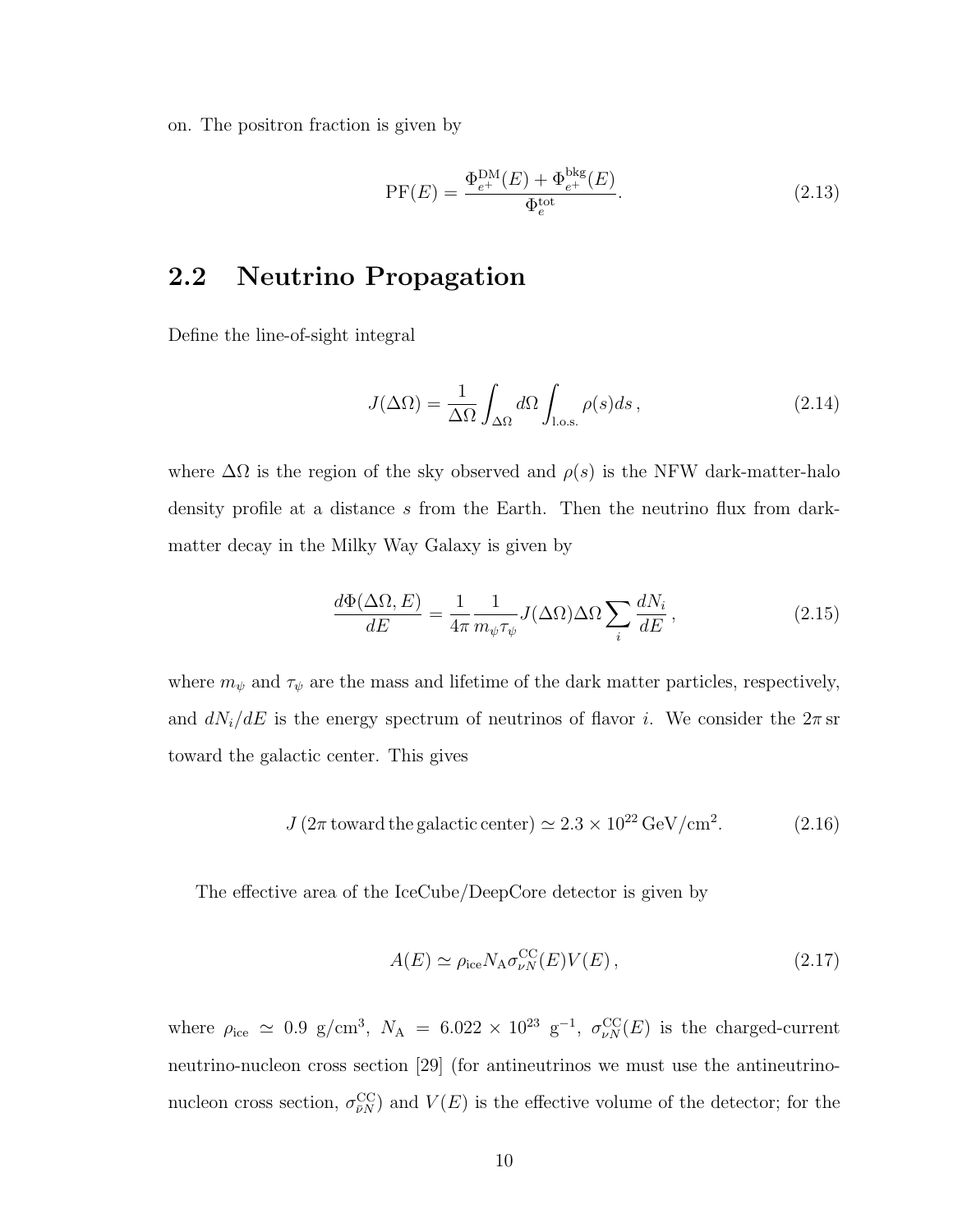on. The positron fraction is given by

$$\mathrm{PF}(E) = \frac{\Phi_{e^+}^{\mathrm{DM}}(E) + \Phi_{e^+}^{\mathrm{bkg}}(E)}{\Phi_e^{\mathrm{tot}}}. \tag{2.13}$$

## 2.2 Neutrino Propagation

Define the line-of-sight integral

$$J(\Delta\Omega) = \frac{1}{\Delta\Omega}\int_{\Delta\Omega} d\Omega \int_{\mathrm{l.o.s.}} \rho(s) ds\,, \tag{2.14}$$

where $\Delta\Omega$ is the region of the sky observed and $\rho(s)$ is the NFW dark-matter-halo density profile at a distance $s$ from the Earth. Then the neutrino flux from dark-matter decay in the Milky Way Galaxy is given by

$$\frac{d\Phi(\Delta\Omega, E)}{dE} = \frac{1}{4\pi}\frac{1}{m_\psi \tau_\psi} J(\Delta\Omega)\Delta\Omega \sum_i \frac{dN_i}{dE}\,, \tag{2.15}$$

where $m_\psi$ and $\tau_\psi$ are the mass and lifetime of the dark matter particles, respectively, and $dN_i/dE$ is the energy spectrum of neutrinos of flavor $i$. We consider the $2\pi$ sr toward the galactic center. This gives

$$J\left(2\pi\,\text{toward the galactic center}\right) \simeq 2.3 \times 10^{22}\,\mathrm{GeV/cm^2}. \tag{2.16}$$

The effective area of the IceCube/DeepCore detector is given by

$$A(E) \simeq \rho_{\mathrm{ice}} N_{\mathrm{A}} \sigma_{\nu N}^{\mathrm{CC}}(E) V(E)\,, \tag{2.17}$$

where $\rho_{\mathrm{ice}} \simeq 0.9$ g/cm$^3$, $N_{\mathrm{A}} = 6.022 \times 10^{23}$ g$^{-1}$, $\sigma_{\nu N}^{\mathrm{CC}}(E)$ is the charged-current neutrino-nucleon cross section [29] (for antineutrinos we must use the antineutrino-nucleon cross section, $\sigma_{\bar{\nu} N}^{\mathrm{CC}}$) and $V(E)$ is the effective volume of the detector; for the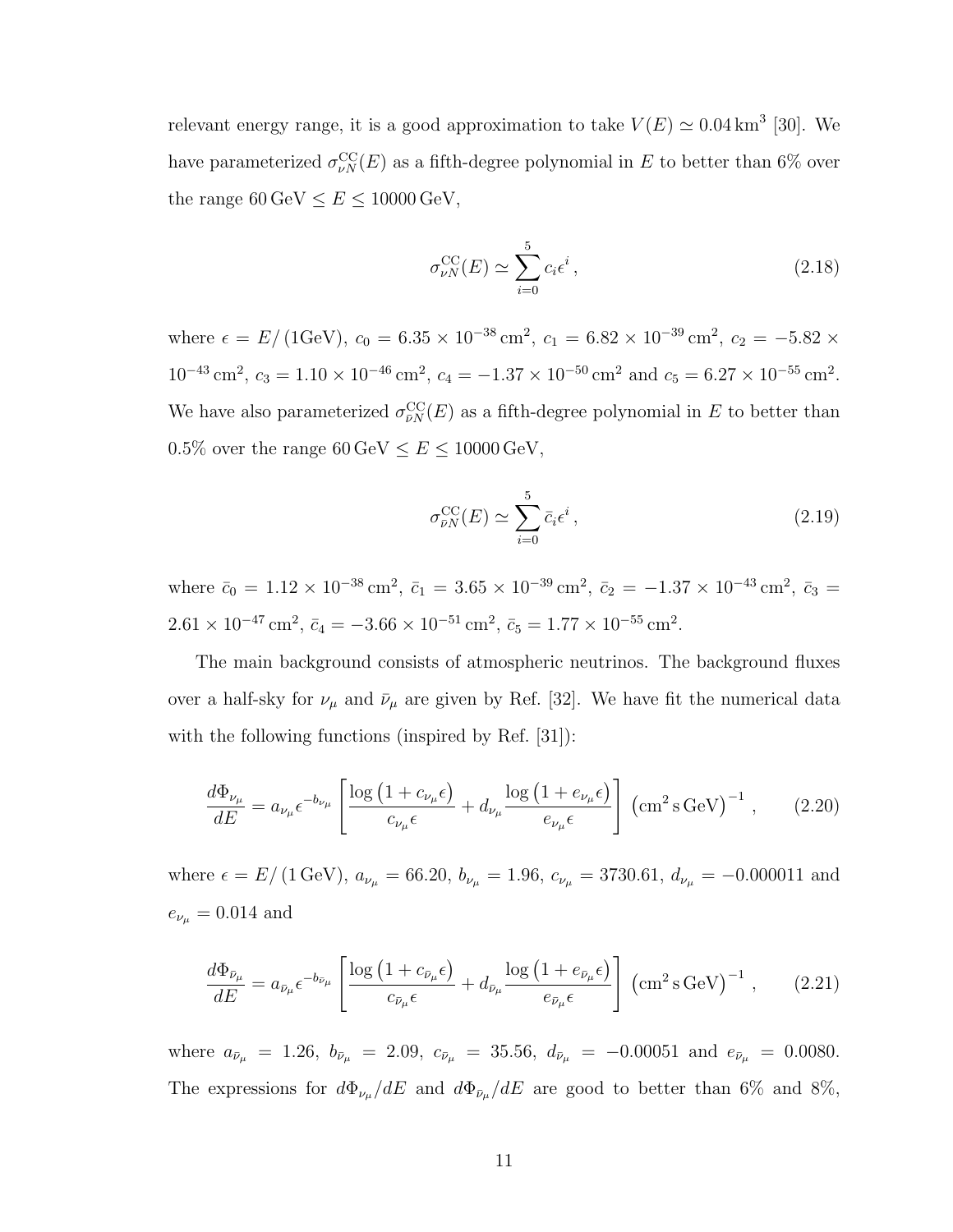relevant energy range, it is a good approximation to take $V(E) \simeq 0.04\,\mathrm{km}^3$ [30]. We have parameterized $\sigma^{\mathrm{CC}}_{\nu N}(E)$ as a fifth-degree polynomial in $E$ to better than 6% over the range $60\,\mathrm{GeV} \leq E \leq 10000\,\mathrm{GeV}$,

$$\sigma^{\mathrm{CC}}_{\nu N}(E) \simeq \sum_{i=0}^{5} c_i \epsilon^i\,, \tag{2.18}$$

where $\epsilon = E/(1\mathrm{GeV})$, $c_0 = 6.35 \times 10^{-38}\,\mathrm{cm}^2$, $c_1 = 6.82 \times 10^{-39}\,\mathrm{cm}^2$, $c_2 = -5.82 \times 10^{-43}\,\mathrm{cm}^2$, $c_3 = 1.10 \times 10^{-46}\,\mathrm{cm}^2$, $c_4 = -1.37 \times 10^{-50}\,\mathrm{cm}^2$ and $c_5 = 6.27 \times 10^{-55}\,\mathrm{cm}^2$. We have also parameterized $\sigma^{\mathrm{CC}}_{\bar{\nu} N}(E)$ as a fifth-degree polynomial in $E$ to better than 0.5% over the range $60\,\mathrm{GeV} \leq E \leq 10000\,\mathrm{GeV}$,

$$\sigma^{\mathrm{CC}}_{\bar{\nu} N}(E) \simeq \sum_{i=0}^{5} \bar{c}_i \epsilon^i\,, \tag{2.19}$$

where $\bar{c}_0 = 1.12 \times 10^{-38}\,\mathrm{cm}^2$, $\bar{c}_1 = 3.65 \times 10^{-39}\,\mathrm{cm}^2$, $\bar{c}_2 = -1.37 \times 10^{-43}\,\mathrm{cm}^2$, $\bar{c}_3 = 2.61 \times 10^{-47}\,\mathrm{cm}^2$, $\bar{c}_4 = -3.66 \times 10^{-51}\,\mathrm{cm}^2$, $\bar{c}_5 = 1.77 \times 10^{-55}\,\mathrm{cm}^2$.

The main background consists of atmospheric neutrinos. The background fluxes over a half-sky for $\nu_\mu$ and $\bar{\nu}_\mu$ are given by Ref. [32]. We have fit the numerical data with the following functions (inspired by Ref. [31]):

$$\frac{d\Phi_{\nu_\mu}}{dE} = a_{\nu_\mu} \epsilon^{-b_{\nu_\mu}} \left[ \frac{\log\left(1 + c_{\nu_\mu}\epsilon\right)}{c_{\nu_\mu}\epsilon} + d_{\nu_\mu} \frac{\log\left(1 + e_{\nu_\mu}\epsilon\right)}{e_{\nu_\mu}\epsilon} \right] \left(\mathrm{cm}^2\,\mathrm{s}\,\mathrm{GeV}\right)^{-1}, \tag{2.20}$$

where $\epsilon = E/(1\,\mathrm{GeV})$, $a_{\nu_\mu} = 66.20$, $b_{\nu_\mu} = 1.96$, $c_{\nu_\mu} = 3730.61$, $d_{\nu_\mu} = -0.000011$ and $e_{\nu_\mu} = 0.014$ and

$$\frac{d\Phi_{\bar{\nu}_\mu}}{dE} = a_{\bar{\nu}_\mu} \epsilon^{-b_{\bar{\nu}_\mu}} \left[ \frac{\log\left(1 + c_{\bar{\nu}_\mu}\epsilon\right)}{c_{\bar{\nu}_\mu}\epsilon} + d_{\bar{\nu}_\mu} \frac{\log\left(1 + e_{\bar{\nu}_\mu}\epsilon\right)}{e_{\bar{\nu}_\mu}\epsilon} \right] \left(\mathrm{cm}^2\,\mathrm{s}\,\mathrm{GeV}\right)^{-1}, \tag{2.21}$$

where $a_{\bar{\nu}_\mu} = 1.26$, $b_{\bar{\nu}_\mu} = 2.09$, $c_{\bar{\nu}_\mu} = 35.56$, $d_{\bar{\nu}_\mu} = -0.00051$ and $e_{\bar{\nu}_\mu} = 0.0080$. The expressions for $d\Phi_{\nu_\mu}/dE$ and $d\Phi_{\bar{\nu}_\mu}/dE$ are good to better than 6% and 8%,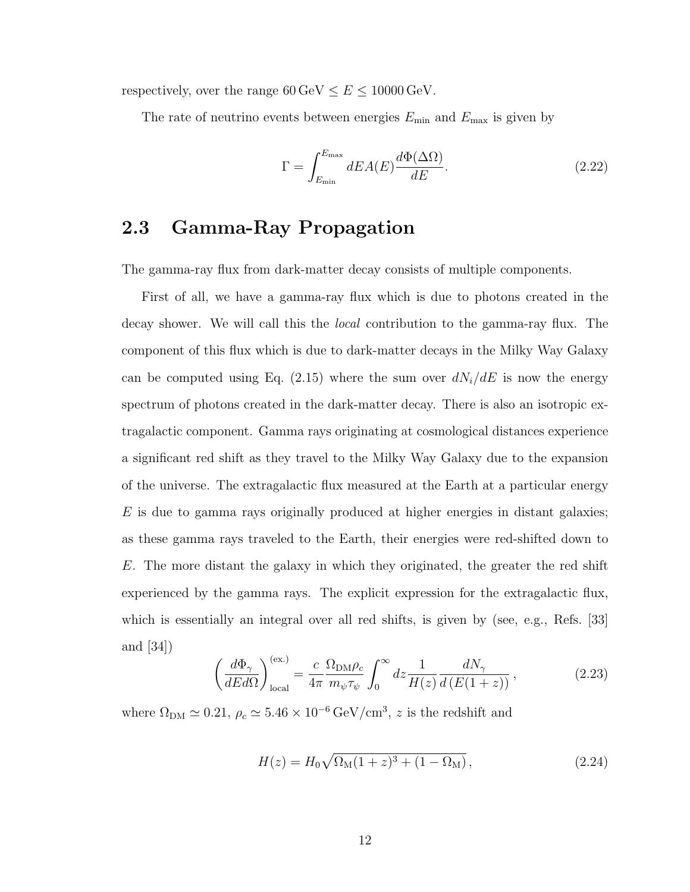respectively, over the range $60\,\mathrm{GeV} \leq E \leq 10000\,\mathrm{GeV}$.

The rate of neutrino events between energies $E_{\mathrm{min}}$ and $E_{\mathrm{max}}$ is given by

$$
\Gamma = \int_{E_{\mathrm{min}}}^{E_{\mathrm{max}}} dE A(E) \frac{d\Phi(\Delta\Omega)}{dE}. \tag{2.22}
$$

## 2.3 Gamma-Ray Propagation

The gamma-ray flux from dark-matter decay consists of multiple components.

First of all, we have a gamma-ray flux which is due to photons created in the decay shower. We will call this the *local* contribution to the gamma-ray flux. The component of this flux which is due to dark-matter decays in the Milky Way Galaxy can be computed using Eq. (2.15) where the sum over $dN_i/dE$ is now the energy spectrum of photons created in the dark-matter decay. There is also an isotropic extragalactic component. Gamma rays originating at cosmological distances experience a significant red shift as they travel to the Milky Way Galaxy due to the expansion of the universe. The extragalactic flux measured at the Earth at a particular energy $E$ is due to gamma rays originally produced at higher energies in distant galaxies; as these gamma rays traveled to the Earth, their energies were red-shifted down to $E$. The more distant the galaxy in which they originated, the greater the red shift experienced by the gamma rays. The explicit expression for the extragalactic flux, which is essentially an integral over all red shifts, is given by (see, e.g., Refs. [33] and [34])

$$
\left(\frac{d\Phi_\gamma}{dE d\Omega}\right)^{(\mathrm{ex.})}_{\mathrm{local}} = \frac{c}{4\pi} \frac{\Omega_{\mathrm{DM}}\rho_c}{m_\psi \tau_\psi} \int_0^\infty dz \frac{1}{H(z)} \frac{dN_\gamma}{d\left(E(1+z)\right)}\,, \tag{2.23}
$$

where $\Omega_{\mathrm{DM}} \simeq 0.21$, $\rho_c \simeq 5.46 \times 10^{-6}\,\mathrm{GeV/cm^3}$, $z$ is the redshift and

$$
H(z) = H_0 \sqrt{\Omega_{\mathrm{M}}(1+z)^3 + (1-\Omega_{\mathrm{M}})}\,, \tag{2.24}
$$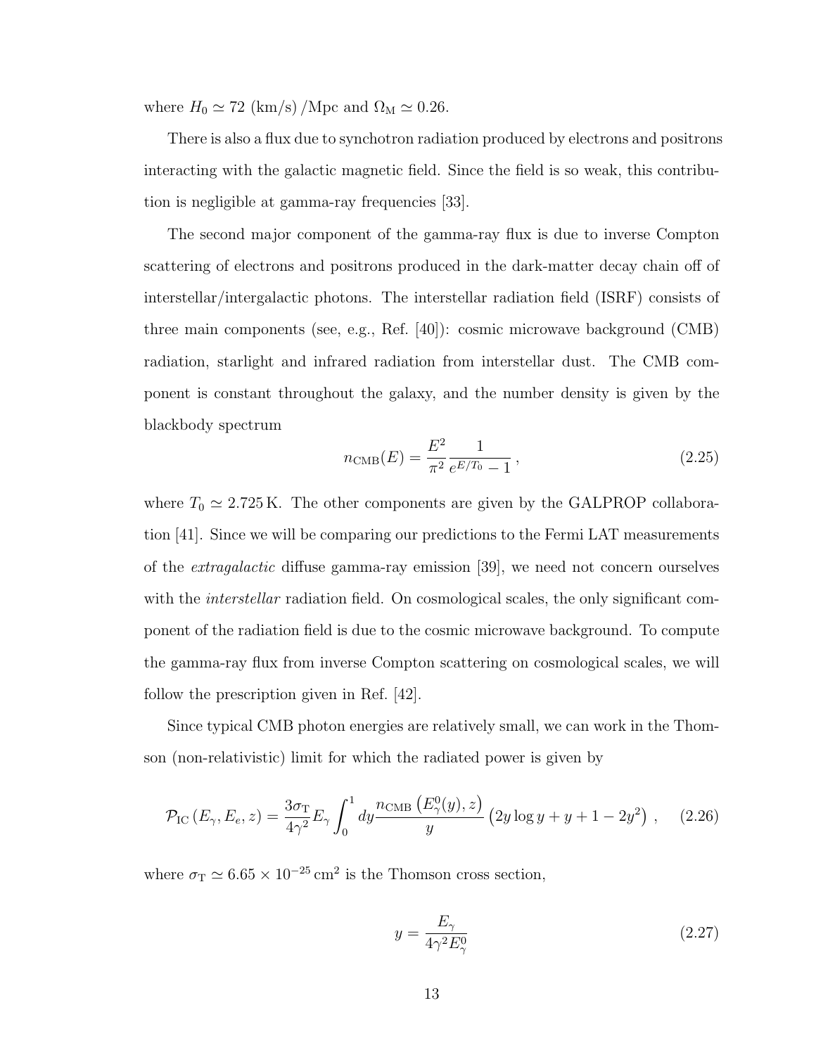where $H_0 \simeq 72$ (km/s) /Mpc and $\Omega_{\rm M} \simeq 0.26$.

There is also a flux due to synchotron radiation produced by electrons and positrons interacting with the galactic magnetic field. Since the field is so weak, this contribution is negligible at gamma-ray frequencies [33].

The second major component of the gamma-ray flux is due to inverse Compton scattering of electrons and positrons produced in the dark-matter decay chain off of interstellar/intergalactic photons. The interstellar radiation field (ISRF) consists of three main components (see, e.g., Ref. [40]): cosmic microwave background (CMB) radiation, starlight and infrared radiation from interstellar dust. The CMB component is constant throughout the galaxy, and the number density is given by the blackbody spectrum

$$n_{\rm CMB}(E) = \frac{E^2}{\pi^2} \frac{1}{e^{E/T_0} - 1}\,, \tag{2.25}$$

where $T_0 \simeq 2.725\,{\rm K}$. The other components are given by the GALPROP collaboration [41]. Since we will be comparing our predictions to the Fermi LAT measurements of the *extragalactic* diffuse gamma-ray emission [39], we need not concern ourselves with the *interstellar* radiation field. On cosmological scales, the only significant component of the radiation field is due to the cosmic microwave background. To compute the gamma-ray flux from inverse Compton scattering on cosmological scales, we will follow the prescription given in Ref. [42].

Since typical CMB photon energies are relatively small, we can work in the Thomson (non-relativistic) limit for which the radiated power is given by

$$\mathcal{P}_{\rm IC}\left(E_\gamma, E_e, z\right) = \frac{3\sigma_{\rm T}}{4\gamma^2} E_\gamma \int_0^1 dy \frac{n_{\rm CMB}\left(E_\gamma^0(y), z\right)}{y}\left(2y\log y + y + 1 - 2y^2\right)\,, \tag{2.26}$$

where $\sigma_{\rm T} \simeq 6.65 \times 10^{-25}\,{\rm cm}^2$ is the Thomson cross section,

$$y = \frac{E_\gamma}{4\gamma^2 E_\gamma^0} \tag{2.27}$$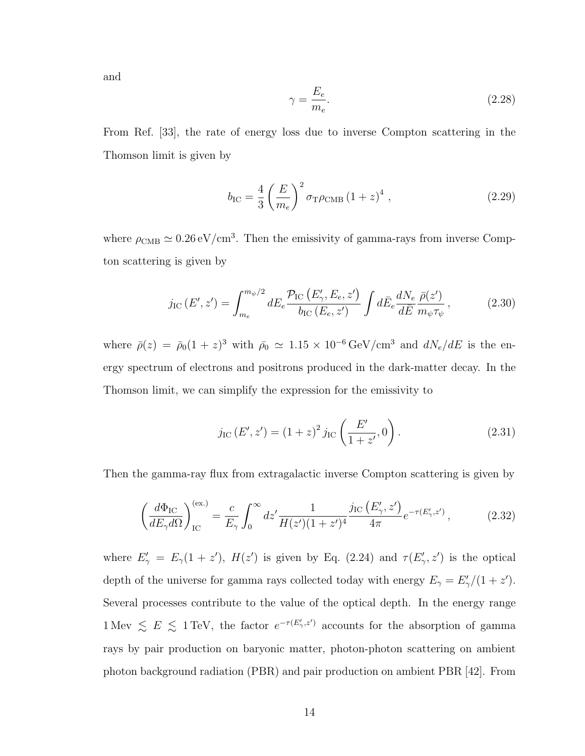and

$$\gamma = \frac{E_e}{m_e}. \tag{2.28}$$

From Ref. [33], the rate of energy loss due to inverse Compton scattering in the Thomson limit is given by

$$b_{\rm IC} = \frac{4}{3}\left(\frac{E}{m_e}\right)^2 \sigma_{\rm T}\rho_{\rm CMB}\,(1+z)^4\,, \tag{2.29}$$

where $\rho_{\rm CMB} \simeq 0.26\,{\rm eV/cm^3}$. Then the emissivity of gamma-rays from inverse Compton scattering is given by

$$j_{\rm IC}\left(E', z'\right) = \int_{m_e}^{m_\psi/2} dE_e \frac{\mathcal{P}_{\rm IC}\left(E'_\gamma, E_e, z'\right)}{b_{\rm IC}\left(E_e, z'\right)} \int d\bar{E}_e \frac{dN_e}{d\bar{E}} \frac{\bar{\rho}(z')}{m_\psi \tau_\psi}\,, \tag{2.30}$$

where $\bar{\rho}(z) = \bar{\rho}_0(1+z)^3$ with $\bar{\rho}_0 \simeq 1.15\times 10^{-6}\,{\rm GeV/cm^3}$ and $dN_e/dE$ is the energy spectrum of electrons and positrons produced in the dark-matter decay. In the Thomson limit, we can simplify the expression for the emissivity to

$$j_{\rm IC}\left(E', z'\right) = (1+z)^2\, j_{\rm IC}\left(\frac{E'}{1+z'}, 0\right). \tag{2.31}$$

Then the gamma-ray flux from extragalactic inverse Compton scattering is given by

$$\left(\frac{d\Phi_{\rm IC}}{dE_\gamma d\Omega}\right)^{\rm (ex.)}_{\rm IC} = \frac{c}{E_\gamma}\int_0^\infty dz' \frac{1}{H(z')(1+z')^4}\frac{j_{\rm IC}\left(E'_\gamma, z'\right)}{4\pi} e^{-\tau(E'_\gamma, z')}\,, \tag{2.32}$$

where $E'_\gamma = E_\gamma(1+z')$, $H(z')$ is given by Eq. (2.24) and $\tau(E'_\gamma, z')$ is the optical depth of the universe for gamma rays collected today with energy $E_\gamma = E'_\gamma/(1+z')$. Several processes contribute to the value of the optical depth. In the energy range $1\,{\rm Mev} \lesssim E \lesssim 1\,{\rm TeV}$, the factor $e^{-\tau(E'_\gamma, z')}$ accounts for the absorption of gamma rays by pair production on baryonic matter, photon-photon scattering on ambient photon background radiation (PBR) and pair production on ambient PBR [42]. From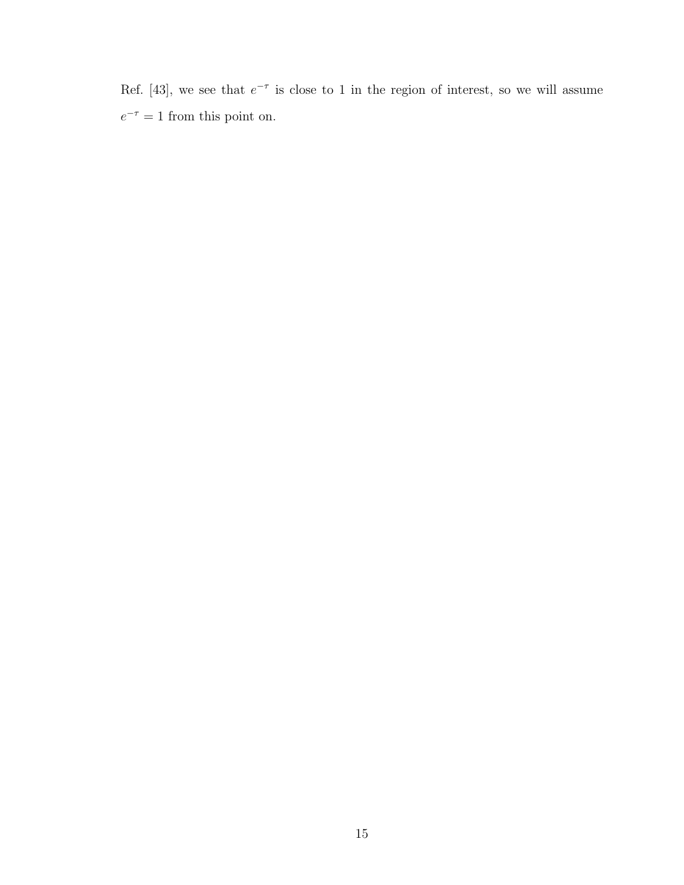Ref. [43], we see that $e^{-\tau}$ is close to 1 in the region of interest, so we will assume $e^{-\tau} = 1$ from this point on.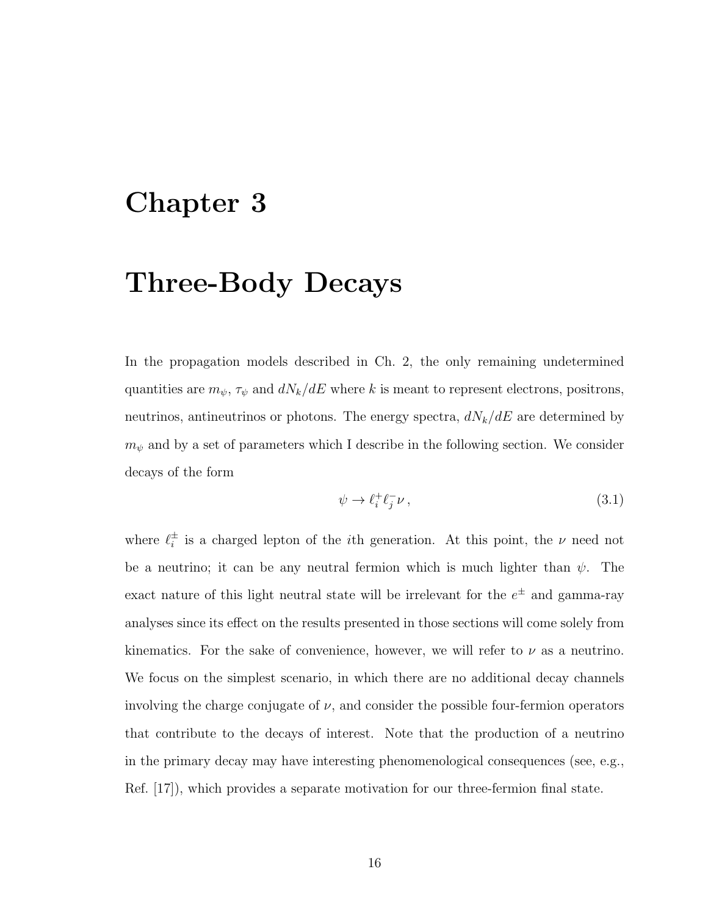# Chapter 3

# Three-Body Decays

In the propagation models described in Ch. 2, the only remaining undetermined quantities are $m_\psi$, $\tau_\psi$ and $dN_k/dE$ where $k$ is meant to represent electrons, positrons, neutrinos, antineutrinos or photons. The energy spectra, $dN_k/dE$ are determined by $m_\psi$ and by a set of parameters which I describe in the following section. We consider decays of the form

$$\psi \to \ell_i^+ \ell_j^- \nu \,, \tag{3.1}$$

where $\ell_i^\pm$ is a charged lepton of the $i$th generation. At this point, the $\nu$ need not be a neutrino; it can be any neutral fermion which is much lighter than $\psi$. The exact nature of this light neutral state will be irrelevant for the $e^\pm$ and gamma-ray analyses since its effect on the results presented in those sections will come solely from kinematics. For the sake of convenience, however, we will refer to $\nu$ as a neutrino. We focus on the simplest scenario, in which there are no additional decay channels involving the charge conjugate of $\nu$, and consider the possible four-fermion operators that contribute to the decays of interest. Note that the production of a neutrino in the primary decay may have interesting phenomenological consequences (see, e.g., Ref. [17]), which provides a separate motivation for our three-fermion final state.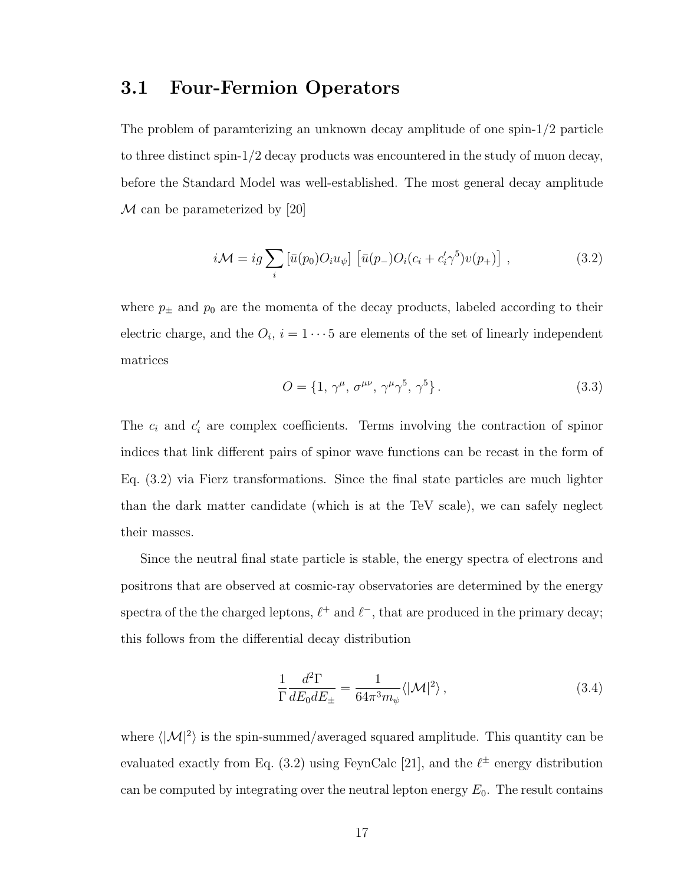## 3.1 Four-Fermion Operators

The problem of paramterizing an unknown decay amplitude of one spin-1/2 particle to three distinct spin-1/2 decay products was encountered in the study of muon decay, before the Standard Model was well-established. The most general decay amplitude $\mathcal{M}$ can be parameterized by [20]

$$i\mathcal{M} = ig \sum_i \left[\bar{u}(p_0) O_i u_\psi\right] \left[\bar{u}(p_-) O_i (c_i + c_i' \gamma^5) v(p_+)\right] , \tag{3.2}$$

where $p_\pm$ and $p_0$ are the momenta of the decay products, labeled according to their electric charge, and the $O_i$, $i = 1 \cdots 5$ are elements of the set of linearly independent matrices

$$O = \{1,\, \gamma^\mu,\, \sigma^{\mu\nu},\, \gamma^\mu\gamma^5,\, \gamma^5\} . \tag{3.3}$$

The $c_i$ and $c_i'$ are complex coefficients. Terms involving the contraction of spinor indices that link different pairs of spinor wave functions can be recast in the form of Eq. (3.2) via Fierz transformations. Since the final state particles are much lighter than the dark matter candidate (which is at the TeV scale), we can safely neglect their masses.

Since the neutral final state particle is stable, the energy spectra of electrons and positrons that are observed at cosmic-ray observatories are determined by the energy spectra of the the charged leptons, $\ell^+$ and $\ell^-$, that are produced in the primary decay; this follows from the differential decay distribution

$$\frac{1}{\Gamma}\frac{d^2\Gamma}{dE_0 dE_\pm} = \frac{1}{64\pi^3 m_\psi} \langle |\mathcal{M}|^2 \rangle , \tag{3.4}$$

where $\langle |\mathcal{M}|^2 \rangle$ is the spin-summed/averaged squared amplitude. This quantity can be evaluated exactly from Eq. (3.2) using FeynCalc [21], and the $\ell^\pm$ energy distribution can be computed by integrating over the neutral lepton energy $E_0$. The result contains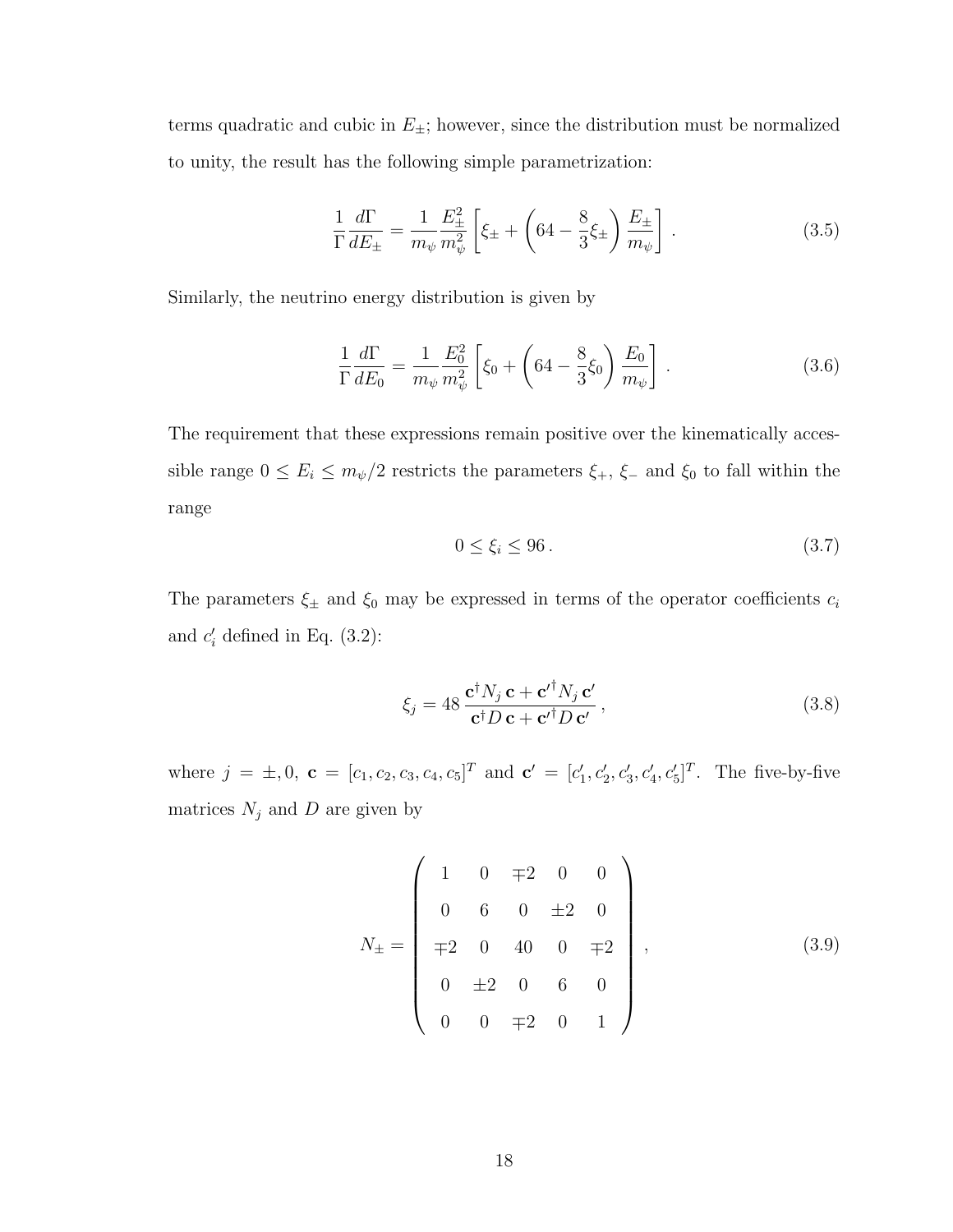terms quadratic and cubic in $E_\pm$; however, since the distribution must be normalized to unity, the result has the following simple parametrization:

$$\frac{1}{\Gamma}\frac{d\Gamma}{dE_\pm} = \frac{1}{m_\psi}\frac{E_\pm^2}{m_\psi^2}\left[\xi_\pm + \left(64 - \frac{8}{3}\xi_\pm\right)\frac{E_\pm}{m_\psi}\right]. \tag{3.5}$$

Similarly, the neutrino energy distribution is given by

$$\frac{1}{\Gamma}\frac{d\Gamma}{dE_0} = \frac{1}{m_\psi}\frac{E_0^2}{m_\psi^2}\left[\xi_0 + \left(64 - \frac{8}{3}\xi_0\right)\frac{E_0}{m_\psi}\right]. \tag{3.6}$$

The requirement that these expressions remain positive over the kinematically accessible range $0 \leq E_i \leq m_\psi/2$ restricts the parameters $\xi_+$, $\xi_-$ and $\xi_0$ to fall within the range

$$0 \leq \xi_i \leq 96\,. \tag{3.7}$$

The parameters $\xi_\pm$ and $\xi_0$ may be expressed in terms of the operator coefficients $c_i$ and $c_i'$ defined in Eq. (3.2):

$$\xi_j = 48\,\frac{\mathbf{c}^\dagger N_j\,\mathbf{c} + \mathbf{c}'^\dagger N_j\,\mathbf{c}'}{\mathbf{c}^\dagger D\,\mathbf{c} + \mathbf{c}'^\dagger D\,\mathbf{c}'}\,, \tag{3.8}$$

where $j = \pm, 0$, $\mathbf{c} = [c_1, c_2, c_3, c_4, c_5]^T$ and $\mathbf{c}' = [c_1', c_2', c_3', c_4', c_5']^T$. The five-by-five matrices $N_j$ and $D$ are given by

$$N_\pm = \begin{pmatrix} 1 & 0 & \mp 2 & 0 & 0 \\ 0 & 6 & 0 & \pm 2 & 0 \\ \mp 2 & 0 & 40 & 0 & \mp 2 \\ 0 & \pm 2 & 0 & 6 & 0 \\ 0 & 0 & \mp 2 & 0 & 1 \end{pmatrix}, \tag{3.9}$$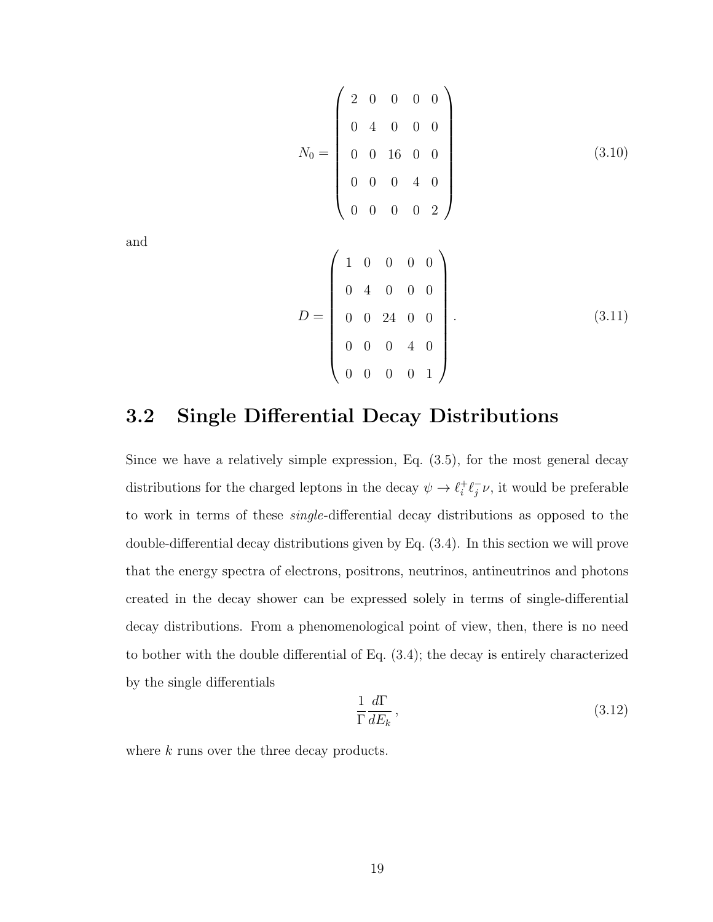$$N_0 = \begin{pmatrix} 2 & 0 & 0 & 0 & 0 \\ 0 & 4 & 0 & 0 & 0 \\ 0 & 0 & 16 & 0 & 0 \\ 0 & 0 & 0 & 4 & 0 \\ 0 & 0 & 0 & 0 & 2 \end{pmatrix} \tag{3.10}$$

and

$$D = \begin{pmatrix} 1 & 0 & 0 & 0 & 0 \\ 0 & 4 & 0 & 0 & 0 \\ 0 & 0 & 24 & 0 & 0 \\ 0 & 0 & 0 & 4 & 0 \\ 0 & 0 & 0 & 0 & 1 \end{pmatrix} . \tag{3.11}$$

## 3.2 Single Differential Decay Distributions

Since we have a relatively simple expression, Eq. (3.5), for the most general decay distributions for the charged leptons in the decay $\psi \to \ell_i^+ \ell_j^- \nu$, it would be preferable to work in terms of these *single*-differential decay distributions as opposed to the double-differential decay distributions given by Eq. (3.4). In this section we will prove that the energy spectra of electrons, positrons, neutrinos, antineutrinos and photons created in the decay shower can be expressed solely in terms of single-differential decay distributions. From a phenomenological point of view, then, there is no need to bother with the double differential of Eq. (3.4); the decay is entirely characterized by the single differentials

$$\frac{1}{\Gamma} \frac{d\Gamma}{dE_k} , \tag{3.12}$$

where $k$ runs over the three decay products.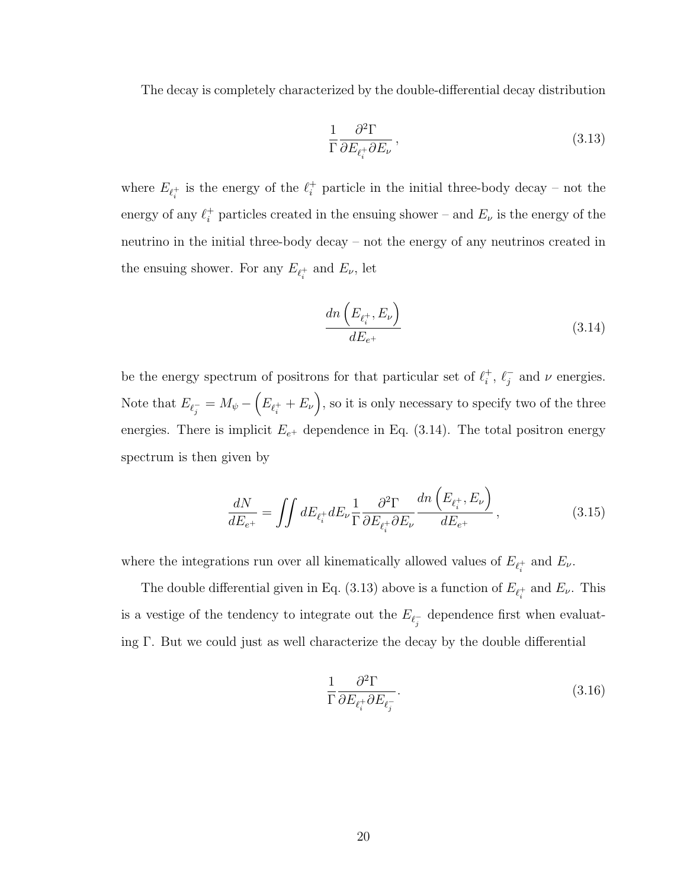The decay is completely characterized by the double-differential decay distribution

$$\frac{1}{\Gamma}\frac{\partial^2\Gamma}{\partial E_{\ell_i^+}\partial E_\nu}\,, \tag{3.13}$$

where $E_{\ell_i^+}$ is the energy of the $\ell_i^+$ particle in the initial three-body decay – not the energy of any $\ell_i^+$ particles created in the ensuing shower – and $E_\nu$ is the energy of the neutrino in the initial three-body decay – not the energy of any neutrinos created in the ensuing shower. For any $E_{\ell_i^+}$ and $E_\nu$, let

$$\frac{dn\left(E_{\ell_i^+}, E_\nu\right)}{dE_{e^+}} \tag{3.14}$$

be the energy spectrum of positrons for that particular set of $\ell_i^+$, $\ell_j^-$ and $\nu$ energies. Note that $E_{\ell_j^-} = M_\psi - \left(E_{\ell_i^+} + E_\nu\right)$, so it is only necessary to specify two of the three energies. There is implicit $E_{e^+}$ dependence in Eq. (3.14). The total positron energy spectrum is then given by

$$\frac{dN}{dE_{e^+}} = \iint dE_{\ell_i^+} dE_\nu \frac{1}{\Gamma}\frac{\partial^2\Gamma}{\partial E_{\ell_i^+}\partial E_\nu}\frac{dn\left(E_{\ell_i^+}, E_\nu\right)}{dE_{e^+}}\,, \tag{3.15}$$

where the integrations run over all kinematically allowed values of $E_{\ell_i^+}$ and $E_\nu$.

The double differential given in Eq. (3.13) above is a function of $E_{\ell_i^+}$ and $E_\nu$. This is a vestige of the tendency to integrate out the $E_{\ell_j^-}$ dependence first when evaluating $\Gamma$. But we could just as well characterize the decay by the double differential

$$\frac{1}{\Gamma}\frac{\partial^2\Gamma}{\partial E_{\ell_i^+}\partial E_{\ell_j^-}}\,. \tag{3.16}$$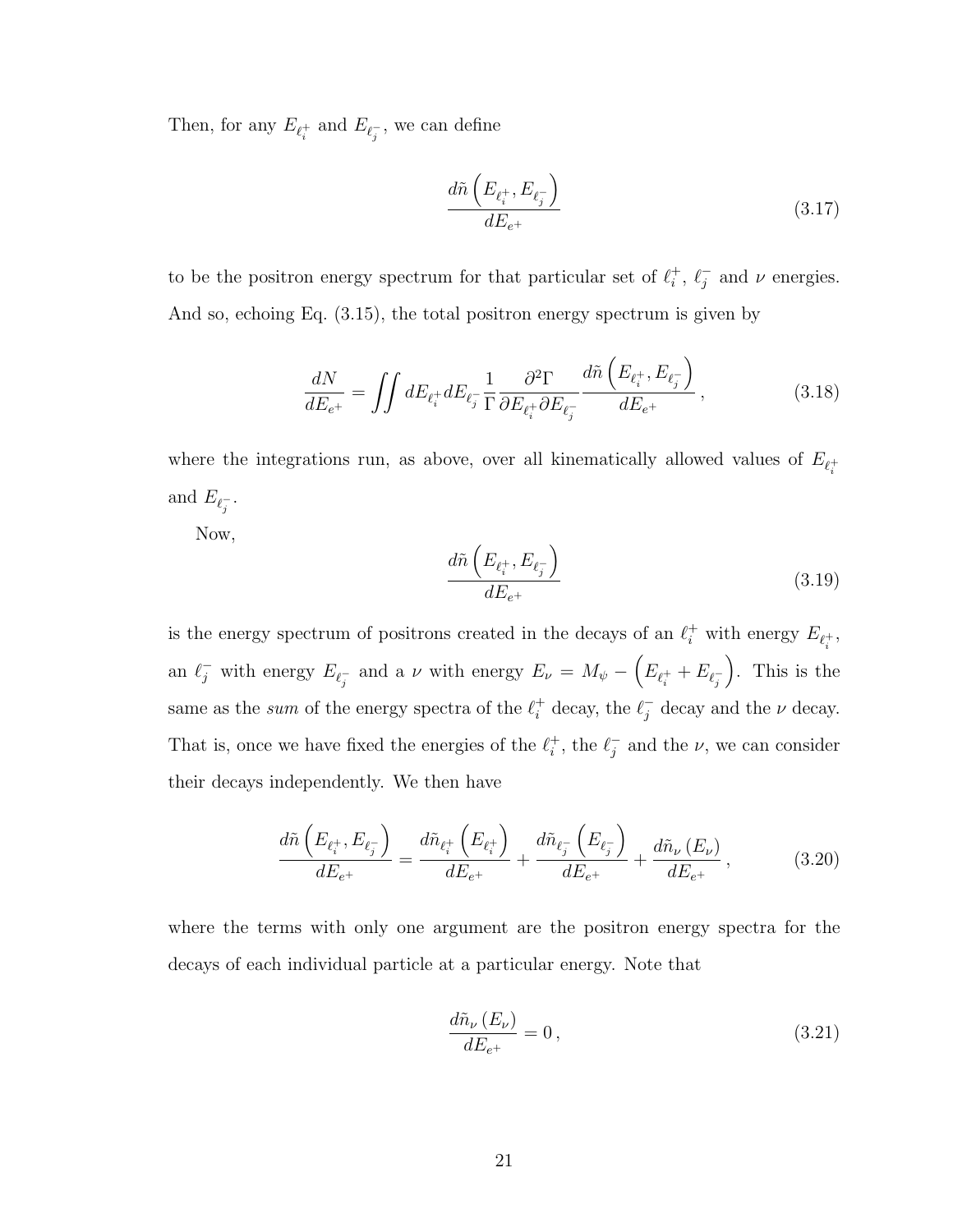Then, for any $E_{\ell_i^+}$ and $E_{\ell_j^-}$, we can define

$$\frac{d\tilde{n}\left(E_{\ell_i^+}, E_{\ell_j^-}\right)}{dE_{e^+}} \tag{3.17}$$

to be the positron energy spectrum for that particular set of $\ell_i^+$, $\ell_j^-$ and $\nu$ energies. And so, echoing Eq. (3.15), the total positron energy spectrum is given by

$$\frac{dN}{dE_{e^+}} = \iint dE_{\ell_i^+} dE_{\ell_j^-} \frac{1}{\Gamma} \frac{\partial^2 \Gamma}{\partial E_{\ell_i^+} \partial E_{\ell_j^-}} \frac{d\tilde{n}\left(E_{\ell_i^+}, E_{\ell_j^-}\right)}{dE_{e^+}}, \tag{3.18}$$

where the integrations run, as above, over all kinematically allowed values of $E_{\ell_i^+}$ and $E_{\ell_j^-}$.

Now,

$$\frac{d\tilde{n}\left(E_{\ell_i^+}, E_{\ell_j^-}\right)}{dE_{e^+}} \tag{3.19}$$

is the energy spectrum of positrons created in the decays of an $\ell_i^+$ with energy $E_{\ell_i^+}$, an $\ell_j^-$ with energy $E_{\ell_j^-}$ and a $\nu$ with energy $E_\nu = M_\psi - \left(E_{\ell_i^+} + E_{\ell_j^-}\right)$. This is the same as the *sum* of the energy spectra of the $\ell_i^+$ decay, the $\ell_j^-$ decay and the $\nu$ decay. That is, once we have fixed the energies of the $\ell_i^+$, the $\ell_j^-$ and the $\nu$, we can consider their decays independently. We then have

$$\frac{d\tilde{n}\left(E_{\ell_i^+}, E_{\ell_j^-}\right)}{dE_{e^+}} = \frac{d\tilde{n}_{\ell_i^+}\left(E_{\ell_i^+}\right)}{dE_{e^+}} + \frac{d\tilde{n}_{\ell_j^-}\left(E_{\ell_j^-}\right)}{dE_{e^+}} + \frac{d\tilde{n}_\nu\left(E_\nu\right)}{dE_{e^+}}, \tag{3.20}$$

where the terms with only one argument are the positron energy spectra for the decays of each individual particle at a particular energy. Note that

$$\frac{d\tilde{n}_\nu\left(E_\nu\right)}{dE_{e^+}} = 0, \tag{3.21}$$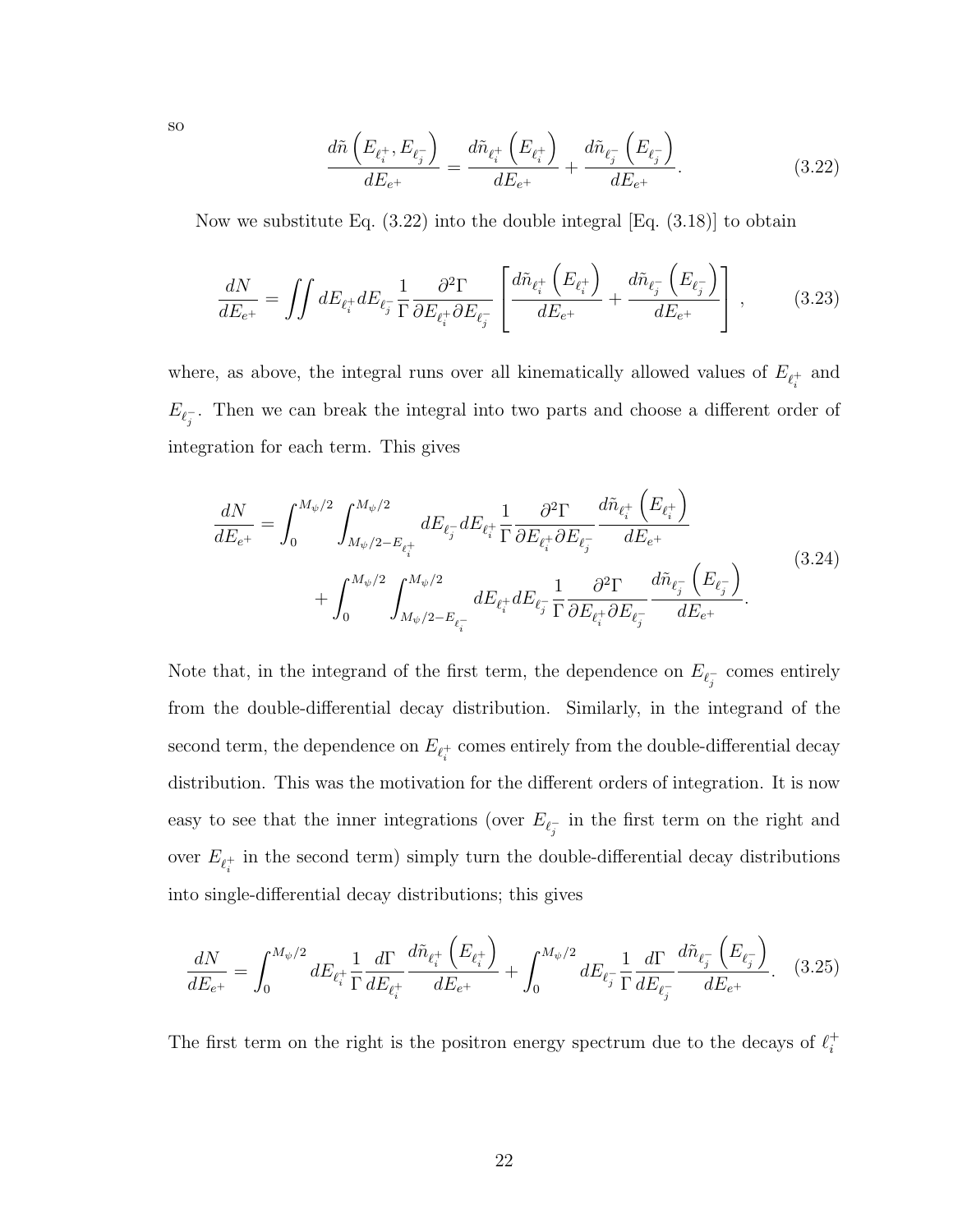so

$$\frac{d\tilde{n}\left(E_{\ell_i^+}, E_{\ell_j^-}\right)}{dE_{e^+}} = \frac{d\tilde{n}_{\ell_i^+}\left(E_{\ell_i^+}\right)}{dE_{e^+}} + \frac{d\tilde{n}_{\ell_j^-}\left(E_{\ell_j^-}\right)}{dE_{e^+}}. \tag{3.22}$$

Now we substitute Eq. (3.22) into the double integral [Eq. (3.18)] to obtain

$$\frac{dN}{dE_{e^+}} = \iint dE_{\ell_i^+} dE_{\ell_j^-} \frac{1}{\Gamma} \frac{\partial^2 \Gamma}{\partial E_{\ell_i^+} \partial E_{\ell_j^-}} \left[ \frac{d\tilde{n}_{\ell_i^+}\left(E_{\ell_i^+}\right)}{dE_{e^+}} + \frac{d\tilde{n}_{\ell_j^-}\left(E_{\ell_j^-}\right)}{dE_{e^+}} \right], \tag{3.23}$$

where, as above, the integral runs over all kinematically allowed values of $E_{\ell_i^+}$ and $E_{\ell_j^-}$. Then we can break the integral into two parts and choose a different order of integration for each term. This gives

$$\begin{aligned} \frac{dN}{dE_{e^+}} = & \int_0^{M_\psi/2} \int_{M_\psi/2 - E_{\ell_i^+}}^{M_\psi/2} dE_{\ell_j^-} dE_{\ell_i^+} \frac{1}{\Gamma} \frac{\partial^2 \Gamma}{\partial E_{\ell_i^+} \partial E_{\ell_j^-}} \frac{d\tilde{n}_{\ell_i^+}\left(E_{\ell_i^+}\right)}{dE_{e^+}} \\ & + \int_0^{M_\psi/2} \int_{M_\psi/2 - E_{\ell_j^-}}^{M_\psi/2} dE_{\ell_i^+} dE_{\ell_j^-} \frac{1}{\Gamma} \frac{\partial^2 \Gamma}{\partial E_{\ell_i^+} \partial E_{\ell_j^-}} \frac{d\tilde{n}_{\ell_j^-}\left(E_{\ell_j^-}\right)}{dE_{e^+}}. \end{aligned} \tag{3.24}$$

Note that, in the integrand of the first term, the dependence on $E_{\ell_j^-}$ comes entirely from the double-differential decay distribution. Similarly, in the integrand of the second term, the dependence on $E_{\ell_i^+}$ comes entirely from the double-differential decay distribution. This was the motivation for the different orders of integration. It is now easy to see that the inner integrations (over $E_{\ell_j^-}$ in the first term on the right and over $E_{\ell_i^+}$ in the second term) simply turn the double-differential decay distributions into single-differential decay distributions; this gives

$$\frac{dN}{dE_{e^+}} = \int_0^{M_\psi/2} dE_{\ell_i^+} \frac{1}{\Gamma} \frac{d\Gamma}{dE_{\ell_i^+}} \frac{d\tilde{n}_{\ell_i^+}\left(E_{\ell_i^+}\right)}{dE_{e^+}} + \int_0^{M_\psi/2} dE_{\ell_j^-} \frac{1}{\Gamma} \frac{d\Gamma}{dE_{\ell_j^-}} \frac{d\tilde{n}_{\ell_j^-}\left(E_{\ell_j^-}\right)}{dE_{e^+}}. \tag{3.25}$$

The first term on the right is the positron energy spectrum due to the decays of $\ell_i^+$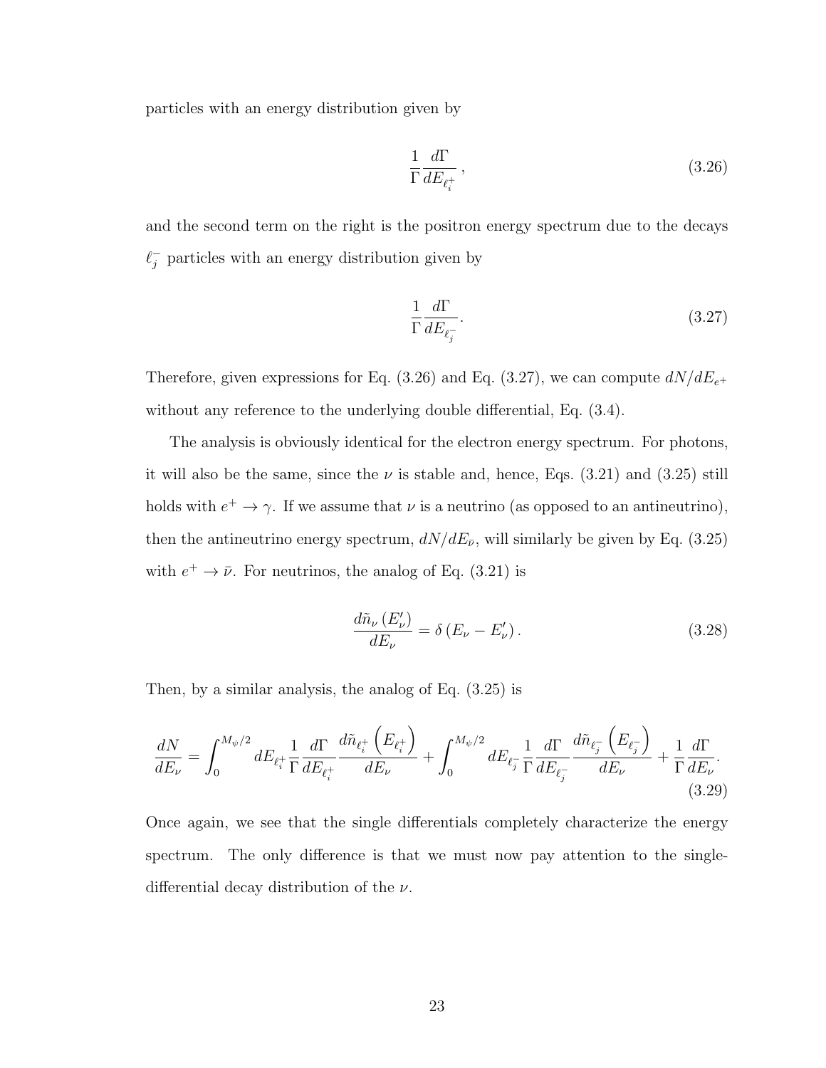particles with an energy distribution given by

$$\frac{1}{\Gamma}\frac{d\Gamma}{dE_{\ell_i^+}}\,, \tag{3.26}$$

and the second term on the right is the positron energy spectrum due to the decays $\ell_j^-$ particles with an energy distribution given by

$$\frac{1}{\Gamma}\frac{d\Gamma}{dE_{\ell_j^-}}. \tag{3.27}$$

Therefore, given expressions for Eq. (3.26) and Eq. (3.27), we can compute $dN/dE_{e^+}$ without any reference to the underlying double differential, Eq. (3.4).

The analysis is obviously identical for the electron energy spectrum. For photons, it will also be the same, since the $\nu$ is stable and, hence, Eqs. (3.21) and (3.25) still holds with $e^+ \to \gamma$. If we assume that $\nu$ is a neutrino (as opposed to an antineutrino), then the antineutrino energy spectrum, $dN/dE_{\bar{\nu}}$, will similarly be given by Eq. (3.25) with $e^+ \to \bar{\nu}$. For neutrinos, the analog of Eq. (3.21) is

$$\frac{d\tilde{n}_\nu\left(E'_\nu\right)}{dE_\nu} = \delta\left(E_\nu - E'_\nu\right). \tag{3.28}$$

Then, by a similar analysis, the analog of Eq. (3.25) is

$$\frac{dN}{dE_\nu} = \int_0^{M_\psi/2} dE_{\ell_i^+}\frac{1}{\Gamma}\frac{d\Gamma}{dE_{\ell_i^+}}\frac{d\tilde{n}_{\ell_i^+}\left(E_{\ell_i^+}\right)}{dE_\nu} + \int_0^{M_\psi/2} dE_{\ell_j^-}\frac{1}{\Gamma}\frac{d\Gamma}{dE_{\ell_j^-}}\frac{d\tilde{n}_{\ell_j^-}\left(E_{\ell_j^-}\right)}{dE_\nu} + \frac{1}{\Gamma}\frac{d\Gamma}{dE_\nu}. \tag{3.29}$$

Once again, we see that the single differentials completely characterize the energy spectrum. The only difference is that we must now pay attention to the single-differential decay distribution of the $\nu$.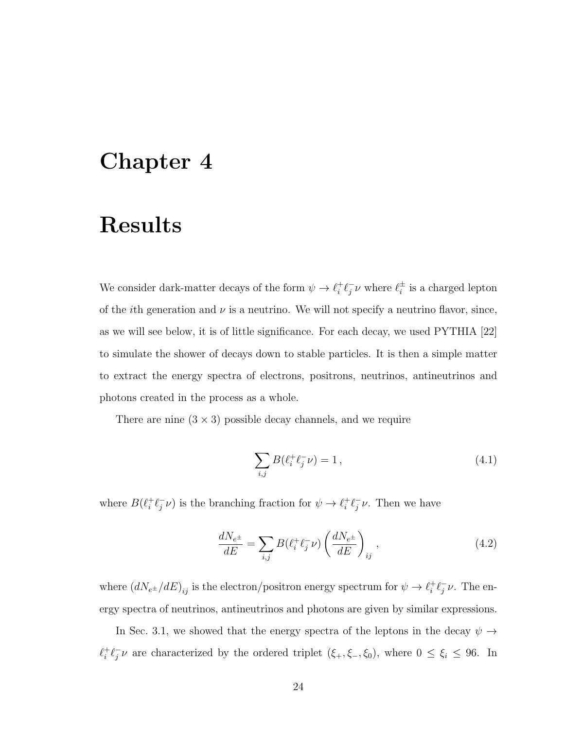# Chapter 4

# Results

We consider dark-matter decays of the form $\psi \to \ell_i^+ \ell_j^- \nu$ where $\ell_i^\pm$ is a charged lepton of the $i$th generation and $\nu$ is a neutrino. We will not specify a neutrino flavor, since, as we will see below, it is of little significance. For each decay, we used PYTHIA [22] to simulate the shower of decays down to stable particles. It is then a simple matter to extract the energy spectra of electrons, positrons, neutrinos, antineutrinos and photons created in the process as a whole.

There are nine ($3 \times 3$) possible decay channels, and we require

$$\sum_{i,j} B(\ell_i^+ \ell_j^- \nu) = 1\,, \tag{4.1}$$

where $B(\ell_i^+ \ell_j^- \nu)$ is the branching fraction for $\psi \to \ell_i^+ \ell_j^- \nu$. Then we have

$$\frac{dN_{e^\pm}}{dE} = \sum_{i,j} B(\ell_i^+ \ell_j^- \nu) \left( \frac{dN_{e^\pm}}{dE} \right)_{ij}\,, \tag{4.2}$$

where $(dN_{e^\pm}/dE)_{ij}$ is the electron/positron energy spectrum for $\psi \to \ell_i^+ \ell_j^- \nu$. The energy spectra of neutrinos, antineutrinos and photons are given by similar expressions.

In Sec. 3.1, we showed that the energy spectra of the leptons in the decay $\psi \to \ell_i^+ \ell_j^- \nu$ are characterized by the ordered triplet $(\xi_+, \xi_-, \xi_0)$, where $0 \leq \xi_i \leq 96$. In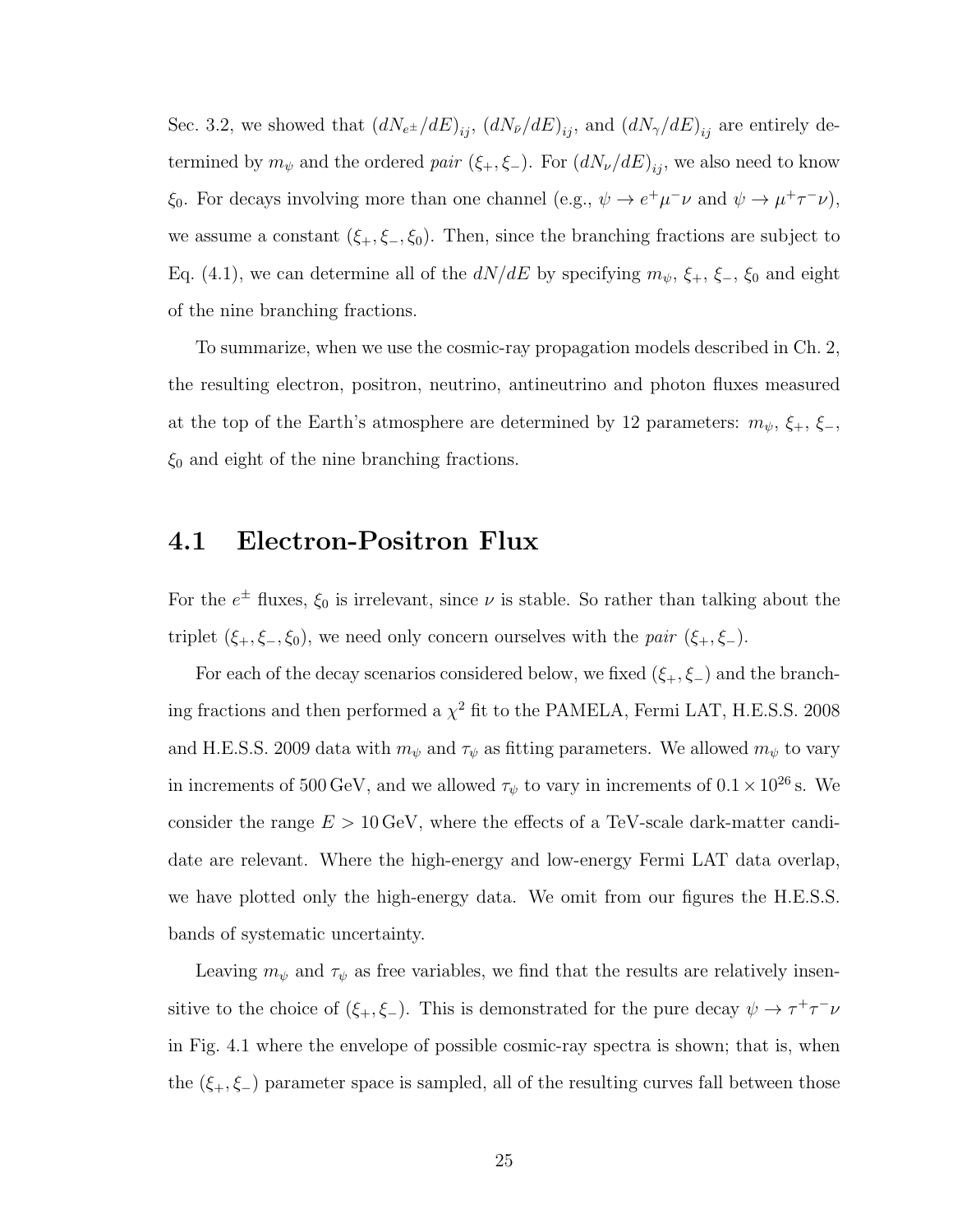Sec. 3.2, we showed that $(dN_{e^\pm}/dE)_{ij}$, $(dN_{\bar{\nu}}/dE)_{ij}$, and $(dN_\gamma/dE)_{ij}$ are entirely determined by $m_\psi$ and the ordered *pair* $(\xi_+, \xi_-)$. For $(dN_\nu/dE)_{ij}$, we also need to know $\xi_0$. For decays involving more than one channel (e.g., $\psi \to e^+\mu^-\nu$ and $\psi \to \mu^+\tau^-\nu$), we assume a constant $(\xi_+, \xi_-, \xi_0)$. Then, since the branching fractions are subject to Eq. (4.1), we can determine all of the $dN/dE$ by specifying $m_\psi$, $\xi_+$, $\xi_-$, $\xi_0$ and eight of the nine branching fractions.

To summarize, when we use the cosmic-ray propagation models described in Ch. 2, the resulting electron, positron, neutrino, antineutrino and photon fluxes measured at the top of the Earth's atmosphere are determined by 12 parameters: $m_\psi$, $\xi_+$, $\xi_-$, $\xi_0$ and eight of the nine branching fractions.

## 4.1 Electron-Positron Flux

For the $e^\pm$ fluxes, $\xi_0$ is irrelevant, since $\nu$ is stable. So rather than talking about the triplet $(\xi_+, \xi_-, \xi_0)$, we need only concern ourselves with the *pair* $(\xi_+, \xi_-)$.

For each of the decay scenarios considered below, we fixed $(\xi_+, \xi_-)$ and the branching fractions and then performed a $\chi^2$ fit to the PAMELA, Fermi LAT, H.E.S.S. 2008 and H.E.S.S. 2009 data with $m_\psi$ and $\tau_\psi$ as fitting parameters. We allowed $m_\psi$ to vary in increments of 500 GeV, and we allowed $\tau_\psi$ to vary in increments of $0.1 \times 10^{26}$ s. We consider the range $E > 10$ GeV, where the effects of a TeV-scale dark-matter candidate are relevant. Where the high-energy and low-energy Fermi LAT data overlap, we have plotted only the high-energy data. We omit from our figures the H.E.S.S. bands of systematic uncertainty.

Leaving $m_\psi$ and $\tau_\psi$ as free variables, we find that the results are relatively insensitive to the choice of $(\xi_+, \xi_-)$. This is demonstrated for the pure decay $\psi \to \tau^+\tau^-\nu$ in Fig. 4.1 where the envelope of possible cosmic-ray spectra is shown; that is, when the $(\xi_+, \xi_-)$ parameter space is sampled, all of the resulting curves fall between those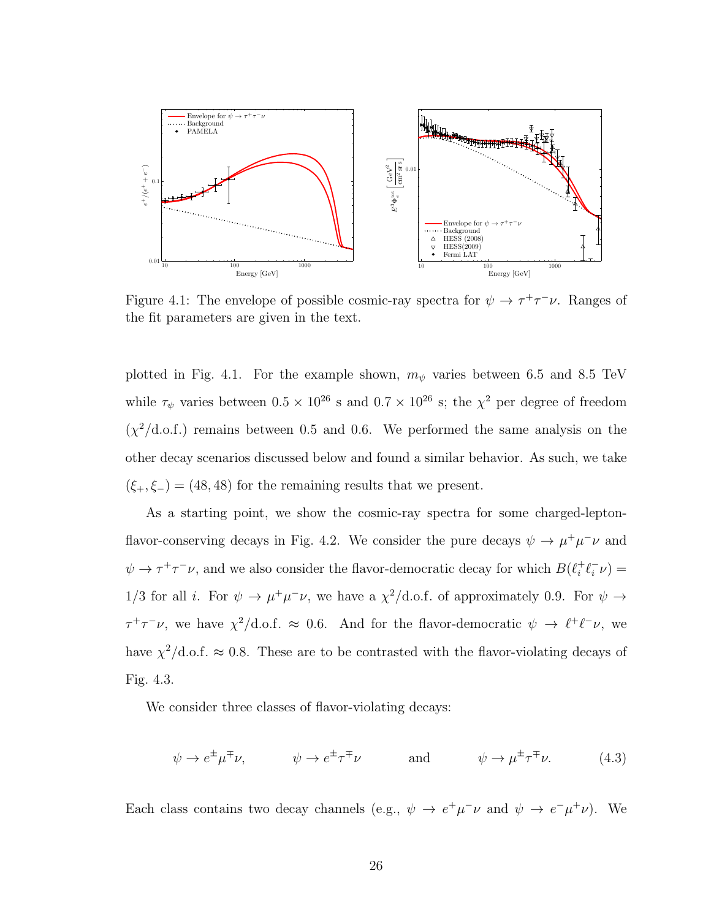Figure 4.1: The envelope of possible cosmic-ray spectra for $\psi \to \tau^+\tau^-\nu$. Ranges of the fit parameters are given in the text.

plotted in Fig. 4.1. For the example shown, $m_\psi$ varies between 6.5 and 8.5 TeV while $\tau_\psi$ varies between $0.5 \times 10^{26}$ s and $0.7 \times 10^{26}$ s; the $\chi^2$ per degree of freedom ($\chi^2$/d.o.f.) remains between 0.5 and 0.6. We performed the same analysis on the other decay scenarios discussed below and found a similar behavior. As such, we take $(\xi_+, \xi_-) = (48, 48)$ for the remaining results that we present.

As a starting point, we show the cosmic-ray spectra for some charged-lepton-flavor-conserving decays in Fig. 4.2. We consider the pure decays $\psi \to \mu^+\mu^-\nu$ and $\psi \to \tau^+\tau^-\nu$, and we also consider the flavor-democratic decay for which $B(\ell_i^+\ell_i^-\nu) = 1/3$ for all $i$. For $\psi \to \mu^+\mu^-\nu$, we have a $\chi^2$/d.o.f. of approximately 0.9. For $\psi \to \tau^+\tau^-\nu$, we have $\chi^2$/d.o.f. $\approx 0.6$. And for the flavor-democratic $\psi \to \ell^+\ell^-\nu$, we have $\chi^2$/d.o.f. $\approx 0.8$. These are to be contrasted with the flavor-violating decays of Fig. 4.3.

We consider three classes of flavor-violating decays:

$$\psi \to e^\pm\mu^\mp\nu, \qquad \psi \to e^\pm\tau^\mp\nu \qquad \text{and} \qquad \psi \to \mu^\pm\tau^\mp\nu. \tag{4.3}$$

Each class contains two decay channels (e.g., $\psi \to e^+\mu^-\nu$ and $\psi \to e^-\mu^+\nu$). We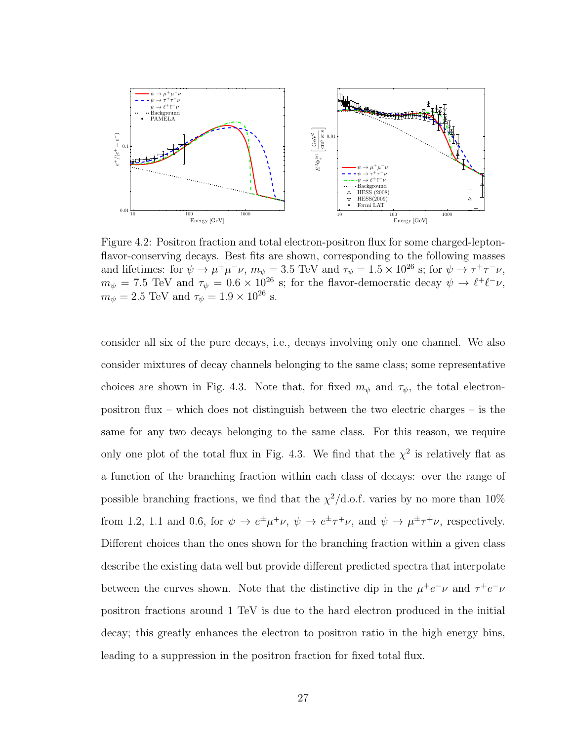Figure 4.2: Positron fraction and total electron-positron flux for some charged-lepton-flavor-conserving decays. Best fits are shown, corresponding to the following masses and lifetimes: for $\psi \to \mu^+\mu^-\nu$, $m_\psi = 3.5$ TeV and $\tau_\psi = 1.5 \times 10^{26}$ s; for $\psi \to \tau^+\tau^-\nu$, $m_\psi = 7.5$ TeV and $\tau_\psi = 0.6 \times 10^{26}$ s; for the flavor-democratic decay $\psi \to \ell^+\ell^-\nu$, $m_\psi = 2.5$ TeV and $\tau_\psi = 1.9 \times 10^{26}$ s.

consider all six of the pure decays, i.e., decays involving only one channel. We also consider mixtures of decay channels belonging to the same class; some representative choices are shown in Fig. 4.3. Note that, for fixed $m_\psi$ and $\tau_\psi$, the total electron-positron flux – which does not distinguish between the two electric charges – is the same for any two decays belonging to the same class. For this reason, we require only one plot of the total flux in Fig. 4.3. We find that the $\chi^2$ is relatively flat as a function of the branching fraction within each class of decays: over the range of possible branching fractions, we find that the $\chi^2$/d.o.f. varies by no more than 10% from 1.2, 1.1 and 0.6, for $\psi \to e^\pm\mu^\mp\nu$, $\psi \to e^\pm\tau^\mp\nu$, and $\psi \to \mu^\pm\tau^\mp\nu$, respectively. Different choices than the ones shown for the branching fraction within a given class describe the existing data well but provide different predicted spectra that interpolate between the curves shown. Note that the distinctive dip in the $\mu^+e^-\nu$ and $\tau^+e^-\nu$ positron fractions around 1 TeV is due to the hard electron produced in the initial decay; this greatly enhances the electron to positron ratio in the high energy bins, leading to a suppression in the positron fraction for fixed total flux.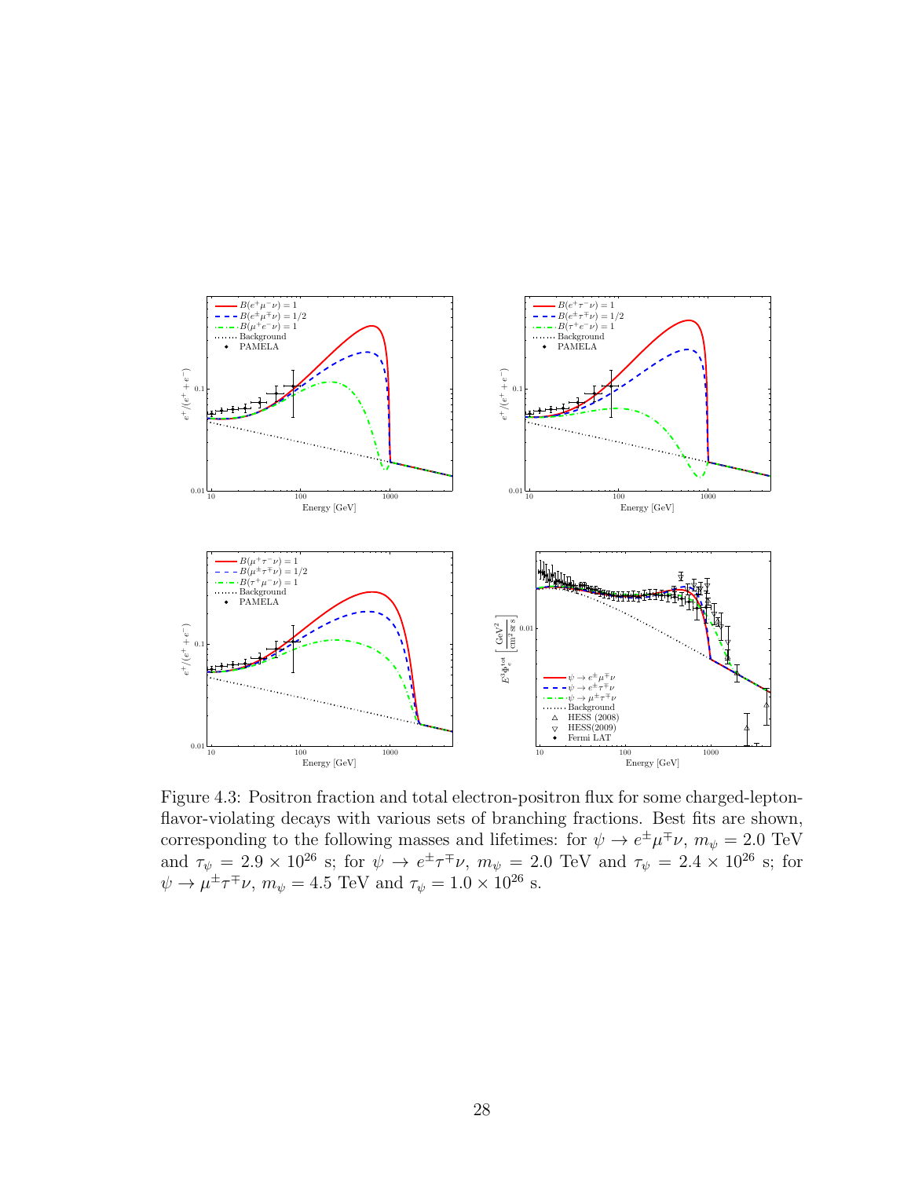Figure 4.3: Positron fraction and total electron-positron flux for some charged-lepton-flavor-violating decays with various sets of branching fractions. Best fits are shown, corresponding to the following masses and lifetimes: for $\psi \to e^{\pm}\mu^{\mp}\nu$, $m_{\psi} = 2.0$ TeV and $\tau_{\psi} = 2.9 \times 10^{26}$ s; for $\psi \to e^{\pm}\tau^{\mp}\nu$, $m_{\psi} = 2.0$ TeV and $\tau_{\psi} = 2.4 \times 10^{26}$ s; for $\psi \to \mu^{\pm}\tau^{\mp}\nu$, $m_{\psi} = 4.5$ TeV and $\tau_{\psi} = 1.0 \times 10^{26}$ s.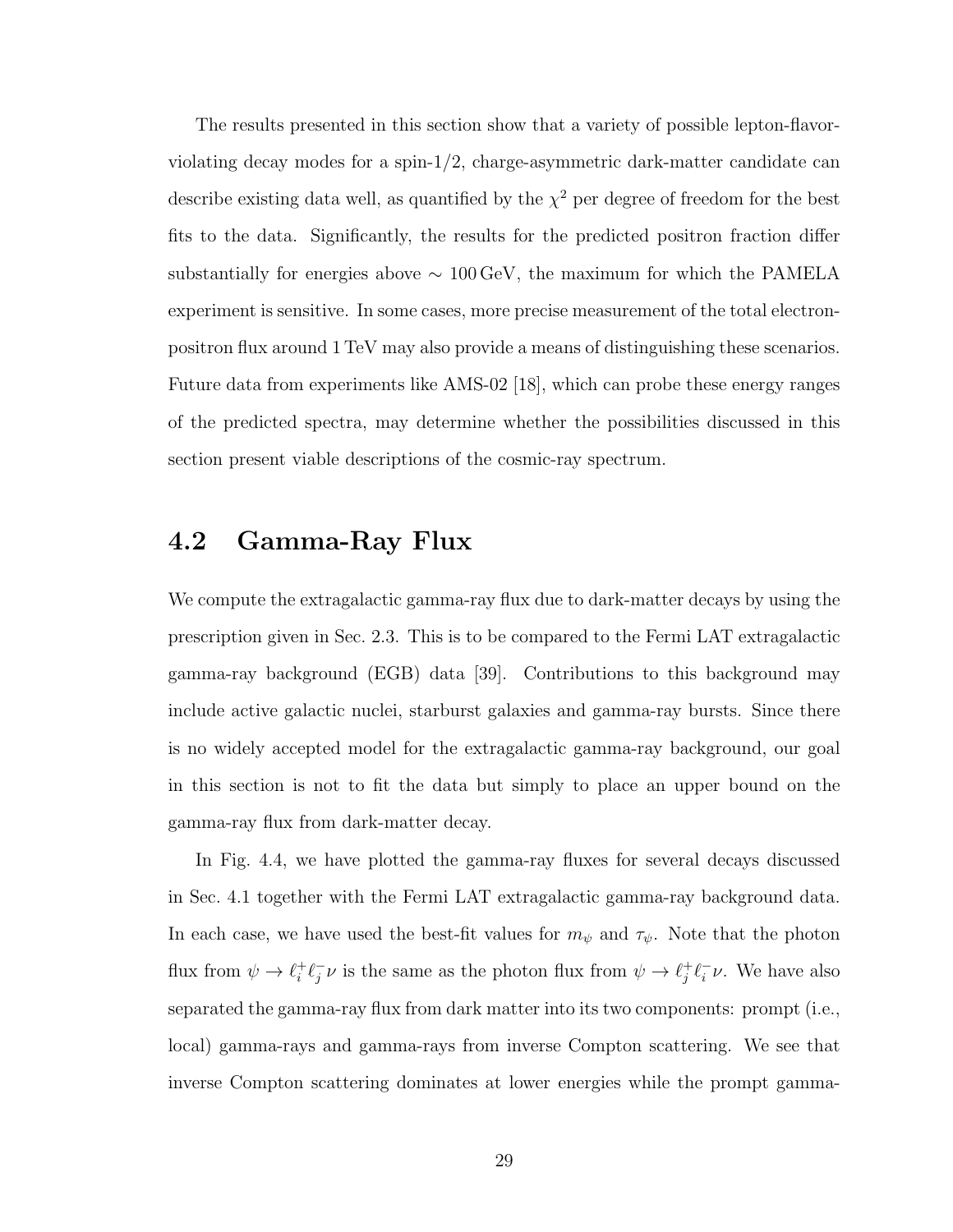The results presented in this section show that a variety of possible lepton-flavor-violating decay modes for a spin-1/2, charge-asymmetric dark-matter candidate can describe existing data well, as quantified by the $\chi^2$ per degree of freedom for the best fits to the data. Significantly, the results for the predicted positron fraction differ substantially for energies above $\sim 100\,\text{GeV}$, the maximum for which the PAMELA experiment is sensitive. In some cases, more precise measurement of the total electron-positron flux around 1 TeV may also provide a means of distinguishing these scenarios. Future data from experiments like AMS-02 [18], which can probe these energy ranges of the predicted spectra, may determine whether the possibilities discussed in this section present viable descriptions of the cosmic-ray spectrum.

## 4.2 Gamma-Ray Flux

We compute the extragalactic gamma-ray flux due to dark-matter decays by using the prescription given in Sec. 2.3. This is to be compared to the Fermi LAT extragalactic gamma-ray background (EGB) data [39]. Contributions to this background may include active galactic nuclei, starburst galaxies and gamma-ray bursts. Since there is no widely accepted model for the extragalactic gamma-ray background, our goal in this section is not to fit the data but simply to place an upper bound on the gamma-ray flux from dark-matter decay.

In Fig. 4.4, we have plotted the gamma-ray fluxes for several decays discussed in Sec. 4.1 together with the Fermi LAT extragalactic gamma-ray background data. In each case, we have used the best-fit values for $m_\psi$ and $\tau_\psi$. Note that the photon flux from $\psi \to \ell_i^+ \ell_j^- \nu$ is the same as the photon flux from $\psi \to \ell_j^+ \ell_i^- \nu$. We have also separated the gamma-ray flux from dark matter into its two components: prompt (i.e., local) gamma-rays and gamma-rays from inverse Compton scattering. We see that inverse Compton scattering dominates at lower energies while the prompt gamma-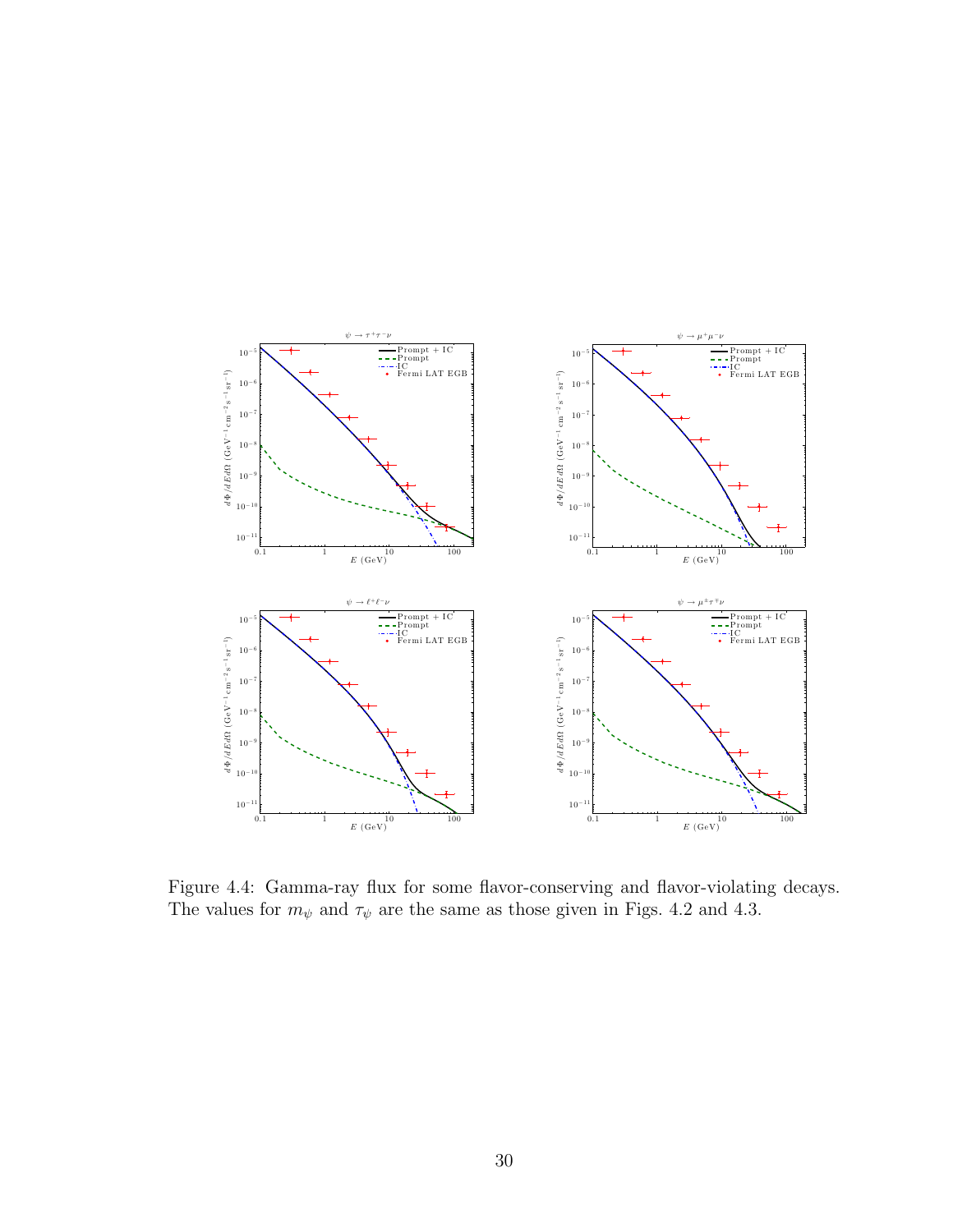Figure 4.4: Gamma-ray flux for some flavor-conserving and flavor-violating decays. The values for $m_\psi$ and $\tau_\psi$ are the same as those given in Figs. 4.2 and 4.3.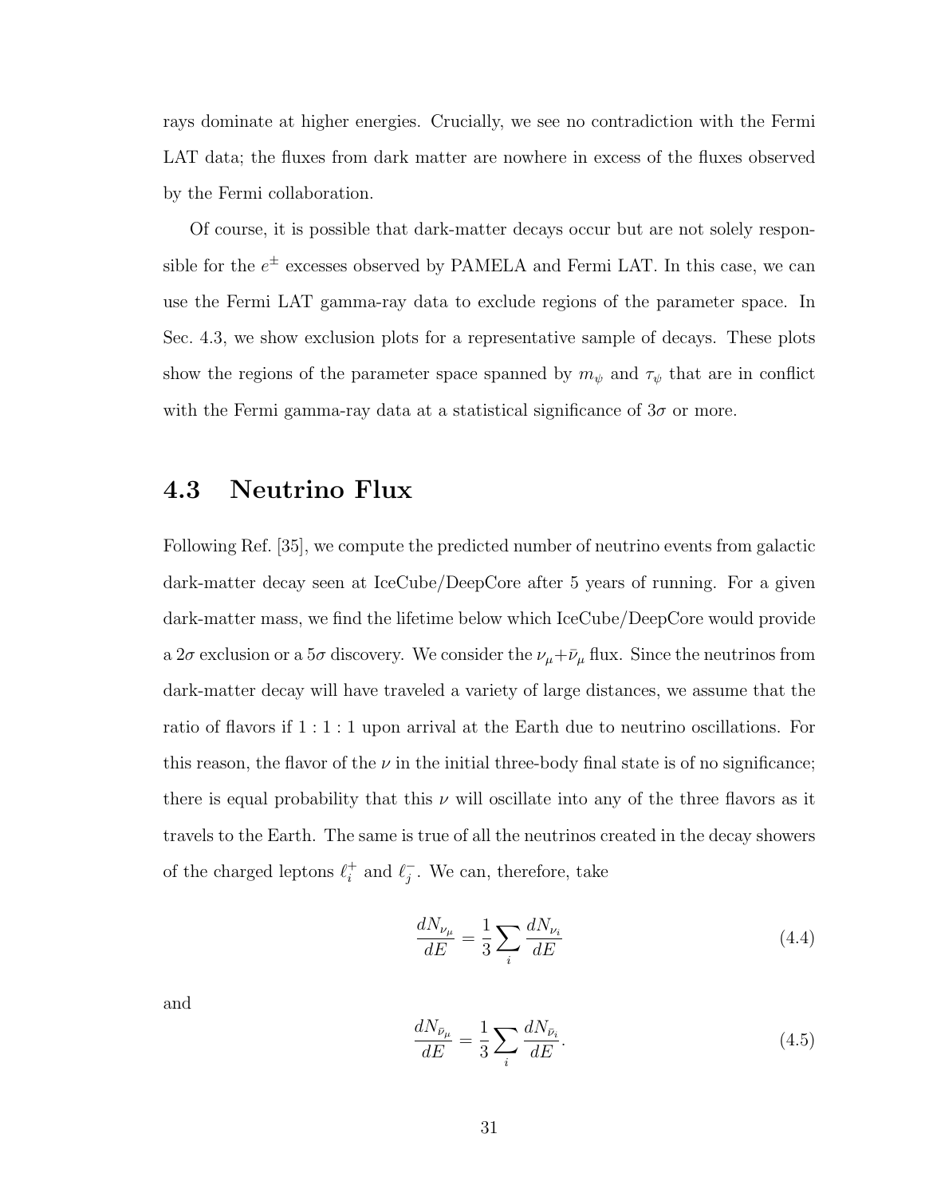rays dominate at higher energies. Crucially, we see no contradiction with the Fermi LAT data; the fluxes from dark matter are nowhere in excess of the fluxes observed by the Fermi collaboration.

Of course, it is possible that dark-matter decays occur but are not solely responsible for the $e^{\pm}$ excesses observed by PAMELA and Fermi LAT. In this case, we can use the Fermi LAT gamma-ray data to exclude regions of the parameter space. In Sec. 4.3, we show exclusion plots for a representative sample of decays. These plots show the regions of the parameter space spanned by $m_\psi$ and $\tau_\psi$ that are in conflict with the Fermi gamma-ray data at a statistical significance of $3\sigma$ or more.

## 4.3 Neutrino Flux

Following Ref. [35], we compute the predicted number of neutrino events from galactic dark-matter decay seen at IceCube/DeepCore after 5 years of running. For a given dark-matter mass, we find the lifetime below which IceCube/DeepCore would provide a $2\sigma$ exclusion or a $5\sigma$ discovery. We consider the $\nu_\mu + \bar{\nu}_\mu$ flux. Since the neutrinos from dark-matter decay will have traveled a variety of large distances, we assume that the ratio of flavors if $1:1:1$ upon arrival at the Earth due to neutrino oscillations. For this reason, the flavor of the $\nu$ in the initial three-body final state is of no significance; there is equal probability that this $\nu$ will oscillate into any of the three flavors as it travels to the Earth. The same is true of all the neutrinos created in the decay showers of the charged leptons $\ell_i^+$ and $\ell_j^-$. We can, therefore, take

$$\frac{dN_{\nu_\mu}}{dE} = \frac{1}{3}\sum_i \frac{dN_{\nu_i}}{dE} \tag{4.4}$$

and

$$\frac{dN_{\bar{\nu}_\mu}}{dE} = \frac{1}{3}\sum_i \frac{dN_{\bar{\nu}_i}}{dE}. \tag{4.5}$$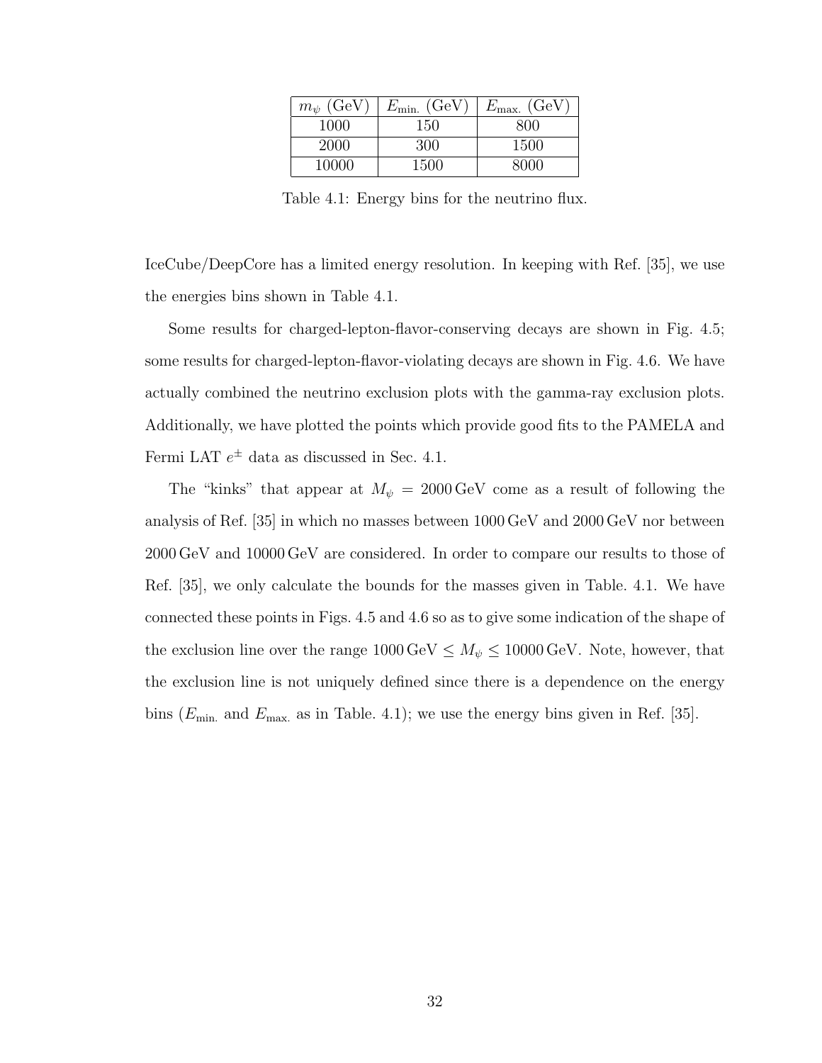| $m_\psi$ (GeV) | $E_{\text{min.}}$ (GeV) | $E_{\text{max.}}$ (GeV) |
|---|---|---|
| 1000 | 150 | 800 |
| 2000 | 300 | 1500 |
| 10000 | 1500 | 8000 |

Table 4.1: Energy bins for the neutrino flux.

IceCube/DeepCore has a limited energy resolution. In keeping with Ref. [35], we use the energies bins shown in Table 4.1.

Some results for charged-lepton-flavor-conserving decays are shown in Fig. 4.5; some results for charged-lepton-flavor-violating decays are shown in Fig. 4.6. We have actually combined the neutrino exclusion plots with the gamma-ray exclusion plots. Additionally, we have plotted the points which provide good fits to the PAMELA and Fermi LAT $e^{\pm}$ data as discussed in Sec. 4.1.

The "kinks" that appear at $M_\psi = 2000\,\text{GeV}$ come as a result of following the analysis of Ref. [35] in which no masses between 1000 GeV and 2000 GeV nor between 2000 GeV and 10000 GeV are considered. In order to compare our results to those of Ref. [35], we only calculate the bounds for the masses given in Table. 4.1. We have connected these points in Figs. 4.5 and 4.6 so as to give some indication of the shape of the exclusion line over the range $1000\,\text{GeV} \leq M_\psi \leq 10000\,\text{GeV}$. Note, however, that the exclusion line is not uniquely defined since there is a dependence on the energy bins ($E_{\text{min.}}$ and $E_{\text{max.}}$ as in Table. 4.1); we use the energy bins given in Ref. [35].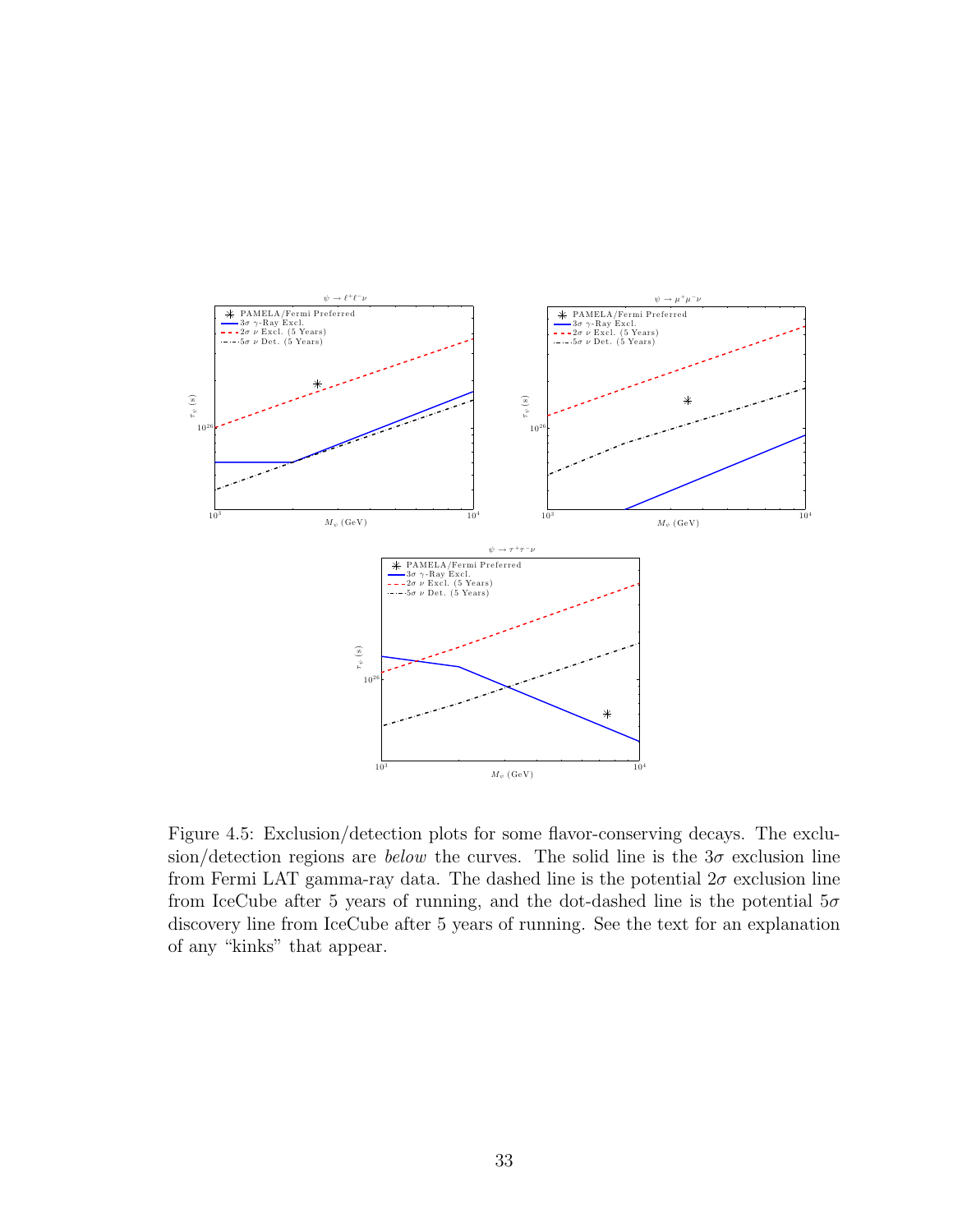Figure 4.5: Exclusion/detection plots for some flavor-conserving decays. The exclusion/detection regions are *below* the curves. The solid line is the $3\sigma$ exclusion line from Fermi LAT gamma-ray data. The dashed line is the potential $2\sigma$ exclusion line from IceCube after 5 years of running, and the dot-dashed line is the potential $5\sigma$ discovery line from IceCube after 5 years of running. See the text for an explanation of any "kinks" that appear.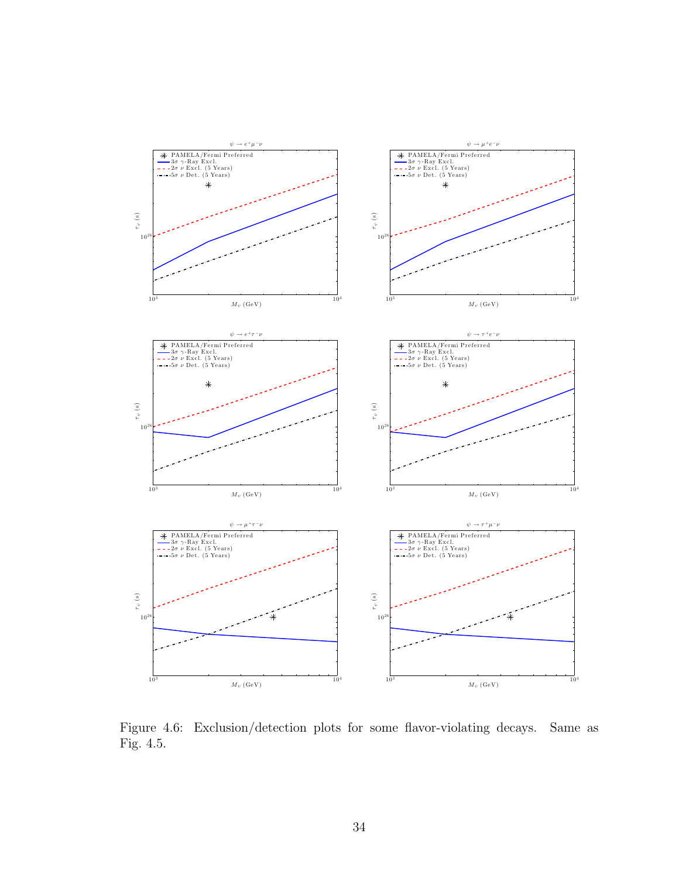Figure 4.6: Exclusion/detection plots for some flavor-violating decays. Same as Fig. 4.5.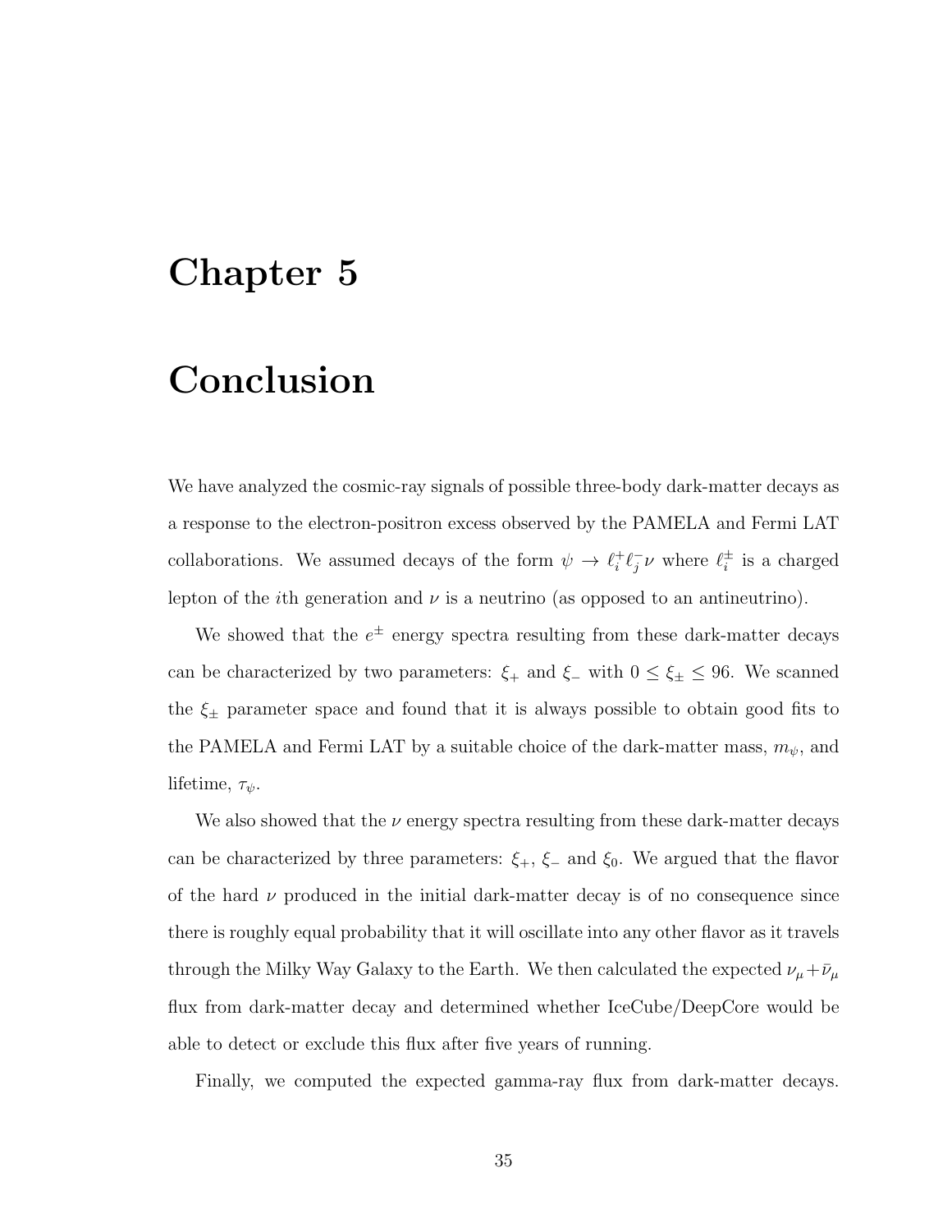# Chapter 5

# Conclusion

We have analyzed the cosmic-ray signals of possible three-body dark-matter decays as a response to the electron-positron excess observed by the PAMELA and Fermi LAT collaborations. We assumed decays of the form $\psi \to \ell_i^+ \ell_j^- \nu$ where $\ell_i^\pm$ is a charged lepton of the $i$th generation and $\nu$ is a neutrino (as opposed to an antineutrino).

We showed that the $e^\pm$ energy spectra resulting from these dark-matter decays can be characterized by two parameters: $\xi_+$ and $\xi_-$ with $0 \leq \xi_\pm \leq 96$. We scanned the $\xi_\pm$ parameter space and found that it is always possible to obtain good fits to the PAMELA and Fermi LAT by a suitable choice of the dark-matter mass, $m_\psi$, and lifetime, $\tau_\psi$.

We also showed that the $\nu$ energy spectra resulting from these dark-matter decays can be characterized by three parameters: $\xi_+$, $\xi_-$ and $\xi_0$. We argued that the flavor of the hard $\nu$ produced in the initial dark-matter decay is of no consequence since there is roughly equal probability that it will oscillate into any other flavor as it travels through the Milky Way Galaxy to the Earth. We then calculated the expected $\nu_\mu + \bar{\nu}_\mu$ flux from dark-matter decay and determined whether IceCube/DeepCore would be able to detect or exclude this flux after five years of running.

Finally, we computed the expected gamma-ray flux from dark-matter decays.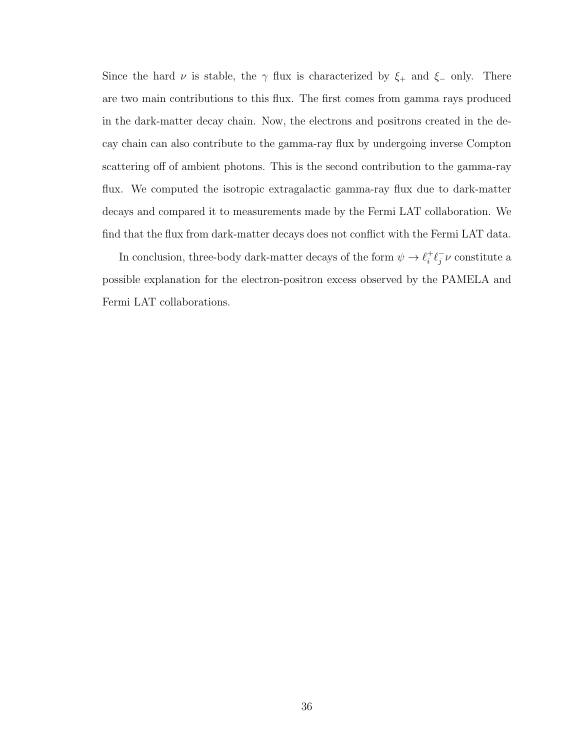Since the hard $\nu$ is stable, the $\gamma$ flux is characterized by $\xi_+$ and $\xi_-$ only. There are two main contributions to this flux. The first comes from gamma rays produced in the dark-matter decay chain. Now, the electrons and positrons created in the decay chain can also contribute to the gamma-ray flux by undergoing inverse Compton scattering off of ambient photons. This is the second contribution to the gamma-ray flux. We computed the isotropic extragalactic gamma-ray flux due to dark-matter decays and compared it to measurements made by the Fermi LAT collaboration. We find that the flux from dark-matter decays does not conflict with the Fermi LAT data.

In conclusion, three-body dark-matter decays of the form $\psi \to \ell_i^+ \ell_j^- \nu$ constitute a possible explanation for the electron-positron excess observed by the PAMELA and Fermi LAT collaborations.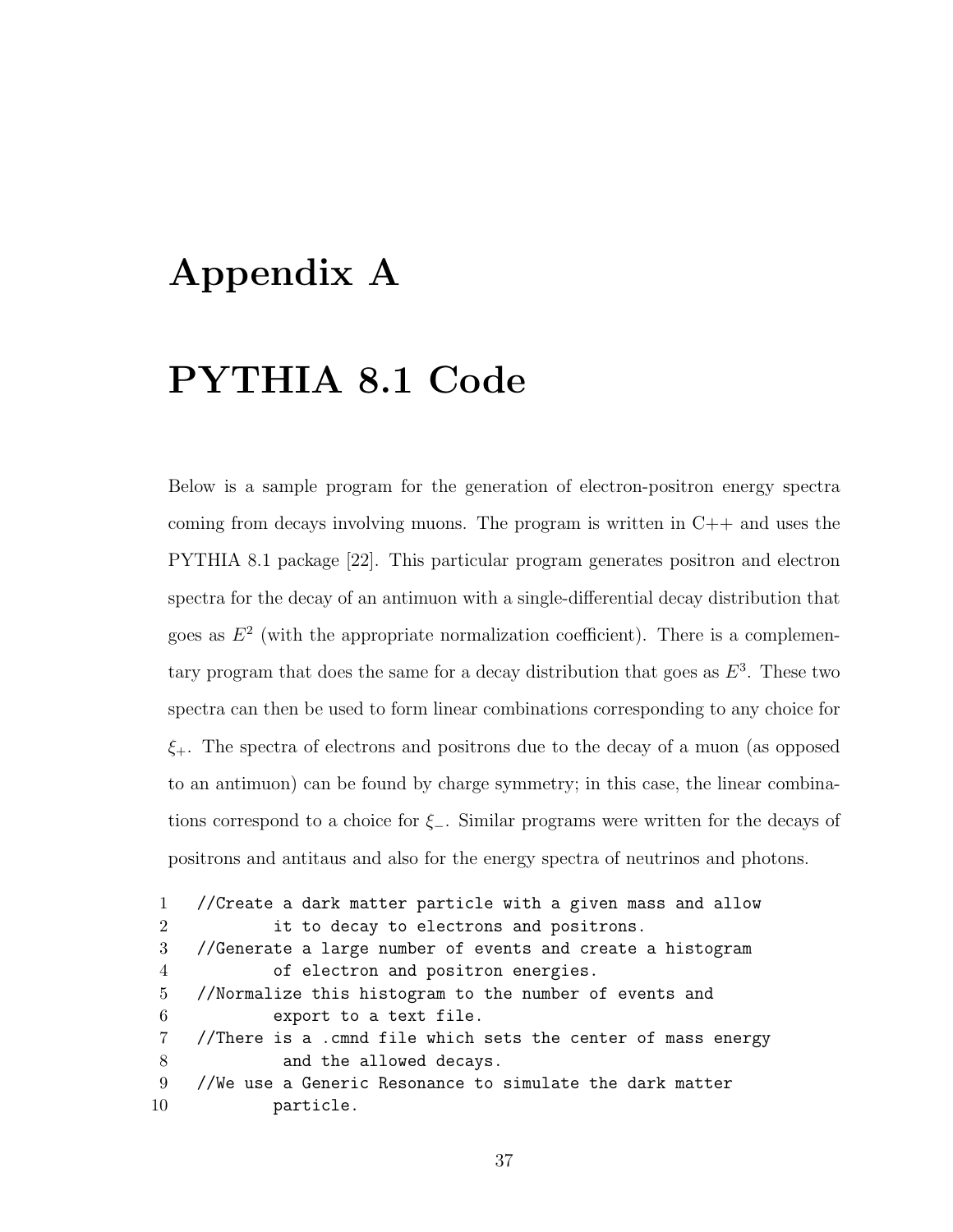# Appendix A

# PYTHIA 8.1 Code

Below is a sample program for the generation of electron-positron energy spectra coming from decays involving muons. The program is written in C++ and uses the PYTHIA 8.1 package [22]. This particular program generates positron and electron spectra for the decay of an antimuon with a single-differential decay distribution that goes as $E^2$ (with the appropriate normalization coefficient). There is a complementary program that does the same for a decay distribution that goes as $E^3$. These two spectra can then be used to form linear combinations corresponding to any choice for $\xi_+$. The spectra of electrons and positrons due to the decay of a muon (as opposed to an antimuon) can be found by charge symmetry; in this case, the linear combinations correspond to a choice for $\xi_-$. Similar programs were written for the decays of positrons and antitaus and also for the energy spectra of neutrinos and photons.

```
1   //Create a dark matter particle with a given mass and allow
2           it to decay to electrons and positrons.
3   //Generate a large number of events and create a histogram
4           of electron and positron energies.
5   //Normalize this histogram to the number of events and
6           export to a text file.
7   //There is a .cmnd file which sets the center of mass energy
8            and the allowed decays.
9   //We use a Generic Resonance to simulate the dark matter
10          particle.
```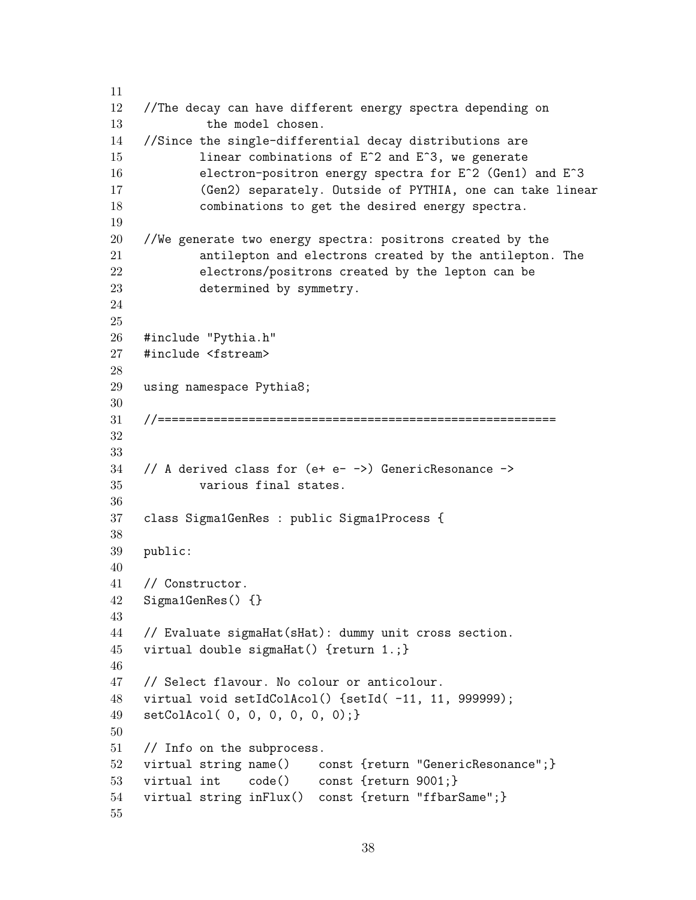```
11
12  //The decay can have different energy spectra depending on
13           the model chosen.
14  //Since the single-differential decay distributions are
15          linear combinations of E^2 and E^3, we generate
16          electron-positron energy spectra for E^2 (Gen1) and E^3
17          (Gen2) separately. Outside of PYTHIA, one can take linear
18          combinations to get the desired energy spectra.
19
20  //We generate two energy spectra: positrons created by the
21          antilepton and electrons created by the antilepton. The
22          electrons/positrons created by the lepton can be
23          determined by symmetry.
24
25
26  #include "Pythia.h"
27  #include <fstream>
28
29  using namespace Pythia8;
30
31  //==========================================================
32
33
34  // A derived class for (e+ e- ->) GenericResonance ->
35          various final states.
36
37  class Sigma1GenRes : public Sigma1Process {
38
39  public:
40
41  // Constructor.
42  Sigma1GenRes() {}
43
44  // Evaluate sigmaHat(sHat): dummy unit cross section.
45  virtual double sigmaHat() {return 1.;}
46
47  // Select flavour. No colour or anticolour.
48  virtual void setIdColAcol() {setId( -11, 11, 999999);
49  setColAcol( 0, 0, 0, 0, 0, 0);}
50
51  // Info on the subprocess.
52  virtual string name()    const {return "GenericResonance";}
53  virtual int    code()    const {return 9001;}
54  virtual string inFlux()  const {return "ffbarSame";}
55
```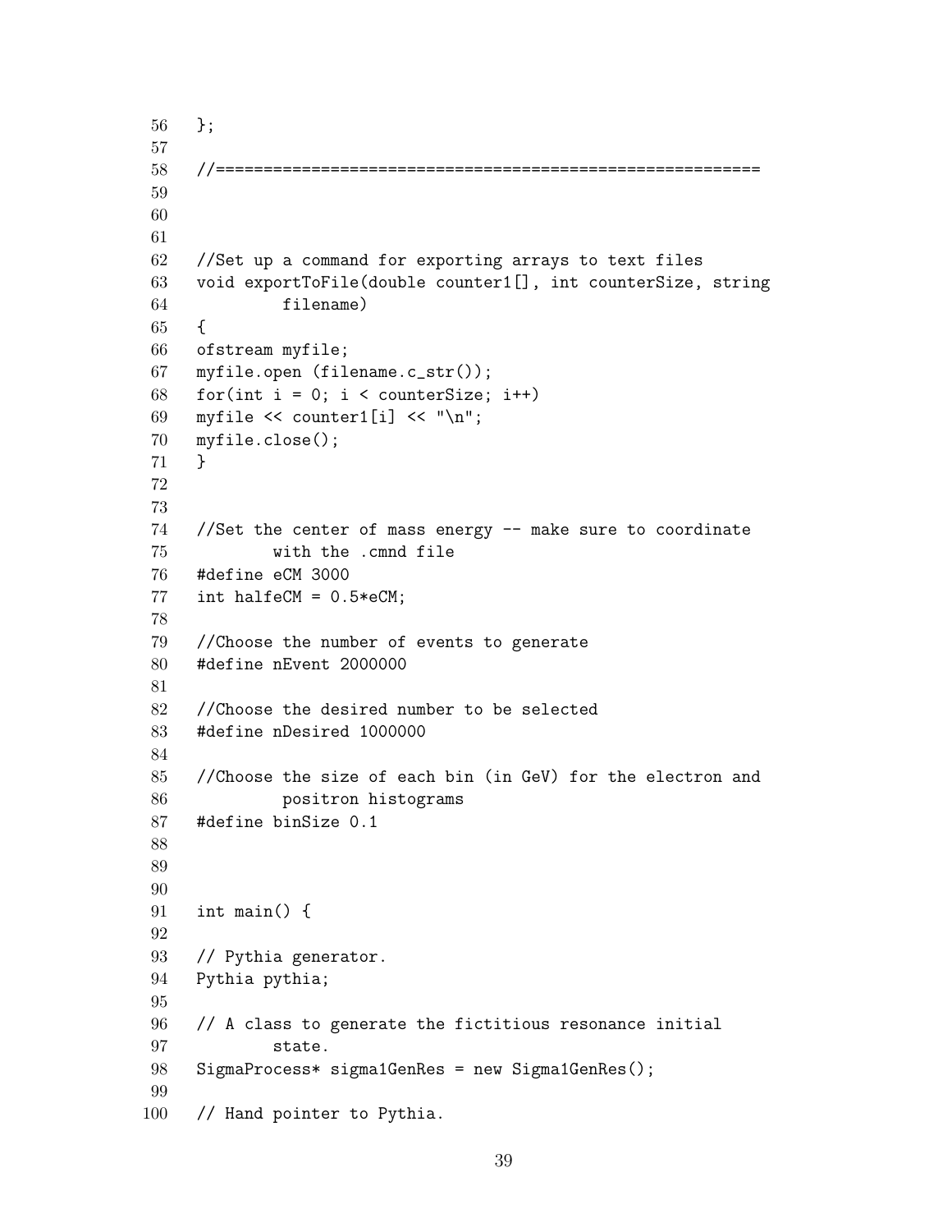```
56  };
57
58  //==========================================================
59
60
61
62  //Set up a command for exporting arrays to text files
63  void exportToFile(double counter1[], int counterSize, string
64           filename)
65  {
66  ofstream myfile;
67  myfile.open (filename.c_str());
68  for(int i = 0; i < counterSize; i++)
69  myfile << counter1[i] << "\n";
70  myfile.close();
71  }
72
73
74  //Set the center of mass energy -- make sure to coordinate
75          with the .cmnd file
76  #define eCM 3000
77  int halfeCM = 0.5*eCM;
78
79  //Choose the number of events to generate
80  #define nEvent 2000000
81
82  //Choose the desired number to be selected
83  #define nDesired 1000000
84
85  //Choose the size of each bin (in GeV) for the electron and
86           positron histograms
87  #define binSize 0.1
88
89
90
91  int main() {
92
93  // Pythia generator.
94  Pythia pythia;
95
96  // A class to generate the fictitious resonance initial
97          state.
98  SigmaProcess* sigma1GenRes = new Sigma1GenRes();
99
100 // Hand pointer to Pythia.
```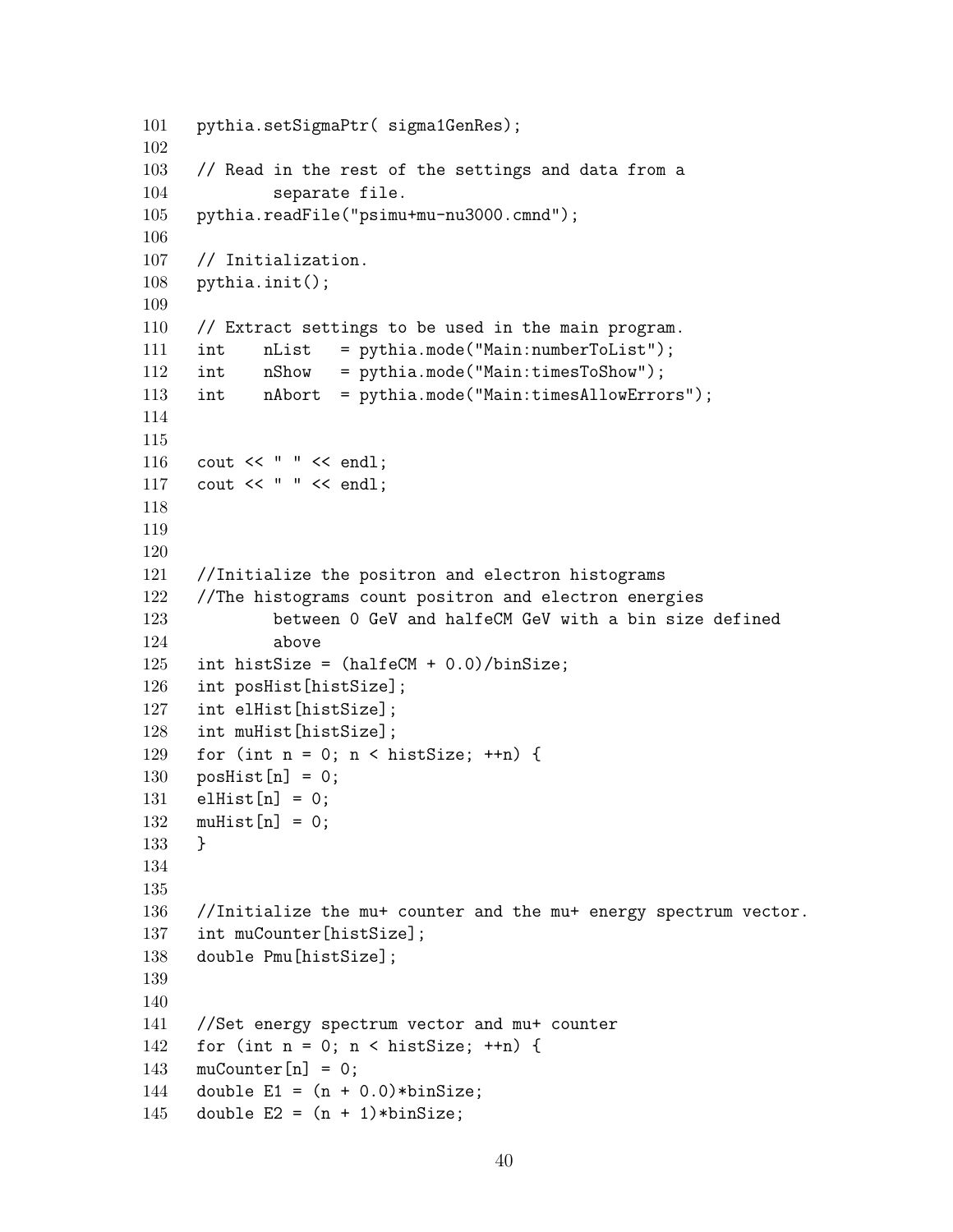```
101   pythia.setSigmaPtr( sigma1GenRes);
102
103   // Read in the rest of the settings and data from a
104           separate file.
105   pythia.readFile("psimu+mu-nu3000.cmnd");
106
107   // Initialization.
108   pythia.init();
109
110   // Extract settings to be used in the main program.
111   int    nList   = pythia.mode("Main:numberToList");
112   int    nShow   = pythia.mode("Main:timesToShow");
113   int    nAbort  = pythia.mode("Main:timesAllowErrors");
114
115
116   cout << " " << endl;
117   cout << " " << endl;
118
119
120
121   //Initialize the positron and electron histograms
122   //The histograms count positron and electron energies
123           between 0 GeV and halfeCM GeV with a bin size defined
124           above
125   int histSize = (halfeCM + 0.0)/binSize;
126   int posHist[histSize];
127   int elHist[histSize];
128   int muHist[histSize];
129   for (int n = 0; n < histSize; ++n) {
130   posHist[n] = 0;
131   elHist[n] = 0;
132   muHist[n] = 0;
133   }
134
135
136   //Initialize the mu+ counter and the mu+ energy spectrum vector.
137   int muCounter[histSize];
138   double Pmu[histSize];
139
140
141   //Set energy spectrum vector and mu+ counter
142   for (int n = 0; n < histSize; ++n) {
143   muCounter[n] = 0;
144   double E1 = (n + 0.0)*binSize;
145   double E2 = (n + 1)*binSize;
```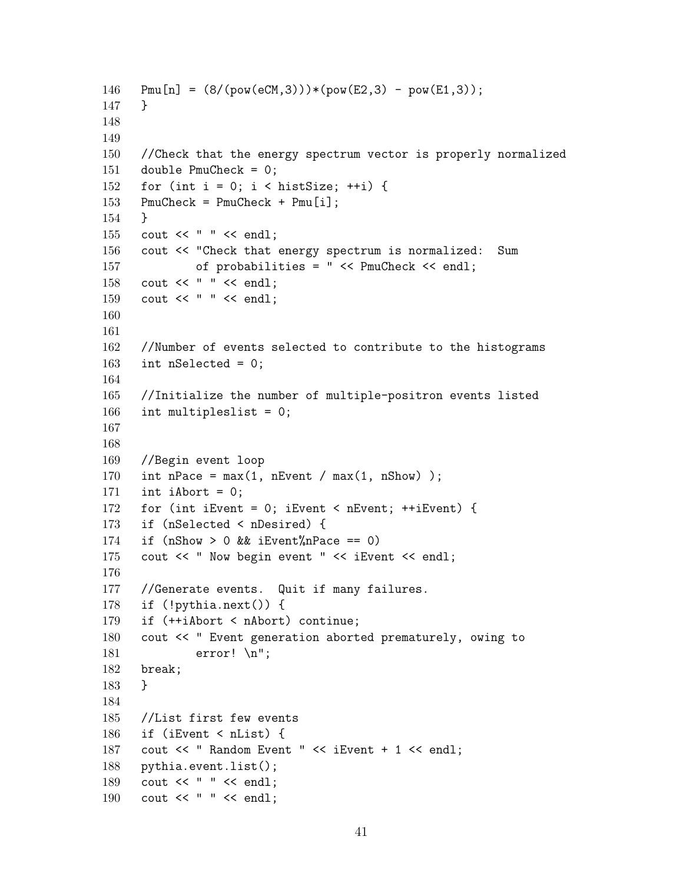```
146   Pmu[n] = (8/(pow(eCM,3)))*(pow(E2,3) - pow(E1,3));
147   }
148
149
150   //Check that the energy spectrum vector is properly normalized
151   double PmuCheck = 0;
152   for (int i = 0; i < histSize; ++i) {
153   PmuCheck = PmuCheck + Pmu[i];
154   }
155   cout << " " << endl;
156   cout << "Check that energy spectrum is normalized:  Sum
157           of probabilities = " << PmuCheck << endl;
158   cout << " " << endl;
159   cout << " " << endl;
160
161
162   //Number of events selected to contribute to the histograms
163   int nSelected = 0;
164
165   //Initialize the number of multiple-positron events listed
166   int multipleslist = 0;
167
168
169   //Begin event loop
170   int nPace = max(1, nEvent / max(1, nShow) );
171   int iAbort = 0;
172   for (int iEvent = 0; iEvent < nEvent; ++iEvent) {
173   if (nSelected < nDesired) {
174   if (nShow > 0 && iEvent%nPace == 0)
175   cout << " Now begin event " << iEvent << endl;
176
177   //Generate events.  Quit if many failures.
178   if (!pythia.next()) {
179   if (++iAbort < nAbort) continue;
180   cout << " Event generation aborted prematurely, owing to
181           error! \n";
182   break;
183   }
184
185   //List first few events
186   if (iEvent < nList) {
187   cout << " Random Event " << iEvent + 1 << endl;
188   pythia.event.list();
189   cout << " " << endl;
190   cout << " " << endl;
```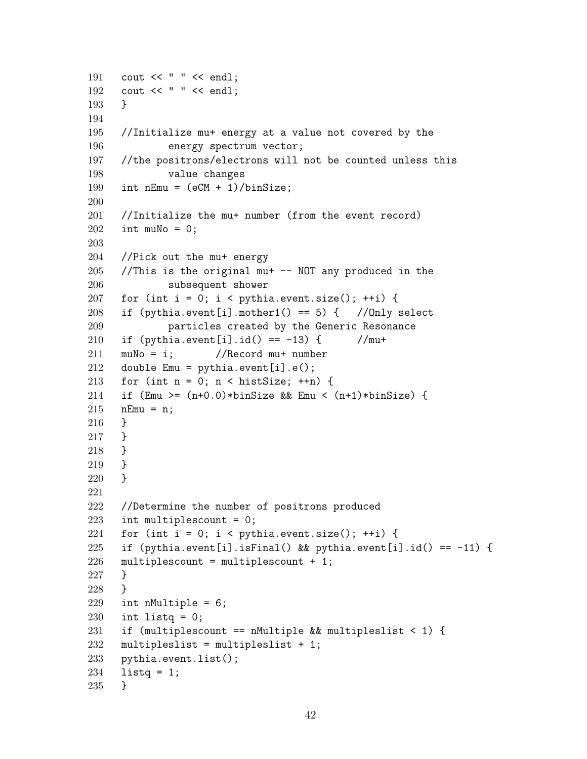```
191    cout << " " << endl;
192    cout << " " << endl;
193    }
194
195    //Initialize mu+ energy at a value not covered by the
196            energy spectrum vector;
197    //the positrons/electrons will not be counted unless this
198            value changes
199    int nEmu = (eCM + 1)/binSize;
200
201    //Initialize the mu+ number (from the event record)
202    int muNo = 0;
203
204    //Pick out the mu+ energy
205    //This is the original mu+ -- NOT any produced in the
206            subsequent shower
207    for (int i = 0; i < pythia.event.size(); ++i) {
208    if (pythia.event[i].mother1() == 5) {   //Only select
209            particles created by the Generic Resonance
210    if (pythia.event[i].id() == -13) {      //mu+
211    muNo = i;       //Record mu+ number
212    double Emu = pythia.event[i].e();
213    for (int n = 0; n < histSize; ++n) {
214    if (Emu >= (n+0.0)*binSize && Emu < (n+1)*binSize) {
215    nEmu = n;
216    }
217    }
218    }
219    }
220    }
221
222    //Determine the number of positrons produced
223    int multiplescount = 0;
224    for (int i = 0; i < pythia.event.size(); ++i) {
225    if (pythia.event[i].isFinal() && pythia.event[i].id() == -11) {
226    multiplescount = multiplescount + 1;
227    }
228    }
229    int nMultiple = 6;
230    int listq = 0;
231    if (multiplescount == nMultiple && multipleslist < 1) {
232    multipleslist = multipleslist + 1;
233    pythia.event.list();
234    listq = 1;
235    }
```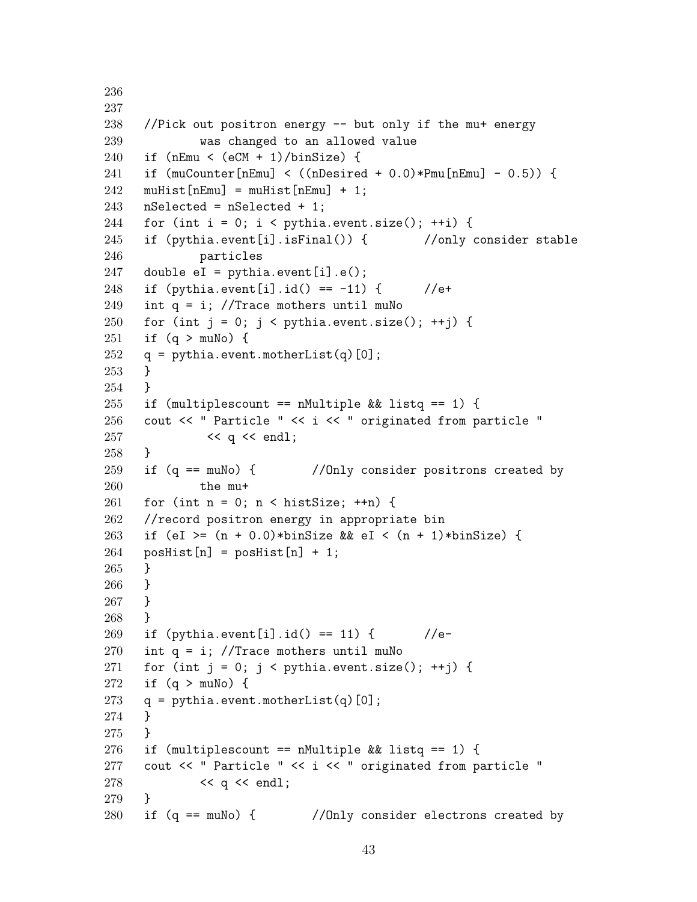```
236
237
238   //Pick out positron energy -- but only if the mu+ energy
239           was changed to an allowed value
240   if (nEmu < (eCM + 1)/binSize) {
241   if (muCounter[nEmu] < ((nDesired + 0.0)*Pmu[nEmu] - 0.5)) {
242   muHist[nEmu] = muHist[nEmu] + 1;
243   nSelected = nSelected + 1;
244   for (int i = 0; i < pythia.event.size(); ++i) {
245   if (pythia.event[i].isFinal()) {        //only consider stable
246           particles
247   double eI = pythia.event[i].e();
248   if (pythia.event[i].id() == -11) {      //e+
249   int q = i; //Trace mothers until muNo
250   for (int j = 0; j < pythia.event.size(); ++j) {
251   if (q > muNo) {
252   q = pythia.event.motherList(q)[0];
253   }
254   }
255   if (multiplescount == nMultiple && listq == 1) {
256   cout << " Particle " << i << " originated from particle "
257            << q << endl;
258   }
259   if (q == muNo) {        //Only consider positrons created by
260           the mu+
261   for (int n = 0; n < histSize; ++n) {
262   //record positron energy in appropriate bin
263   if (eI >= (n + 0.0)*binSize && eI < (n + 1)*binSize) {
264   posHist[n] = posHist[n] + 1;
265   }
266   }
267   }
268   }
269   if (pythia.event[i].id() == 11) {       //e-
270   int q = i; //Trace mothers until muNo
271   for (int j = 0; j < pythia.event.size(); ++j) {
272   if (q > muNo) {
273   q = pythia.event.motherList(q)[0];
274   }
275   }
276   if (multiplescount == nMultiple && listq == 1) {
277   cout << " Particle " << i << " originated from particle "
278           << q << endl;
279   }
280   if (q == muNo) {        //Only consider electrons created by
```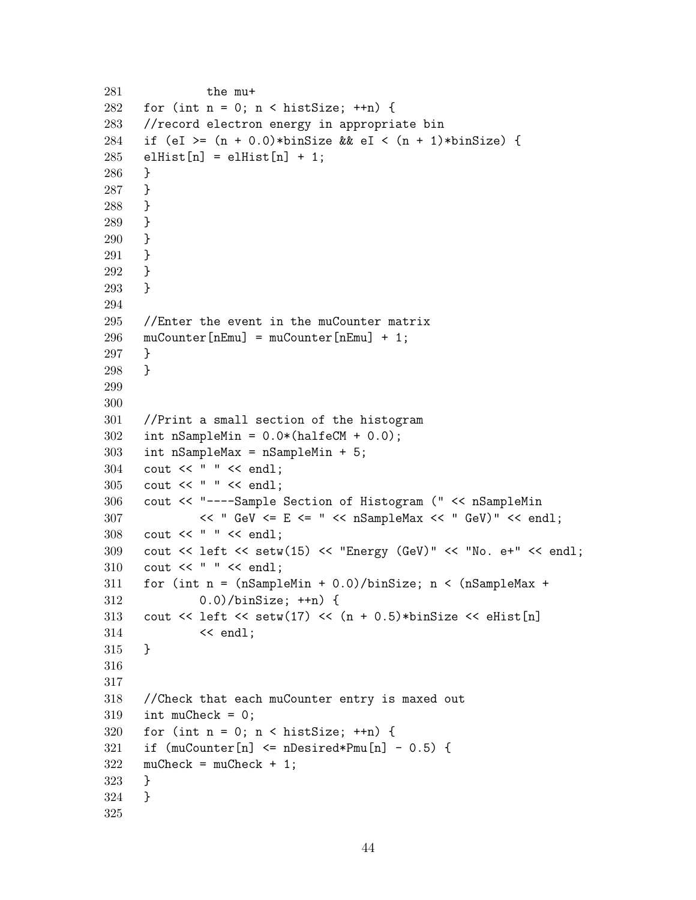```
281            the mu+
282   for (int n = 0; n < histSize; ++n) {
283   //record electron energy in appropriate bin
284   if (eI >= (n + 0.0)*binSize && eI < (n + 1)*binSize) {
285   elHist[n] = elHist[n] + 1;
286   }
287   }
288   }
289   }
290   }
291   }
292   }
293   }
294
295   //Enter the event in the muCounter matrix
296   muCounter[nEmu] = muCounter[nEmu] + 1;
297   }
298   }
299
300
301   //Print a small section of the histogram
302   int nSampleMin = 0.0*(halfeCM + 0.0);
303   int nSampleMax = nSampleMin + 5;
304   cout << " " << endl;
305   cout << " " << endl;
306   cout << "----Sample Section of Histogram (" << nSampleMin
307           << " GeV <= E <= " << nSampleMax << " GeV)" << endl;
308   cout << " " << endl;
309   cout << left << setw(15) << "Energy (GeV)" << "No. e+" << endl;
310   cout << " " << endl;
311   for (int n = (nSampleMin + 0.0)/binSize; n < (nSampleMax +
312           0.0)/binSize; ++n) {
313   cout << left << setw(17) << (n + 0.5)*binSize << eHist[n]
314           << endl;
315   }
316
317
318   //Check that each muCounter entry is maxed out
319   int muCheck = 0;
320   for (int n = 0; n < histSize; ++n) {
321   if (muCounter[n] <= nDesired*Pmu[n] - 0.5) {
322   muCheck = muCheck + 1;
323   }
324   }
325
```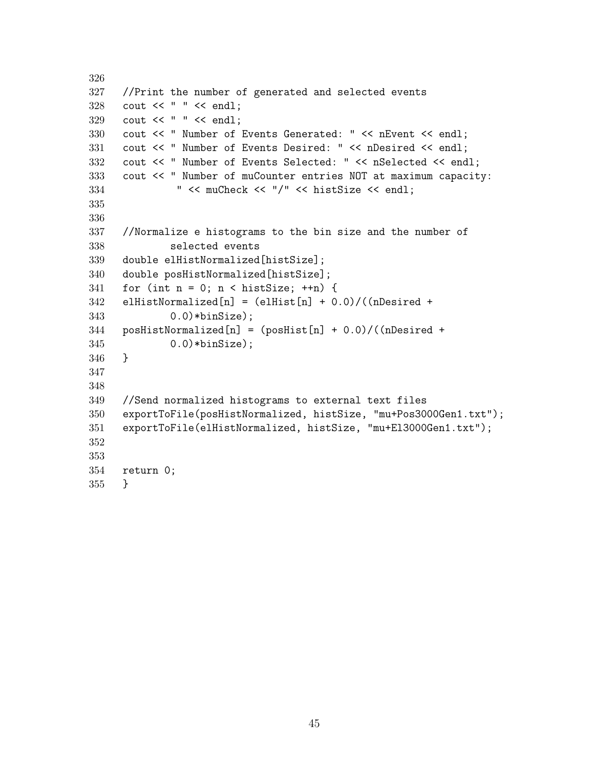```
326
327 //Print the number of generated and selected events
328 cout << " " << endl;
329 cout << " " << endl;
330 cout << " Number of Events Generated: " << nEvent << endl;
331 cout << " Number of Events Desired: " << nDesired << endl;
332 cout << " Number of Events Selected: " << nSelected << endl;
333 cout << " Number of muCounter entries NOT at maximum capacity:
334          " << muCheck << "/" << histSize << endl;
335
336
337 //Normalize e histograms to the bin size and the number of
338         selected events
339 double elHistNormalized[histSize];
340 double posHistNormalized[histSize];
341 for (int n = 0; n < histSize; ++n) {
342 elHistNormalized[n] = (elHist[n] + 0.0)/((nDesired +
343         0.0)*binSize);
344 posHistNormalized[n] = (posHist[n] + 0.0)/((nDesired +
345         0.0)*binSize);
346 }
347
348
349 //Send normalized histograms to external text files
350 exportToFile(posHistNormalized, histSize, "mu+Pos3000Gen1.txt");
351 exportToFile(elHistNormalized, histSize, "mu+El3000Gen1.txt");
352
353
354 return 0;
355 }
```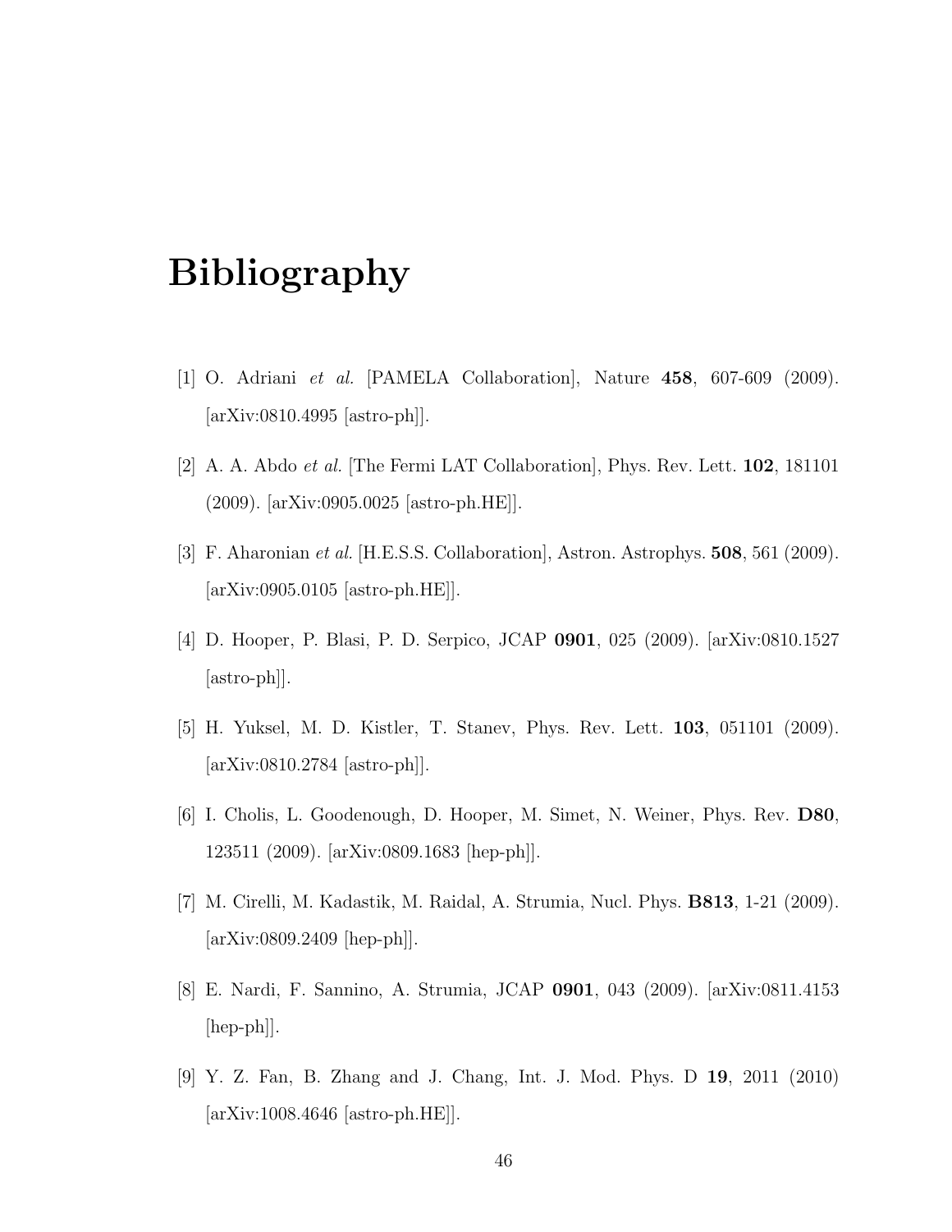# Bibliography

[1] O. Adriani *et al.* [PAMELA Collaboration], Nature **458**, 607-609 (2009). [arXiv:0810.4995 [astro-ph]].

[2] A. A. Abdo *et al.* [The Fermi LAT Collaboration], Phys. Rev. Lett. **102**, 181101 (2009). [arXiv:0905.0025 [astro-ph.HE]].

[3] F. Aharonian *et al.* [H.E.S.S. Collaboration], Astron. Astrophys. **508**, 561 (2009). [arXiv:0905.0105 [astro-ph.HE]].

[4] D. Hooper, P. Blasi, P. D. Serpico, JCAP **0901**, 025 (2009). [arXiv:0810.1527 [astro-ph]].

[5] H. Yuksel, M. D. Kistler, T. Stanev, Phys. Rev. Lett. **103**, 051101 (2009). [arXiv:0810.2784 [astro-ph]].

[6] I. Cholis, L. Goodenough, D. Hooper, M. Simet, N. Weiner, Phys. Rev. **D80**, 123511 (2009). [arXiv:0809.1683 [hep-ph]].

[7] M. Cirelli, M. Kadastik, M. Raidal, A. Strumia, Nucl. Phys. **B813**, 1-21 (2009). [arXiv:0809.2409 [hep-ph]].

[8] E. Nardi, F. Sannino, A. Strumia, JCAP **0901**, 043 (2009). [arXiv:0811.4153 [hep-ph]].

[9] Y. Z. Fan, B. Zhang and J. Chang, Int. J. Mod. Phys. D **19**, 2011 (2010) [arXiv:1008.4646 [astro-ph.HE]].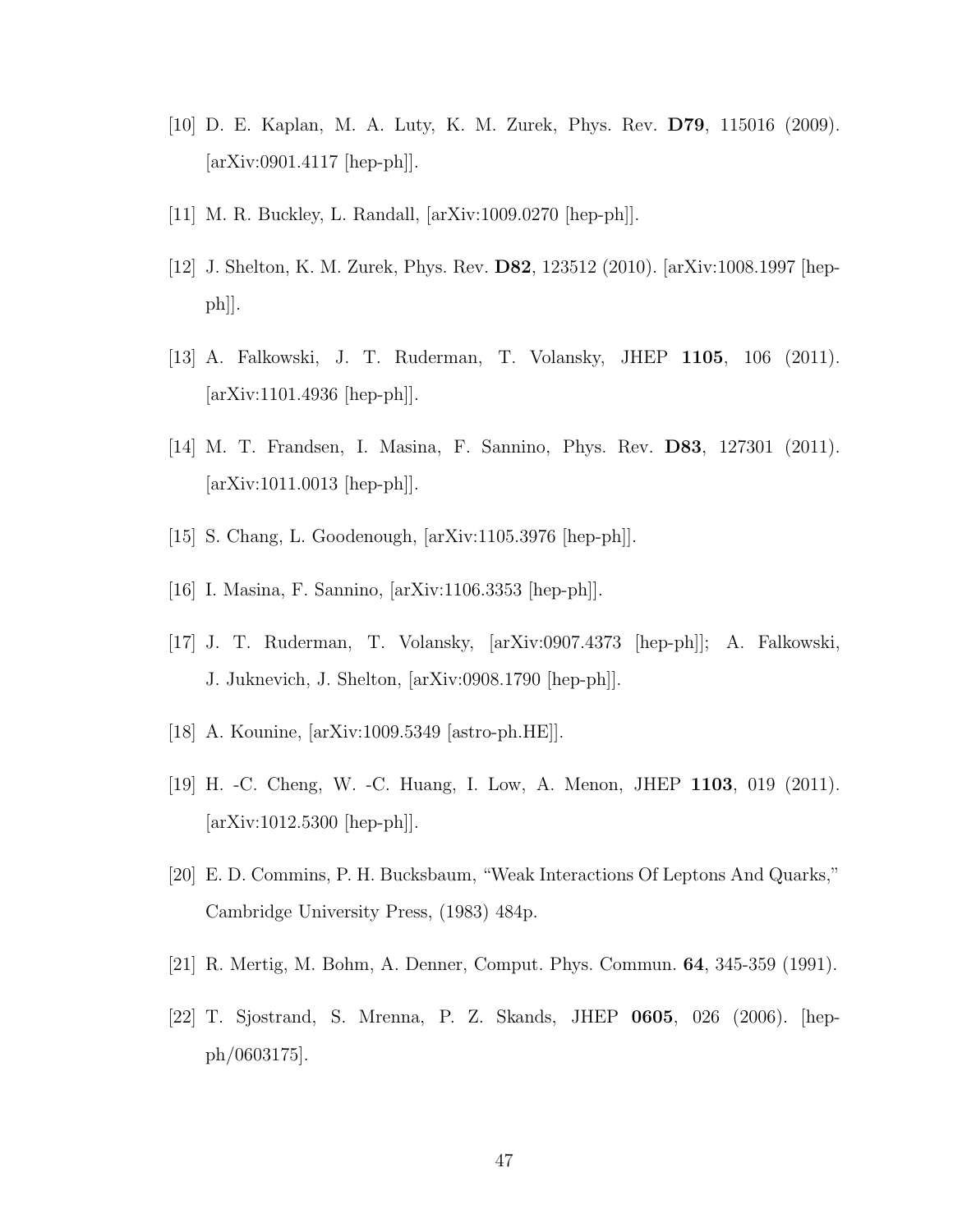[10] D. E. Kaplan, M. A. Luty, K. M. Zurek, Phys. Rev. **D79**, 115016 (2009). [arXiv:0901.4117 [hep-ph]].

[11] M. R. Buckley, L. Randall, [arXiv:1009.0270 [hep-ph]].

[12] J. Shelton, K. M. Zurek, Phys. Rev. **D82**, 123512 (2010). [arXiv:1008.1997 [hep-ph]].

[13] A. Falkowski, J. T. Ruderman, T. Volansky, JHEP **1105**, 106 (2011). [arXiv:1101.4936 [hep-ph]].

[14] M. T. Frandsen, I. Masina, F. Sannino, Phys. Rev. **D83**, 127301 (2011). [arXiv:1011.0013 [hep-ph]].

[15] S. Chang, L. Goodenough, [arXiv:1105.3976 [hep-ph]].

[16] I. Masina, F. Sannino, [arXiv:1106.3353 [hep-ph]].

[17] J. T. Ruderman, T. Volansky, [arXiv:0907.4373 [hep-ph]]; A. Falkowski, J. Juknevich, J. Shelton, [arXiv:0908.1790 [hep-ph]].

[18] A. Kounine, [arXiv:1009.5349 [astro-ph.HE]].

[19] H. -C. Cheng, W. -C. Huang, I. Low, A. Menon, JHEP **1103**, 019 (2011). [arXiv:1012.5300 [hep-ph]].

[20] E. D. Commins, P. H. Bucksbaum, "Weak Interactions Of Leptons And Quarks," Cambridge University Press, (1983) 484p.

[21] R. Mertig, M. Bohm, A. Denner, Comput. Phys. Commun. **64**, 345-359 (1991).

[22] T. Sjostrand, S. Mrenna, P. Z. Skands, JHEP **0605**, 026 (2006). [hep-ph/0603175].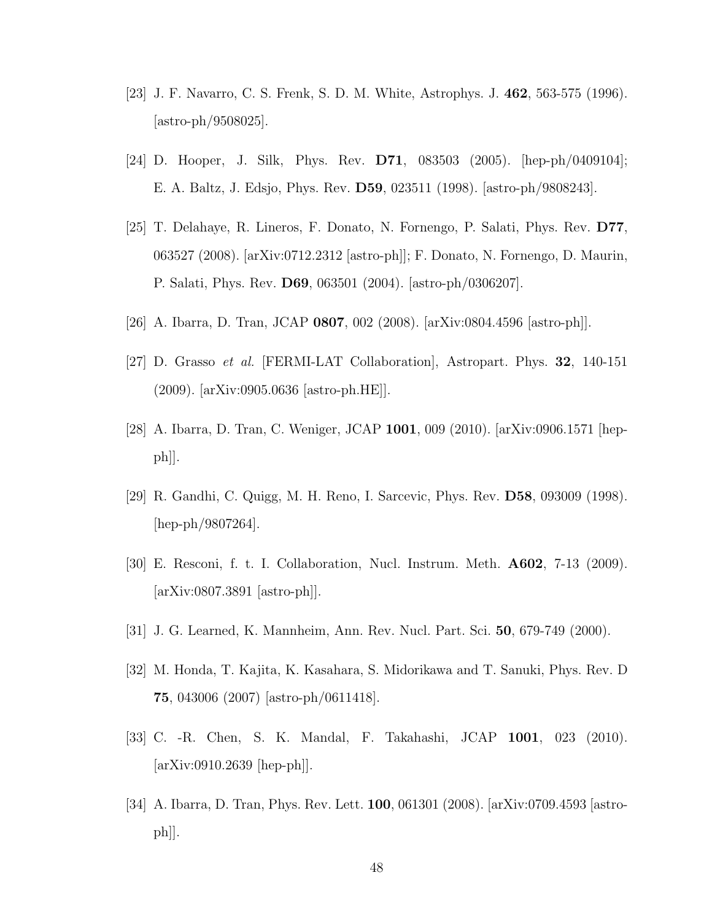[23] J. F. Navarro, C. S. Frenk, S. D. M. White, Astrophys. J. **462**, 563-575 (1996). [astro-ph/9508025].

[24] D. Hooper, J. Silk, Phys. Rev. **D71**, 083503 (2005). [hep-ph/0409104]; E. A. Baltz, J. Edsjo, Phys. Rev. **D59**, 023511 (1998). [astro-ph/9808243].

[25] T. Delahaye, R. Lineros, F. Donato, N. Fornengo, P. Salati, Phys. Rev. **D77**, 063527 (2008). [arXiv:0712.2312 [astro-ph]]; F. Donato, N. Fornengo, D. Maurin, P. Salati, Phys. Rev. **D69**, 063501 (2004). [astro-ph/0306207].

[26] A. Ibarra, D. Tran, JCAP **0807**, 002 (2008). [arXiv:0804.4596 [astro-ph]].

[27] D. Grasso *et al.* [FERMI-LAT Collaboration], Astropart. Phys. **32**, 140-151 (2009). [arXiv:0905.0636 [astro-ph.HE]].

[28] A. Ibarra, D. Tran, C. Weniger, JCAP **1001**, 009 (2010). [arXiv:0906.1571 [hep-ph]].

[29] R. Gandhi, C. Quigg, M. H. Reno, I. Sarcevic, Phys. Rev. **D58**, 093009 (1998). [hep-ph/9807264].

[30] E. Resconi, f. t. I. Collaboration, Nucl. Instrum. Meth. **A602**, 7-13 (2009). [arXiv:0807.3891 [astro-ph]].

[31] J. G. Learned, K. Mannheim, Ann. Rev. Nucl. Part. Sci. **50**, 679-749 (2000).

[32] M. Honda, T. Kajita, K. Kasahara, S. Midorikawa and T. Sanuki, Phys. Rev. D **75**, 043006 (2007) [astro-ph/0611418].

[33] C. -R. Chen, S. K. Mandal, F. Takahashi, JCAP **1001**, 023 (2010). [arXiv:0910.2639 [hep-ph]].

[34] A. Ibarra, D. Tran, Phys. Rev. Lett. **100**, 061301 (2008). [arXiv:0709.4593 [astro-ph]].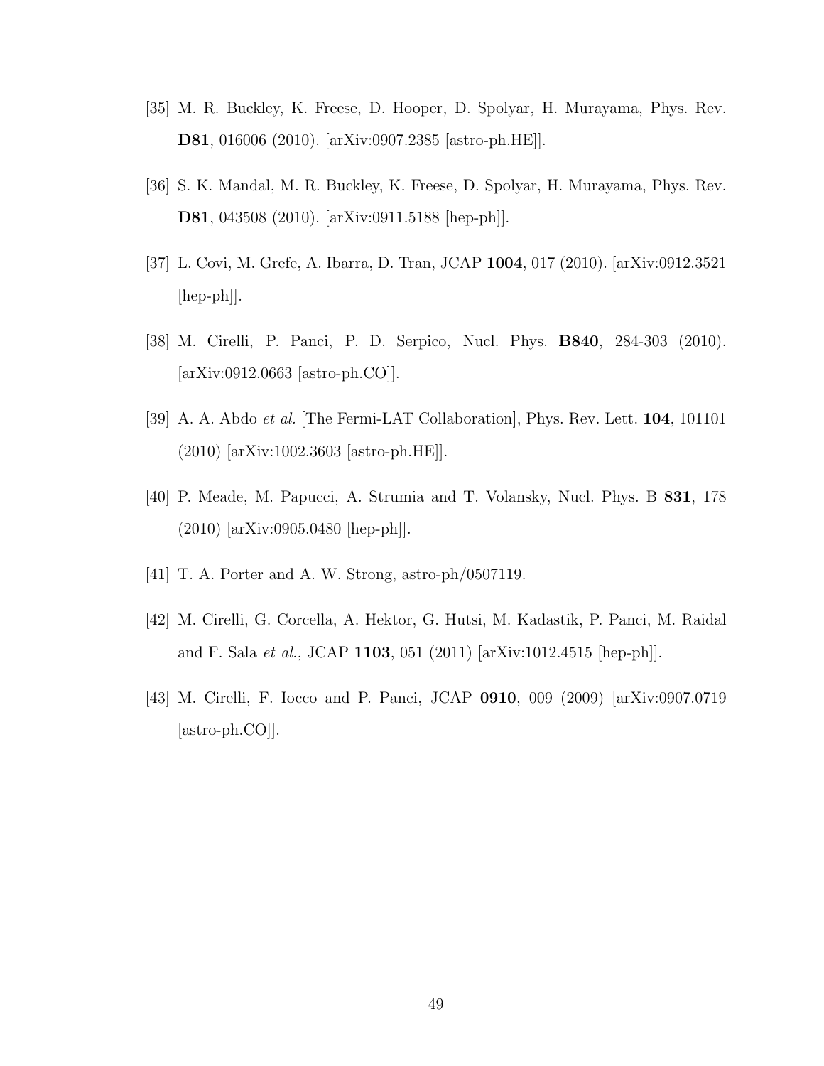[35] M. R. Buckley, K. Freese, D. Hooper, D. Spolyar, H. Murayama, Phys. Rev. **D81**, 016006 (2010). [arXiv:0907.2385 [astro-ph.HE]].

[36] S. K. Mandal, M. R. Buckley, K. Freese, D. Spolyar, H. Murayama, Phys. Rev. **D81**, 043508 (2010). [arXiv:0911.5188 [hep-ph]].

[37] L. Covi, M. Grefe, A. Ibarra, D. Tran, JCAP **1004**, 017 (2010). [arXiv:0912.3521 [hep-ph]].

[38] M. Cirelli, P. Panci, P. D. Serpico, Nucl. Phys. **B840**, 284-303 (2010). [arXiv:0912.0663 [astro-ph.CO]].

[39] A. A. Abdo *et al.* [The Fermi-LAT Collaboration], Phys. Rev. Lett. **104**, 101101 (2010) [arXiv:1002.3603 [astro-ph.HE]].

[40] P. Meade, M. Papucci, A. Strumia and T. Volansky, Nucl. Phys. B **831**, 178 (2010) [arXiv:0905.0480 [hep-ph]].

[41] T. A. Porter and A. W. Strong, astro-ph/0507119.

[42] M. Cirelli, G. Corcella, A. Hektor, G. Hutsi, M. Kadastik, P. Panci, M. Raidal and F. Sala *et al.*, JCAP **1103**, 051 (2011) [arXiv:1012.4515 [hep-ph]].

[43] M. Cirelli, F. Iocco and P. Panci, JCAP **0910**, 009 (2009) [arXiv:0907.0719 [astro-ph.CO]].